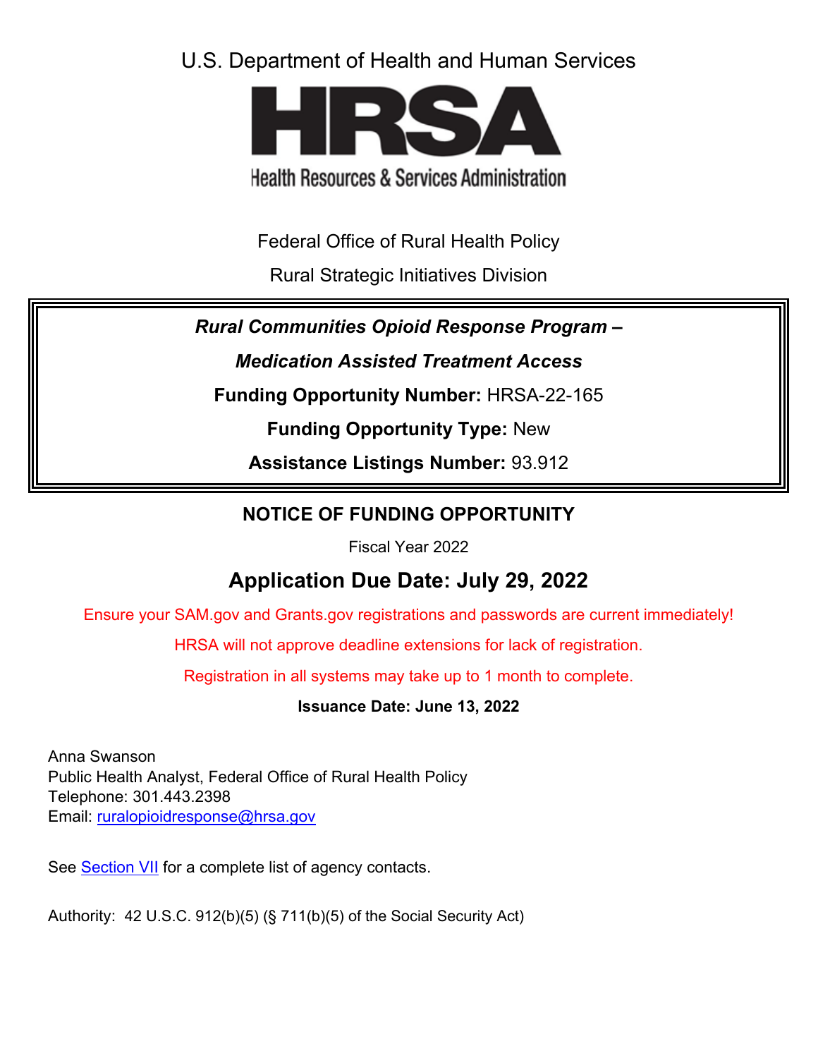U.S. Department of Health and Human Services

# HRSA

Health Resources & Services Administration

Federal Office of Rural Health Policy

Rural Strategic Initiatives Division

***Rural Communities Opioid Response Program –***

***Medication Assisted Treatment Access***

**Funding Opportunity Number:** HRSA-22-165

**Funding Opportunity Type:** New

**Assistance Listings Number:** 93.912

## NOTICE OF FUNDING OPPORTUNITY

Fiscal Year 2022

## Application Due Date: July 29, 2022

Ensure your SAM.gov and Grants.gov registrations and passwords are current immediately!

HRSA will not approve deadline extensions for lack of registration.

Registration in all systems may take up to 1 month to complete.

**Issuance Date: June 13, 2022**

Anna Swanson
Public Health Analyst, Federal Office of Rural Health Policy
Telephone: 301.443.2398
Email: ruralopioidresponse@hrsa.gov

See Section VII for a complete list of agency contacts.

Authority: 42 U.S.C. 912(b)(5) (§ 711(b)(5) of the Social Security Act)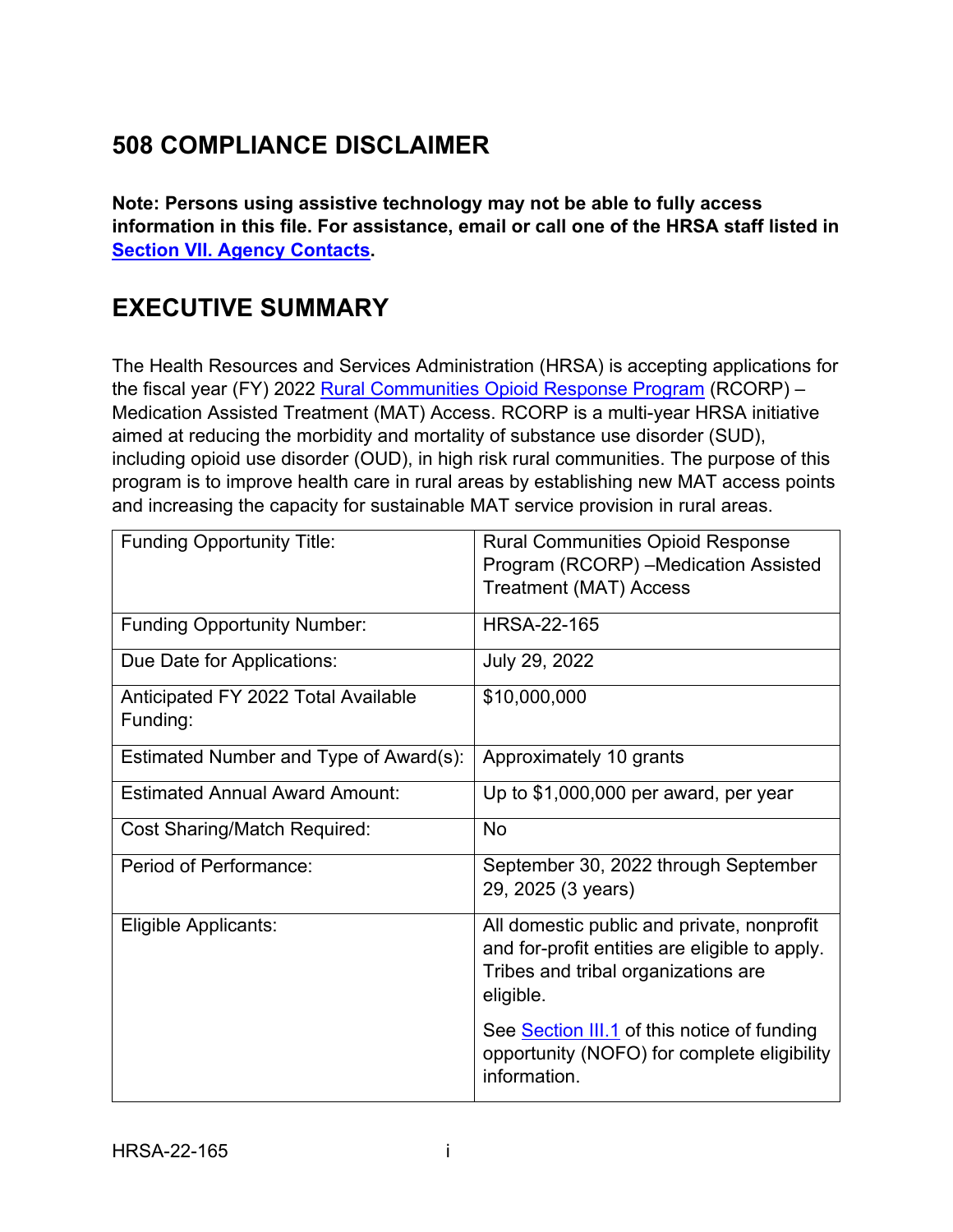## 508 COMPLIANCE DISCLAIMER

**Note: Persons using assistive technology may not be able to fully access information in this file. For assistance, email or call one of the HRSA staff listed in [Section VII. Agency Contacts](#).**

## EXECUTIVE SUMMARY

The Health Resources and Services Administration (HRSA) is accepting applications for the fiscal year (FY) 2022 [Rural Communities Opioid Response Program](#) (RCORP) – Medication Assisted Treatment (MAT) Access. RCORP is a multi-year HRSA initiative aimed at reducing the morbidity and mortality of substance use disorder (SUD), including opioid use disorder (OUD), in high risk rural communities. The purpose of this program is to improve health care in rural areas by establishing new MAT access points and increasing the capacity for sustainable MAT service provision in rural areas.

| | |
|---|---|
| Funding Opportunity Title: | Rural Communities Opioid Response Program (RCORP) –Medication Assisted Treatment (MAT) Access |
| Funding Opportunity Number: | HRSA-22-165 |
| Due Date for Applications: | July 29, 2022 |
| Anticipated FY 2022 Total Available Funding: | $10,000,000 |
| Estimated Number and Type of Award(s): | Approximately 10 grants |
| Estimated Annual Award Amount: | Up to $1,000,000 per award, per year |
| Cost Sharing/Match Required: | No |
| Period of Performance: | September 30, 2022 through September 29, 2025 (3 years) |
| Eligible Applicants: | All domestic public and private, nonprofit and for-profit entities are eligible to apply. Tribes and tribal organizations are eligible.<br><br>See [Section III.1](#) of this notice of funding opportunity (NOFO) for complete eligibility information. |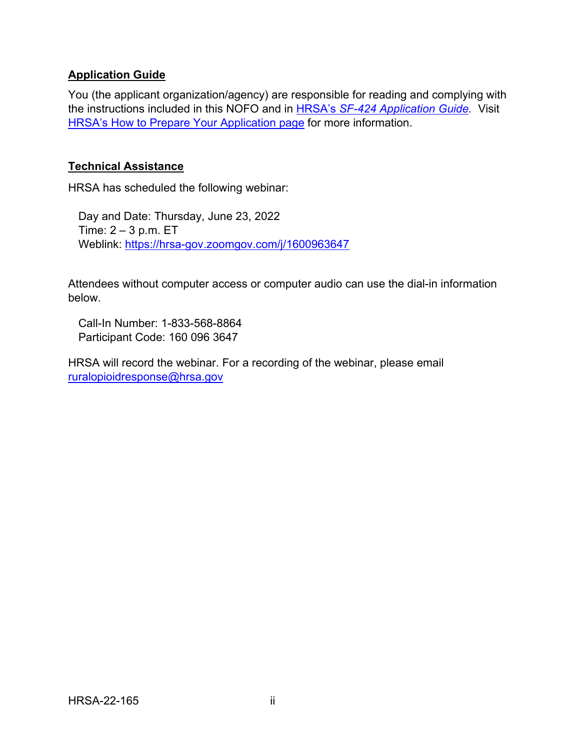## Application Guide

You (the applicant organization/agency) are responsible for reading and complying with the instructions included in this NOFO and in [HRSA's *SF-424 Application Guide*](). Visit [HRSA's How to Prepare Your Application page]() for more information.

## Technical Assistance

HRSA has scheduled the following webinar:

Day and Date: Thursday, June 23, 2022
Time: 2 – 3 p.m. ET
Weblink: [https://hrsa-gov.zoomgov.com/j/1600963647](https://hrsa-gov.zoomgov.com/j/1600963647)

Attendees without computer access or computer audio can use the dial-in information below.

Call-In Number: 1-833-568-8864
Participant Code: 160 096 3647

HRSA will record the webinar. For a recording of the webinar, please email [ruralopioidresponse@hrsa.gov](mailto:ruralopioidresponse@hrsa.gov)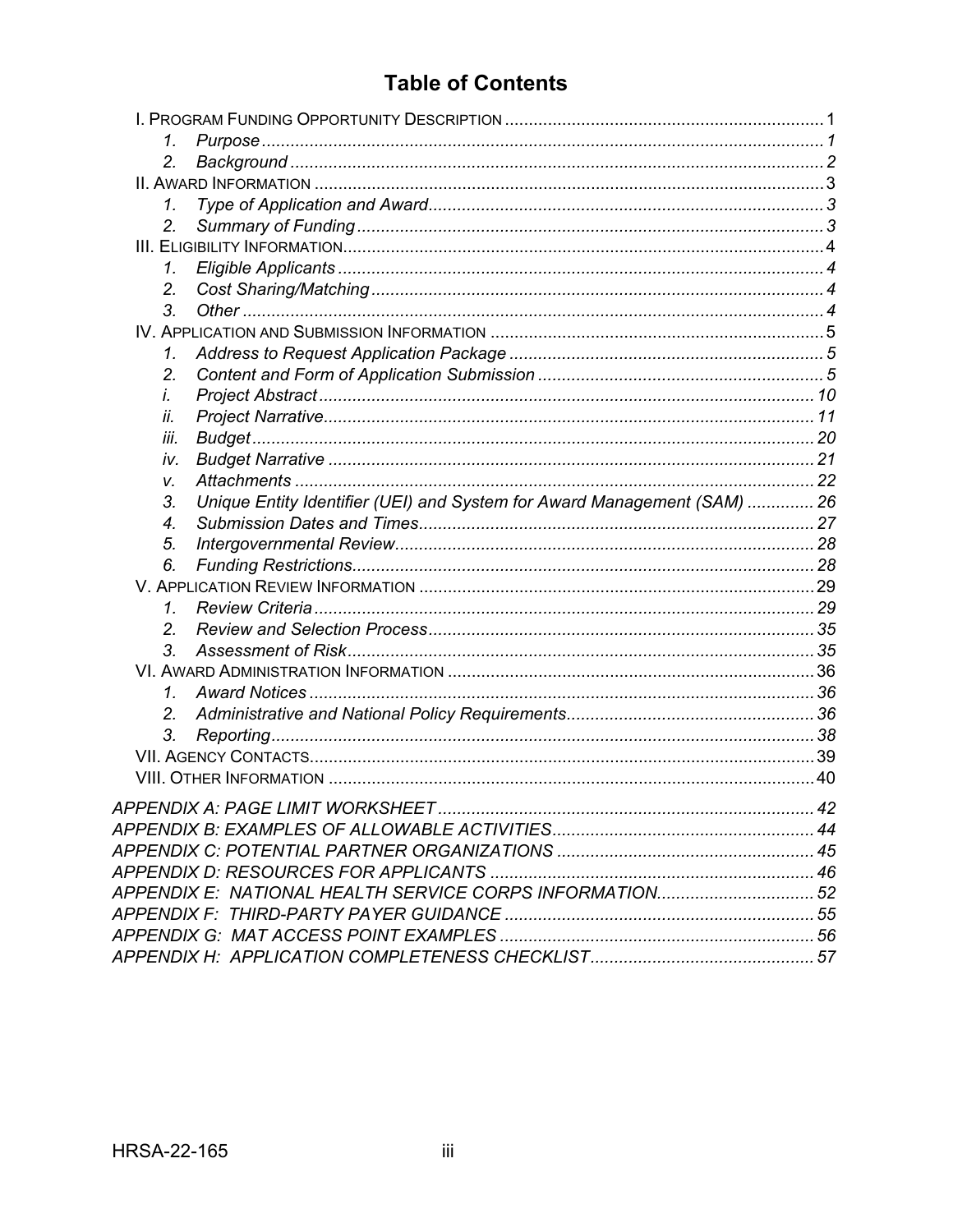# Table of Contents

I. PROGRAM FUNDING OPPORTUNITY DESCRIPTION ..... 1
- 1. *Purpose* ..... 1
- 2. *Background* ..... 2

II. AWARD INFORMATION ..... 3
- 1. *Type of Application and Award* ..... 3
- 2. *Summary of Funding* ..... 3

III. ELIGIBILITY INFORMATION ..... 4
- 1. *Eligible Applicants* ..... 4
- 2. *Cost Sharing/Matching* ..... 4
- 3. *Other* ..... 4

IV. APPLICATION AND SUBMISSION INFORMATION ..... 5
- 1. *Address to Request Application Package* ..... 5
- 2. *Content and Form of Application Submission* ..... 5
- i. *Project Abstract* ..... 10
- ii. *Project Narrative* ..... 11
- iii. *Budget* ..... 20
- iv. *Budget Narrative* ..... 21
- v. *Attachments* ..... 22
- 3. *Unique Entity Identifier (UEI) and System for Award Management (SAM)* ..... 26
- 4. *Submission Dates and Times* ..... 27
- 5. *Intergovernmental Review* ..... 28
- 6. *Funding Restrictions* ..... 28

V. APPLICATION REVIEW INFORMATION ..... 29
- 1. *Review Criteria* ..... 29
- 2. *Review and Selection Process* ..... 35
- 3. *Assessment of Risk* ..... 35

VI. AWARD ADMINISTRATION INFORMATION ..... 36
- 1. *Award Notices* ..... 36
- 2. *Administrative and National Policy Requirements* ..... 36
- 3. *Reporting* ..... 38

VII. AGENCY CONTACTS ..... 39

VIII. OTHER INFORMATION ..... 40

*APPENDIX A: PAGE LIMIT WORKSHEET* ..... 42

*APPENDIX B: EXAMPLES OF ALLOWABLE ACTIVITIES* ..... 44

*APPENDIX C: POTENTIAL PARTNER ORGANIZATIONS* ..... 45

*APPENDIX D: RESOURCES FOR APPLICANTS* ..... 46

*APPENDIX E: NATIONAL HEALTH SERVICE CORPS INFORMATION* ..... 52

*APPENDIX F: THIRD-PARTY PAYER GUIDANCE* ..... 55

*APPENDIX G: MAT ACCESS POINT EXAMPLES* ..... 56

*APPENDIX H: APPLICATION COMPLETENESS CHECKLIST* ..... 57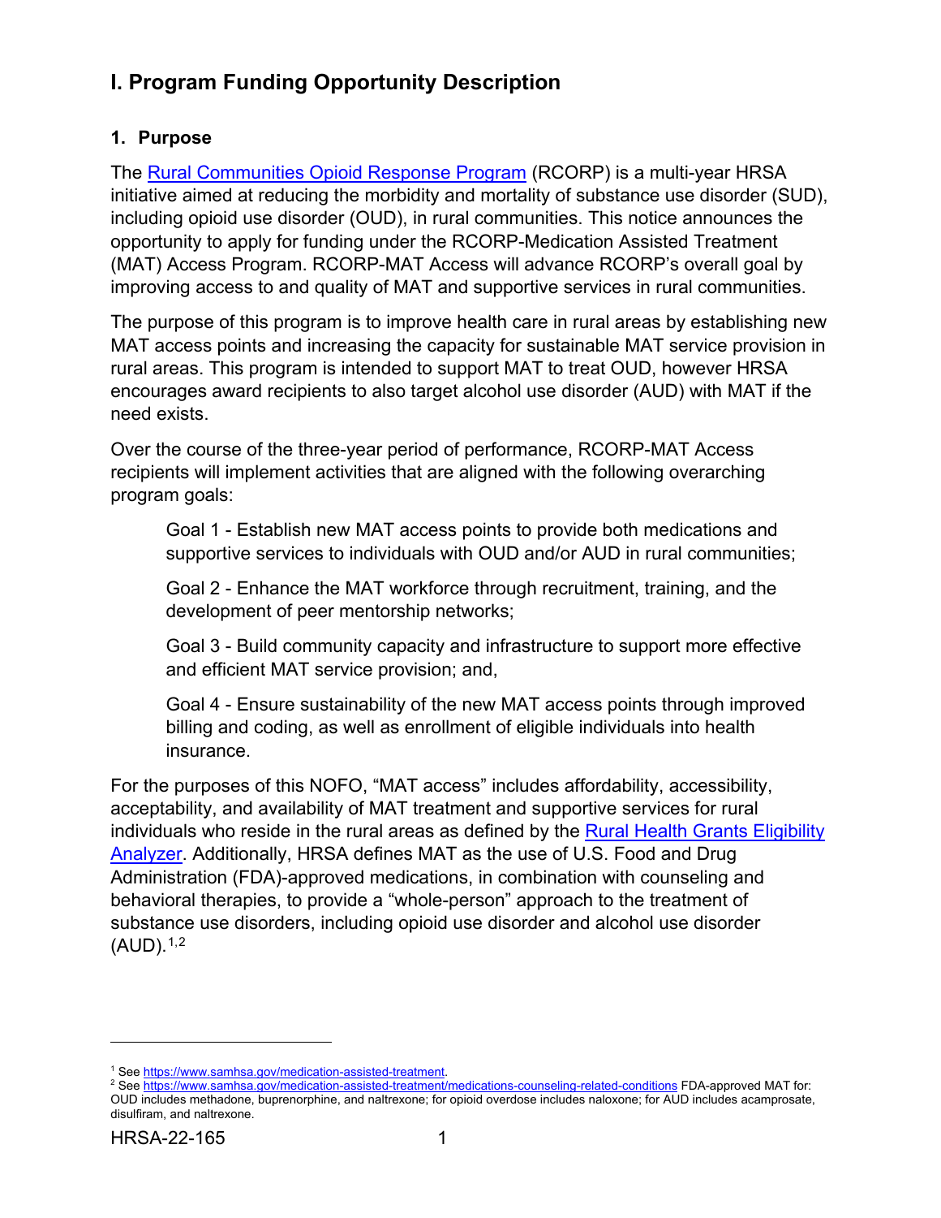# I. Program Funding Opportunity Description

## 1. Purpose

The Rural Communities Opioid Response Program (RCORP) is a multi-year HRSA initiative aimed at reducing the morbidity and mortality of substance use disorder (SUD), including opioid use disorder (OUD), in rural communities. This notice announces the opportunity to apply for funding under the RCORP-Medication Assisted Treatment (MAT) Access Program. RCORP-MAT Access will advance RCORP's overall goal by improving access to and quality of MAT and supportive services in rural communities.

The purpose of this program is to improve health care in rural areas by establishing new MAT access points and increasing the capacity for sustainable MAT service provision in rural areas. This program is intended to support MAT to treat OUD, however HRSA encourages award recipients to also target alcohol use disorder (AUD) with MAT if the need exists.

Over the course of the three-year period of performance, RCORP-MAT Access recipients will implement activities that are aligned with the following overarching program goals:

> Goal 1 - Establish new MAT access points to provide both medications and supportive services to individuals with OUD and/or AUD in rural communities;
>
> Goal 2 - Enhance the MAT workforce through recruitment, training, and the development of peer mentorship networks;
>
> Goal 3 - Build community capacity and infrastructure to support more effective and efficient MAT service provision; and,
>
> Goal 4 - Ensure sustainability of the new MAT access points through improved billing and coding, as well as enrollment of eligible individuals into health insurance.

For the purposes of this NOFO, "MAT access" includes affordability, accessibility, acceptability, and availability of MAT treatment and supportive services for rural individuals who reside in the rural areas as defined by the Rural Health Grants Eligibility Analyzer. Additionally, HRSA defines MAT as the use of U.S. Food and Drug Administration (FDA)-approved medications, in combination with counseling and behavioral therapies, to provide a "whole-person" approach to the treatment of substance use disorders, including opioid use disorder and alcohol use disorder (AUD).[1,2]

---

[1] See https://www.samhsa.gov/medication-assisted-treatment.

[2] See https://www.samhsa.gov/medication-assisted-treatment/medications-counseling-related-conditions FDA-approved MAT for: OUD includes methadone, buprenorphine, and naltrexone; for opioid overdose includes naloxone; for AUD includes acamprosate, disulfiram, and naltrexone.

HRSA-22-165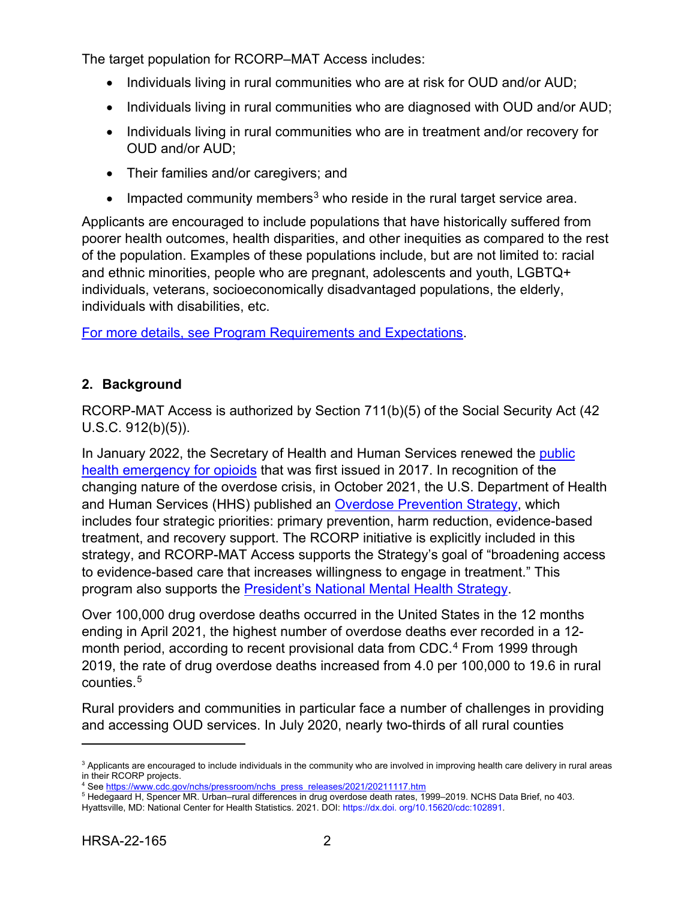The target population for RCORP–MAT Access includes:

- Individuals living in rural communities who are at risk for OUD and/or AUD;
- Individuals living in rural communities who are diagnosed with OUD and/or AUD;
- Individuals living in rural communities who are in treatment and/or recovery for OUD and/or AUD;
- Their families and/or caregivers; and
- Impacted community members[3] who reside in the rural target service area.

Applicants are encouraged to include populations that have historically suffered from poorer health outcomes, health disparities, and other inequities as compared to the rest of the population. Examples of these populations include, but are not limited to: racial and ethnic minorities, people who are pregnant, adolescents and youth, LGBTQ+ individuals, veterans, socioeconomically disadvantaged populations, the elderly, individuals with disabilities, etc.

For more details, see Program Requirements and Expectations.

## 2. Background

RCORP-MAT Access is authorized by Section 711(b)(5) of the Social Security Act (42 U.S.C. 912(b)(5)).

In January 2022, the Secretary of Health and Human Services renewed the public health emergency for opioids that was first issued in 2017. In recognition of the changing nature of the overdose crisis, in October 2021, the U.S. Department of Health and Human Services (HHS) published an Overdose Prevention Strategy, which includes four strategic priorities: primary prevention, harm reduction, evidence-based treatment, and recovery support. The RCORP initiative is explicitly included in this strategy, and RCORP-MAT Access supports the Strategy's goal of "broadening access to evidence-based care that increases willingness to engage in treatment." This program also supports the President's National Mental Health Strategy.

Over 100,000 drug overdose deaths occurred in the United States in the 12 months ending in April 2021, the highest number of overdose deaths ever recorded in a 12-month period, according to recent provisional data from CDC.[4] From 1999 through 2019, the rate of drug overdose deaths increased from 4.0 per 100,000 to 19.6 in rural counties.[5]

Rural providers and communities in particular face a number of challenges in providing and accessing OUD services. In July 2020, nearly two-thirds of all rural counties

---

[3] Applicants are encouraged to include individuals in the community who are involved in improving health care delivery in rural areas in their RCORP projects.

[4] See https://www.cdc.gov/nchs/pressroom/nchs_press_releases/2021/20211117.htm

[5] Hedegaard H, Spencer MR. Urban–rural differences in drug overdose death rates, 1999–2019. NCHS Data Brief, no 403. Hyattsville, MD: National Center for Health Statistics. 2021. DOI: https://dx.doi. org/10.15620/cdc:102891.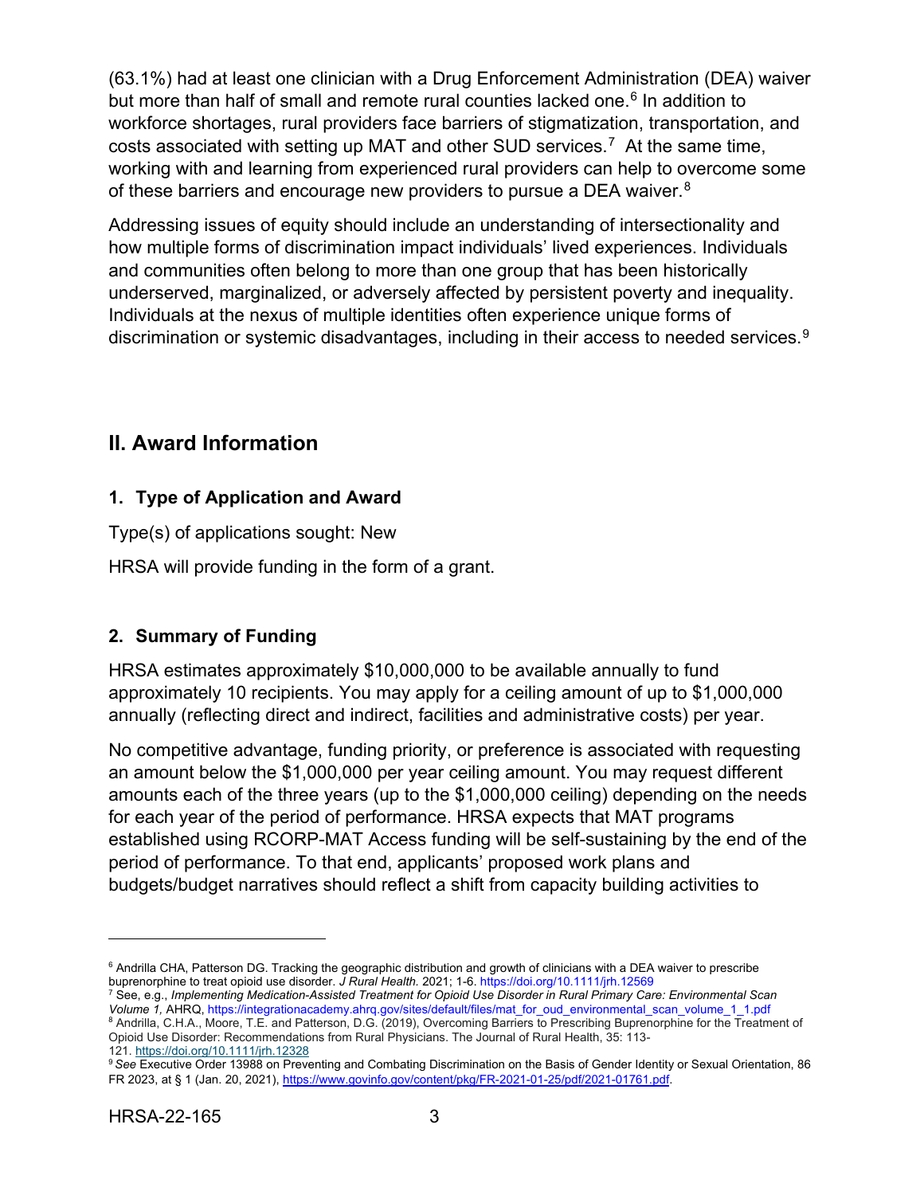(63.1%) had at least one clinician with a Drug Enforcement Administration (DEA) waiver but more than half of small and remote rural counties lacked one.[6] In addition to workforce shortages, rural providers face barriers of stigmatization, transportation, and costs associated with setting up MAT and other SUD services.[7] At the same time, working with and learning from experienced rural providers can help to overcome some of these barriers and encourage new providers to pursue a DEA waiver.[8]

Addressing issues of equity should include an understanding of intersectionality and how multiple forms of discrimination impact individuals' lived experiences. Individuals and communities often belong to more than one group that has been historically underserved, marginalized, or adversely affected by persistent poverty and inequality. Individuals at the nexus of multiple identities often experience unique forms of discrimination or systemic disadvantages, including in their access to needed services.[9]

## II. Award Information

### 1. Type of Application and Award

Type(s) of applications sought: New

HRSA will provide funding in the form of a grant.

### 2. Summary of Funding

HRSA estimates approximately $10,000,000 to be available annually to fund approximately 10 recipients. You may apply for a ceiling amount of up to $1,000,000 annually (reflecting direct and indirect, facilities and administrative costs) per year.

No competitive advantage, funding priority, or preference is associated with requesting an amount below the $1,000,000 per year ceiling amount. You may request different amounts each of the three years (up to the $1,000,000 ceiling) depending on the needs for each year of the period of performance. HRSA expects that MAT programs established using RCORP-MAT Access funding will be self-sustaining by the end of the period of performance. To that end, applicants' proposed work plans and budgets/budget narratives should reflect a shift from capacity building activities to

---

[6] Andrilla CHA, Patterson DG. Tracking the geographic distribution and growth of clinicians with a DEA waiver to prescribe buprenorphine to treat opioid use disorder. *J Rural Health.* 2021; 1-6. https://doi.org/10.1111/jrh.12569

[7] See, e.g., *Implementing Medication-Assisted Treatment for Opioid Use Disorder in Rural Primary Care: Environmental Scan Volume 1,* AHRQ, https://integrationacademy.ahrq.gov/sites/default/files/mat_for_oud_environmental_scan_volume_1_1.pdf

[8] Andrilla, C.H.A., Moore, T.E. and Patterson, D.G. (2019), Overcoming Barriers to Prescribing Buprenorphine for the Treatment of Opioid Use Disorder: Recommendations from Rural Physicians. The Journal of Rural Health, 35: 113-121. https://doi.org/10.1111/jrh.12328

[9] *See* Executive Order 13988 on Preventing and Combating Discrimination on the Basis of Gender Identity or Sexual Orientation, 86 FR 2023, at § 1 (Jan. 20, 2021), https://www.govinfo.gov/content/pkg/FR-2021-01-25/pdf/2021-01761.pdf.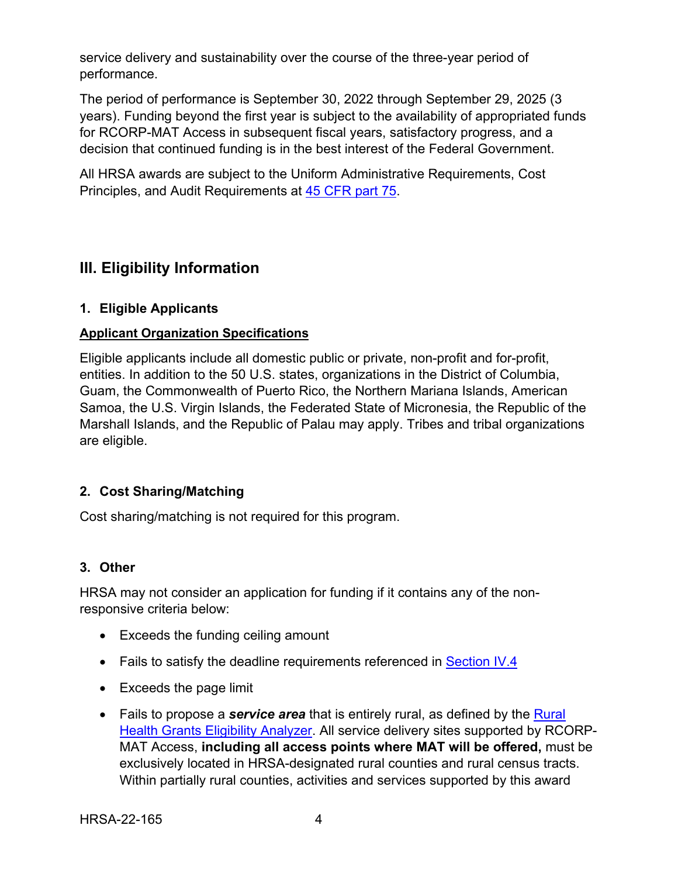service delivery and sustainability over the course of the three-year period of performance.

The period of performance is September 30, 2022 through September 29, 2025 (3 years). Funding beyond the first year is subject to the availability of appropriated funds for RCORP-MAT Access in subsequent fiscal years, satisfactory progress, and a decision that continued funding is in the best interest of the Federal Government.

All HRSA awards are subject to the Uniform Administrative Requirements, Cost Principles, and Audit Requirements at 45 CFR part 75.

## III. Eligibility Information

### 1. Eligible Applicants

**Applicant Organization Specifications**

Eligible applicants include all domestic public or private, non-profit and for-profit, entities. In addition to the 50 U.S. states, organizations in the District of Columbia, Guam, the Commonwealth of Puerto Rico, the Northern Mariana Islands, American Samoa, the U.S. Virgin Islands, the Federated State of Micronesia, the Republic of the Marshall Islands, and the Republic of Palau may apply. Tribes and tribal organizations are eligible.

### 2. Cost Sharing/Matching

Cost sharing/matching is not required for this program.

### 3. Other

HRSA may not consider an application for funding if it contains any of the non-responsive criteria below:

- Exceeds the funding ceiling amount
- Fails to satisfy the deadline requirements referenced in Section IV.4
- Exceeds the page limit
- Fails to propose a ***service area*** that is entirely rural, as defined by the Rural Health Grants Eligibility Analyzer. All service delivery sites supported by RCORP-MAT Access, **including all access points where MAT will be offered,** must be exclusively located in HRSA-designated rural counties and rural census tracts. Within partially rural counties, activities and services supported by this award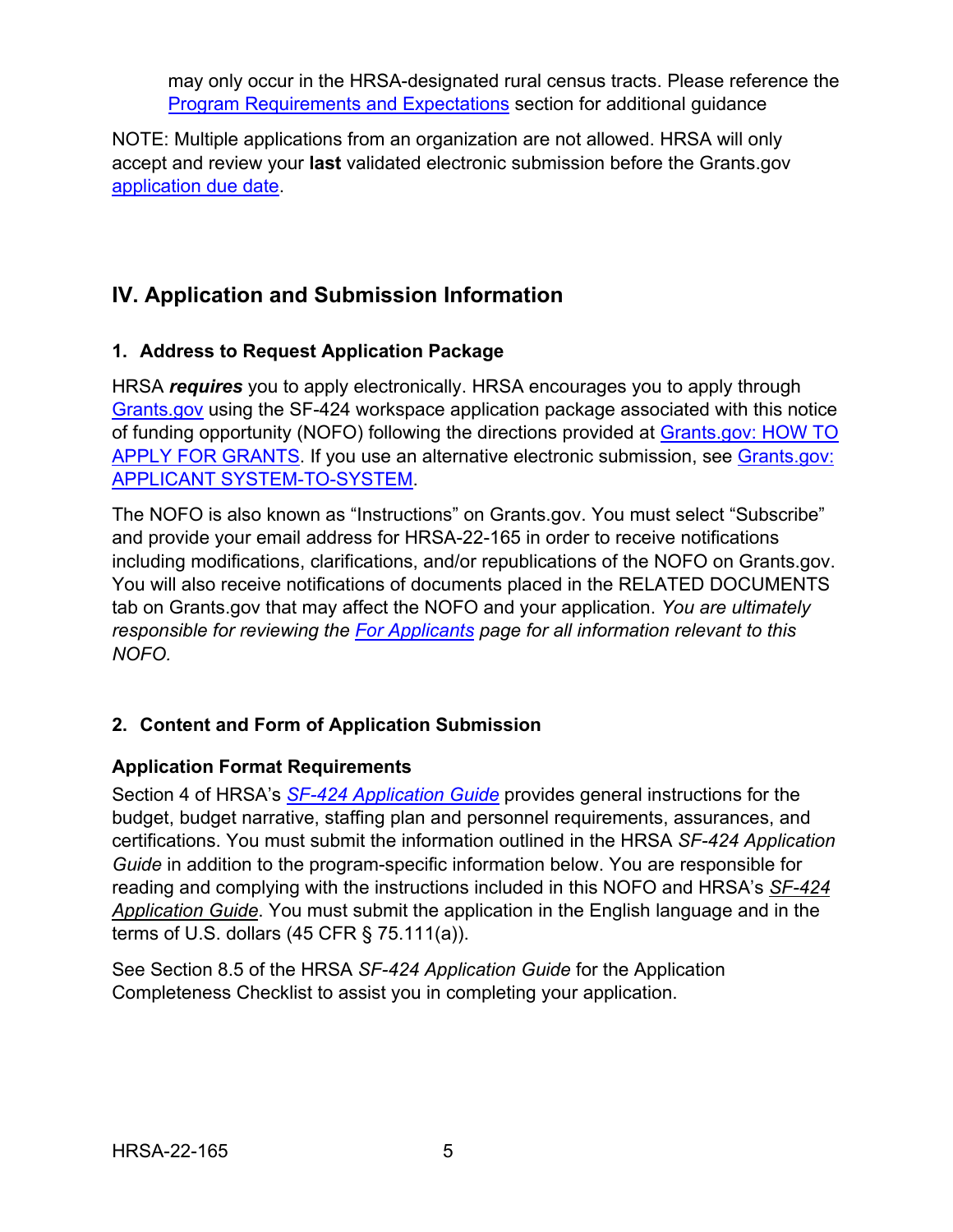may only occur in the HRSA-designated rural census tracts. Please reference the Program Requirements and Expectations section for additional guidance

NOTE: Multiple applications from an organization are not allowed. HRSA will only accept and review your **last** validated electronic submission before the Grants.gov application due date.

## IV. Application and Submission Information

### 1. Address to Request Application Package

HRSA ***requires*** you to apply electronically. HRSA encourages you to apply through Grants.gov using the SF-424 workspace application package associated with this notice of funding opportunity (NOFO) following the directions provided at Grants.gov: HOW TO APPLY FOR GRANTS. If you use an alternative electronic submission, see Grants.gov: APPLICANT SYSTEM-TO-SYSTEM.

The NOFO is also known as "Instructions" on Grants.gov. You must select "Subscribe" and provide your email address for HRSA-22-165 in order to receive notifications including modifications, clarifications, and/or republications of the NOFO on Grants.gov. You will also receive notifications of documents placed in the RELATED DOCUMENTS tab on Grants.gov that may affect the NOFO and your application. *You are ultimately responsible for reviewing the For Applicants page for all information relevant to this NOFO.*

### 2. Content and Form of Application Submission

#### Application Format Requirements

Section 4 of HRSA's *SF-424 Application Guide* provides general instructions for the budget, budget narrative, staffing plan and personnel requirements, assurances, and certifications. You must submit the information outlined in the HRSA *SF-424 Application Guide* in addition to the program-specific information below. You are responsible for reading and complying with the instructions included in this NOFO and HRSA's *SF-424 Application Guide*. You must submit the application in the English language and in the terms of U.S. dollars (45 CFR § 75.111(a)).

See Section 8.5 of the HRSA *SF-424 Application Guide* for the Application Completeness Checklist to assist you in completing your application.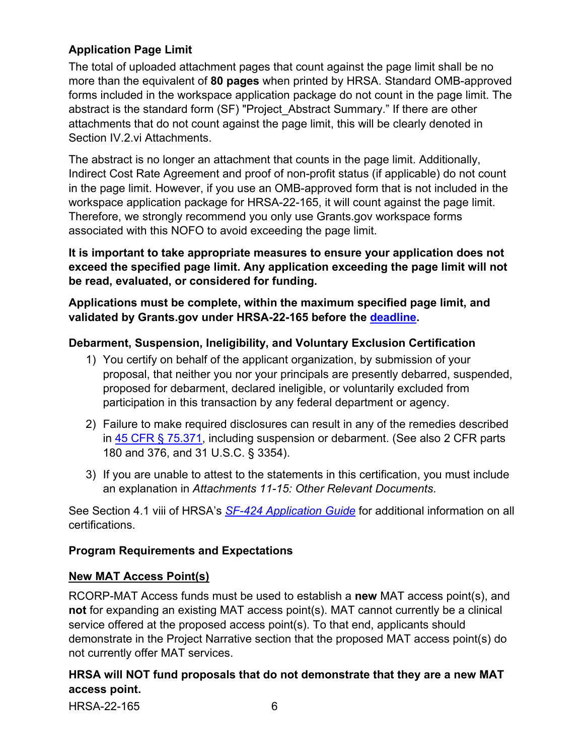### Application Page Limit

The total of uploaded attachment pages that count against the page limit shall be no more than the equivalent of **80 pages** when printed by HRSA. Standard OMB-approved forms included in the workspace application package do not count in the page limit. The abstract is the standard form (SF) "Project_Abstract Summary." If there are other attachments that do not count against the page limit, this will be clearly denoted in Section IV.2.vi Attachments.

The abstract is no longer an attachment that counts in the page limit. Additionally, Indirect Cost Rate Agreement and proof of non-profit status (if applicable) do not count in the page limit. However, if you use an OMB-approved form that is not included in the workspace application package for HRSA-22-165, it will count against the page limit. Therefore, we strongly recommend you only use Grants.gov workspace forms associated with this NOFO to avoid exceeding the page limit.

**It is important to take appropriate measures to ensure your application does not exceed the specified page limit. Any application exceeding the page limit will not be read, evaluated, or considered for funding.**

**Applications must be complete, within the maximum specified page limit, and validated by Grants.gov under HRSA-22-165 before the deadline.**

### Debarment, Suspension, Ineligibility, and Voluntary Exclusion Certification

1) You certify on behalf of the applicant organization, by submission of your proposal, that neither you nor your principals are presently debarred, suspended, proposed for debarment, declared ineligible, or voluntarily excluded from participation in this transaction by any federal department or agency.
2) Failure to make required disclosures can result in any of the remedies described in 45 CFR § 75.371, including suspension or debarment. (See also 2 CFR parts 180 and 376, and 31 U.S.C. § 3354).
3) If you are unable to attest to the statements in this certification, you must include an explanation in *Attachments 11-15: Other Relevant Documents*.

See Section 4.1 viii of HRSA's *SF-424 Application Guide* for additional information on all certifications.

### Program Requirements and Expectations

#### New MAT Access Point(s)

RCORP-MAT Access funds must be used to establish a **new** MAT access point(s), and **not** for expanding an existing MAT access point(s). MAT cannot currently be a clinical service offered at the proposed access point(s). To that end, applicants should demonstrate in the Project Narrative section that the proposed MAT access point(s) do not currently offer MAT services.

**HRSA will NOT fund proposals that do not demonstrate that they are a new MAT access point.**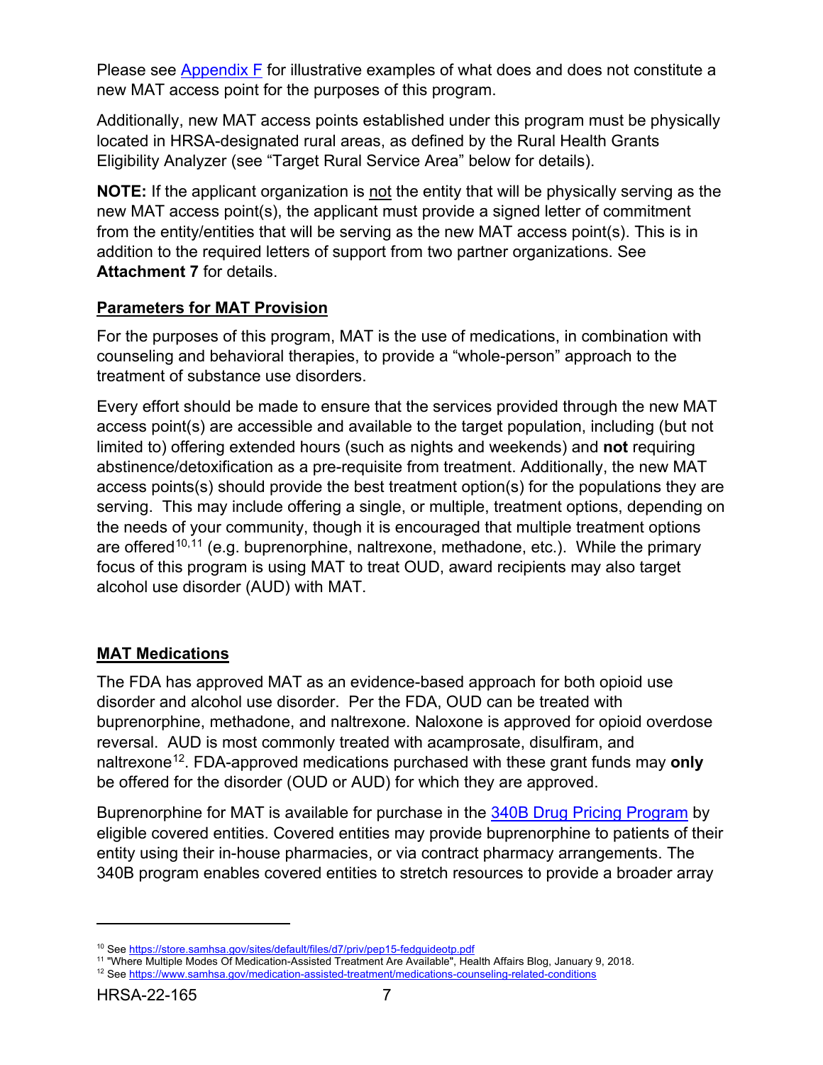Please see Appendix F for illustrative examples of what does and does not constitute a new MAT access point for the purposes of this program.

Additionally, new MAT access points established under this program must be physically located in HRSA-designated rural areas, as defined by the Rural Health Grants Eligibility Analyzer (see "Target Rural Service Area" below for details).

**NOTE:** If the applicant organization is not the entity that will be physically serving as the new MAT access point(s), the applicant must provide a signed letter of commitment from the entity/entities that will be serving as the new MAT access point(s). This is in addition to the required letters of support from two partner organizations. See **Attachment 7** for details.

## Parameters for MAT Provision

For the purposes of this program, MAT is the use of medications, in combination with counseling and behavioral therapies, to provide a "whole-person" approach to the treatment of substance use disorders.

Every effort should be made to ensure that the services provided through the new MAT access point(s) are accessible and available to the target population, including (but not limited to) offering extended hours (such as nights and weekends) and **not** requiring abstinence/detoxification as a pre-requisite from treatment. Additionally, the new MAT access points(s) should provide the best treatment option(s) for the populations they are serving. This may include offering a single, or multiple, treatment options, depending on the needs of your community, though it is encouraged that multiple treatment options are offered[10,11] (e.g. buprenorphine, naltrexone, methadone, etc.). While the primary focus of this program is using MAT to treat OUD, award recipients may also target alcohol use disorder (AUD) with MAT.

## MAT Medications

The FDA has approved MAT as an evidence-based approach for both opioid use disorder and alcohol use disorder. Per the FDA, OUD can be treated with buprenorphine, methadone, and naltrexone. Naloxone is approved for opioid overdose reversal. AUD is most commonly treated with acamprosate, disulfiram, and naltrexone[12]. FDA-approved medications purchased with these grant funds may **only** be offered for the disorder (OUD or AUD) for which they are approved.

Buprenorphine for MAT is available for purchase in the 340B Drug Pricing Program by eligible covered entities. Covered entities may provide buprenorphine to patients of their entity using their in-house pharmacies, or via contract pharmacy arrangements. The 340B program enables covered entities to stretch resources to provide a broader array

---

[10] See https://store.samhsa.gov/sites/default/files/d7/priv/pep15-fedguideotp.pdf

[11] "Where Multiple Modes Of Medication-Assisted Treatment Are Available", Health Affairs Blog, January 9, 2018.

[12] See https://www.samhsa.gov/medication-assisted-treatment/medications-counseling-related-conditions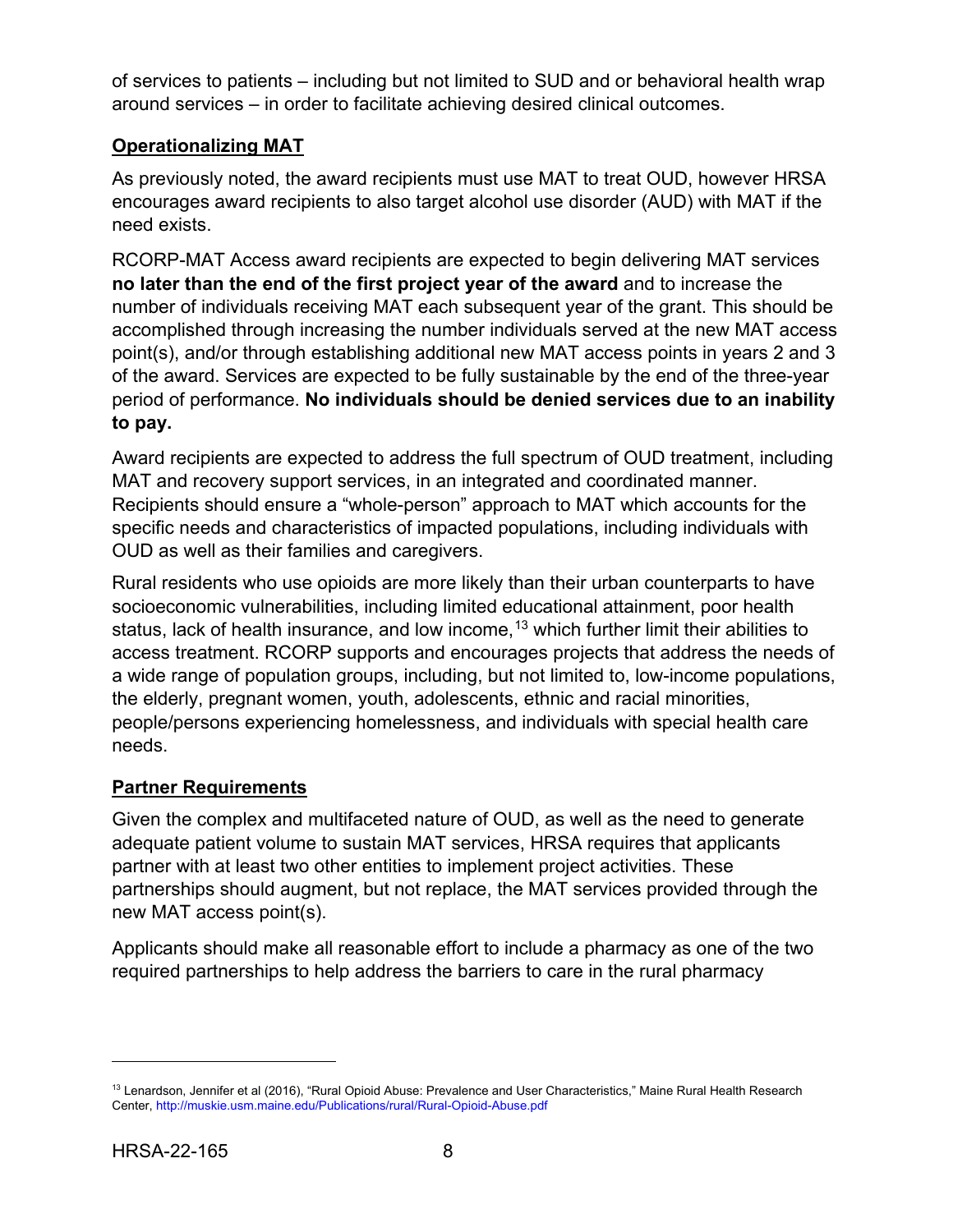of services to patients – including but not limited to SUD and or behavioral health wrap around services – in order to facilitate achieving desired clinical outcomes.

**Operationalizing MAT**

As previously noted, the award recipients must use MAT to treat OUD, however HRSA encourages award recipients to also target alcohol use disorder (AUD) with MAT if the need exists.

RCORP-MAT Access award recipients are expected to begin delivering MAT services **no later than the end of the first project year of the award** and to increase the number of individuals receiving MAT each subsequent year of the grant. This should be accomplished through increasing the number individuals served at the new MAT access point(s), and/or through establishing additional new MAT access points in years 2 and 3 of the award. Services are expected to be fully sustainable by the end of the three-year period of performance. **No individuals should be denied services due to an inability to pay.**

Award recipients are expected to address the full spectrum of OUD treatment, including MAT and recovery support services, in an integrated and coordinated manner. Recipients should ensure a "whole-person" approach to MAT which accounts for the specific needs and characteristics of impacted populations, including individuals with OUD as well as their families and caregivers.

Rural residents who use opioids are more likely than their urban counterparts to have socioeconomic vulnerabilities, including limited educational attainment, poor health status, lack of health insurance, and low income,[13] which further limit their abilities to access treatment. RCORP supports and encourages projects that address the needs of a wide range of population groups, including, but not limited to, low-income populations, the elderly, pregnant women, youth, adolescents, ethnic and racial minorities, people/persons experiencing homelessness, and individuals with special health care needs.

**Partner Requirements**

Given the complex and multifaceted nature of OUD, as well as the need to generate adequate patient volume to sustain MAT services, HRSA requires that applicants partner with at least two other entities to implement project activities. These partnerships should augment, but not replace, the MAT services provided through the new MAT access point(s).

Applicants should make all reasonable effort to include a pharmacy as one of the two required partnerships to help address the barriers to care in the rural pharmacy

---

[13] Lenardson, Jennifer et al (2016), "Rural Opioid Abuse: Prevalence and User Characteristics," Maine Rural Health Research Center, http://muskie.usm.maine.edu/Publications/rural/Rural-Opioid-Abuse.pdf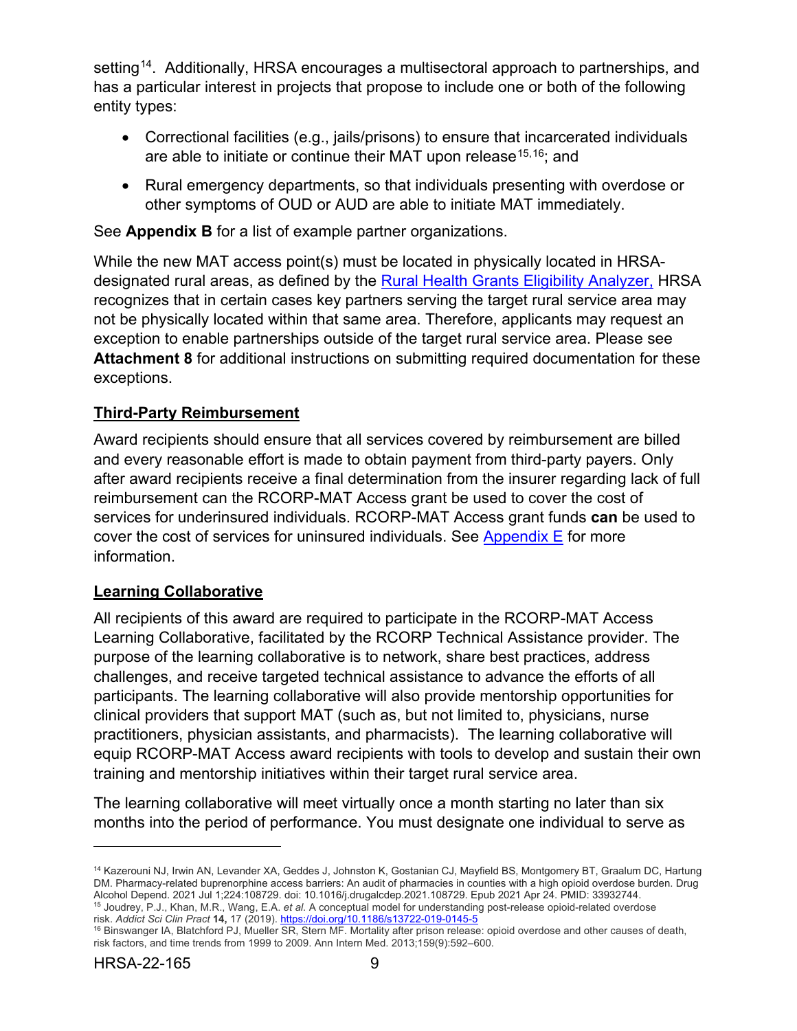setting[14]. Additionally, HRSA encourages a multisectoral approach to partnerships, and has a particular interest in projects that propose to include one or both of the following entity types:

- Correctional facilities (e.g., jails/prisons) to ensure that incarcerated individuals are able to initiate or continue their MAT upon release[15,16]; and
- Rural emergency departments, so that individuals presenting with overdose or other symptoms of OUD or AUD are able to initiate MAT immediately.

See **Appendix B** for a list of example partner organizations.

While the new MAT access point(s) must be located in physically located in HRSA-designated rural areas, as defined by the Rural Health Grants Eligibility Analyzer, HRSA recognizes that in certain cases key partners serving the target rural service area may not be physically located within that same area. Therefore, applicants may request an exception to enable partnerships outside of the target rural service area. Please see **Attachment 8** for additional instructions on submitting required documentation for these exceptions.

## Third-Party Reimbursement

Award recipients should ensure that all services covered by reimbursement are billed and every reasonable effort is made to obtain payment from third-party payers. Only after award recipients receive a final determination from the insurer regarding lack of full reimbursement can the RCORP-MAT Access grant be used to cover the cost of services for underinsured individuals. RCORP-MAT Access grant funds **can** be used to cover the cost of services for uninsured individuals. See Appendix E for more information.

## Learning Collaborative

All recipients of this award are required to participate in the RCORP-MAT Access Learning Collaborative, facilitated by the RCORP Technical Assistance provider. The purpose of the learning collaborative is to network, share best practices, address challenges, and receive targeted technical assistance to advance the efforts of all participants. The learning collaborative will also provide mentorship opportunities for clinical providers that support MAT (such as, but not limited to, physicians, nurse practitioners, physician assistants, and pharmacists). The learning collaborative will equip RCORP-MAT Access award recipients with tools to develop and sustain their own training and mentorship initiatives within their target rural service area.

The learning collaborative will meet virtually once a month starting no later than six months into the period of performance. You must designate one individual to serve as

---

[14] Kazerouni NJ, Irwin AN, Levander XA, Geddes J, Johnston K, Gostanian CJ, Mayfield BS, Montgomery BT, Graalum DC, Hartung DM. Pharmacy-related buprenorphine access barriers: An audit of pharmacies in counties with a high opioid overdose burden. Drug Alcohol Depend. 2021 Jul 1;224:108729. doi: 10.1016/j.drugalcdep.2021.108729. Epub 2021 Apr 24. PMID: 33932744.

[15] Joudrey, P.J., Khan, M.R., Wang, E.A. *et al.* A conceptual model for understanding post-release opioid-related overdose risk. *Addict Sci Clin Pract* **14,** 17 (2019). https://doi.org/10.1186/s13722-019-0145-5

[16] Binswanger IA, Blatchford PJ, Mueller SR, Stern MF. Mortality after prison release: opioid overdose and other causes of death, risk factors, and time trends from 1999 to 2009. Ann Intern Med. 2013;159(9):592–600.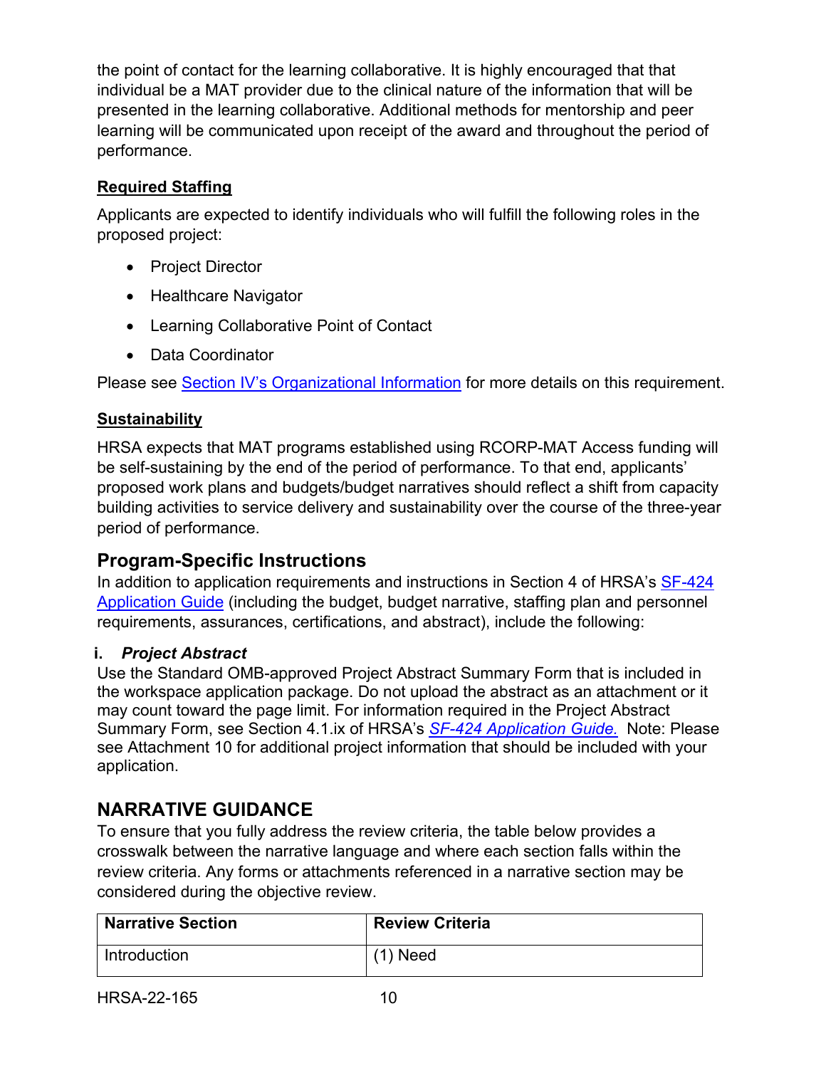the point of contact for the learning collaborative. It is highly encouraged that that individual be a MAT provider due to the clinical nature of the information that will be presented in the learning collaborative. Additional methods for mentorship and peer learning will be communicated upon receipt of the award and throughout the period of performance.

**Required Staffing**

Applicants are expected to identify individuals who will fulfill the following roles in the proposed project:

- Project Director
- Healthcare Navigator
- Learning Collaborative Point of Contact
- Data Coordinator

Please see Section IV's Organizational Information for more details on this requirement.

**Sustainability**

HRSA expects that MAT programs established using RCORP-MAT Access funding will be self-sustaining by the end of the period of performance. To that end, applicants' proposed work plans and budgets/budget narratives should reflect a shift from capacity building activities to service delivery and sustainability over the course of the three-year period of performance.

## Program-Specific Instructions

In addition to application requirements and instructions in Section 4 of HRSA's SF-424 Application Guide (including the budget, budget narrative, staffing plan and personnel requirements, assurances, certifications, and abstract), include the following:

### i. *Project Abstract*

Use the Standard OMB-approved Project Abstract Summary Form that is included in the workspace application package. Do not upload the abstract as an attachment or it may count toward the page limit. For information required in the Project Abstract Summary Form, see Section 4.1.ix of HRSA's *SF-424 Application Guide.* Note: Please see Attachment 10 for additional project information that should be included with your application.

## NARRATIVE GUIDANCE

To ensure that you fully address the review criteria, the table below provides a crosswalk between the narrative language and where each section falls within the review criteria. Any forms or attachments referenced in a narrative section may be considered during the objective review.

| Narrative Section | Review Criteria |
| --- | --- |
| Introduction | (1) Need |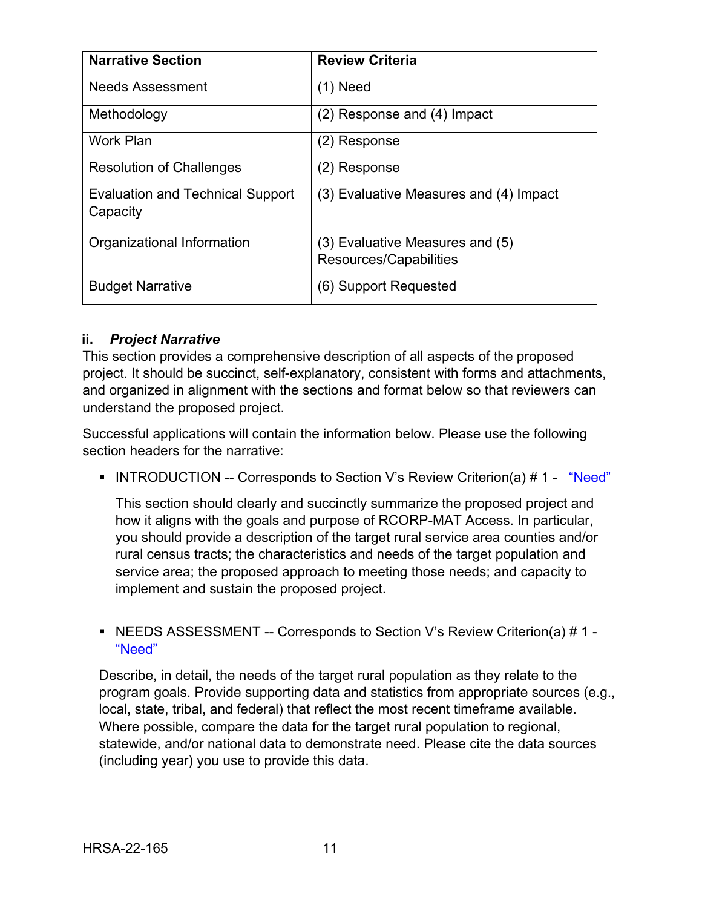| Narrative Section | Review Criteria |
|---|---|
| Needs Assessment | (1) Need |
| Methodology | (2) Response and (4) Impact |
| Work Plan | (2) Response |
| Resolution of Challenges | (2) Response |
| Evaluation and Technical Support Capacity | (3) Evaluative Measures and (4) Impact |
| Organizational Information | (3) Evaluative Measures and (5) Resources/Capabilities |
| Budget Narrative | (6) Support Requested |

### ii. *Project Narrative*

This section provides a comprehensive description of all aspects of the proposed project. It should be succinct, self-explanatory, consistent with forms and attachments, and organized in alignment with the sections and format below so that reviewers can understand the proposed project.

Successful applications will contain the information below. Please use the following section headers for the narrative:

- INTRODUCTION -- Corresponds to Section V's Review Criterion(a) # 1 - "Need"

  This section should clearly and succinctly summarize the proposed project and how it aligns with the goals and purpose of RCORP-MAT Access. In particular, you should provide a description of the target rural service area counties and/or rural census tracts; the characteristics and needs of the target population and service area; the proposed approach to meeting those needs; and capacity to implement and sustain the proposed project.

- NEEDS ASSESSMENT -- Corresponds to Section V's Review Criterion(a) # 1 - "Need"

  Describe, in detail, the needs of the target rural population as they relate to the program goals. Provide supporting data and statistics from appropriate sources (e.g., local, state, tribal, and federal) that reflect the most recent timeframe available. Where possible, compare the data for the target rural population to regional, statewide, and/or national data to demonstrate need. Please cite the data sources (including year) you use to provide this data.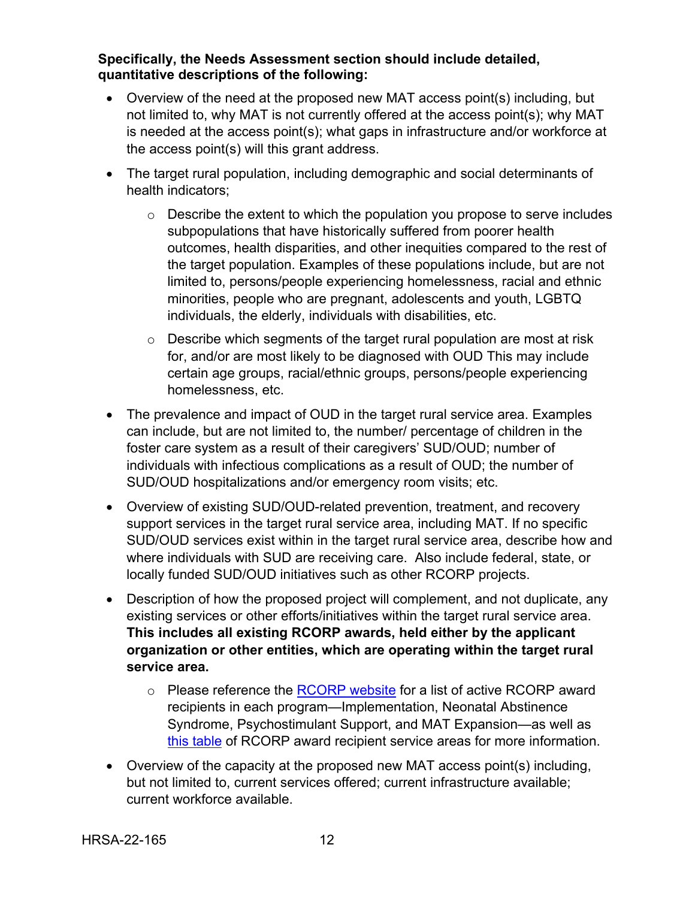**Specifically, the Needs Assessment section should include detailed, quantitative descriptions of the following:**

- Overview of the need at the proposed new MAT access point(s) including, but not limited to, why MAT is not currently offered at the access point(s); why MAT is needed at the access point(s); what gaps in infrastructure and/or workforce at the access point(s) will this grant address.
- The target rural population, including demographic and social determinants of health indicators;
    - Describe the extent to which the population you propose to serve includes subpopulations that have historically suffered from poorer health outcomes, health disparities, and other inequities compared to the rest of the target population. Examples of these populations include, but are not limited to, persons/people experiencing homelessness, racial and ethnic minorities, people who are pregnant, adolescents and youth, LGBTQ individuals, the elderly, individuals with disabilities, etc.
    - Describe which segments of the target rural population are most at risk for, and/or are most likely to be diagnosed with OUD This may include certain age groups, racial/ethnic groups, persons/people experiencing homelessness, etc.
- The prevalence and impact of OUD in the target rural service area. Examples can include, but are not limited to, the number/ percentage of children in the foster care system as a result of their caregivers' SUD/OUD; number of individuals with infectious complications as a result of OUD; the number of SUD/OUD hospitalizations and/or emergency room visits; etc.
- Overview of existing SUD/OUD-related prevention, treatment, and recovery support services in the target rural service area, including MAT. If no specific SUD/OUD services exist within in the target rural service area, describe how and where individuals with SUD are receiving care. Also include federal, state, or locally funded SUD/OUD initiatives such as other RCORP projects.
- Description of how the proposed project will complement, and not duplicate, any existing services or other efforts/initiatives within the target rural service area. **This includes all existing RCORP awards, held either by the applicant organization or other entities, which are operating within the target rural service area.**
    - Please reference the RCORP website for a list of active RCORP award recipients in each program—Implementation, Neonatal Abstinence Syndrome, Psychostimulant Support, and MAT Expansion—as well as this table of RCORP award recipient service areas for more information.
- Overview of the capacity at the proposed new MAT access point(s) including, but not limited to, current services offered; current infrastructure available; current workforce available.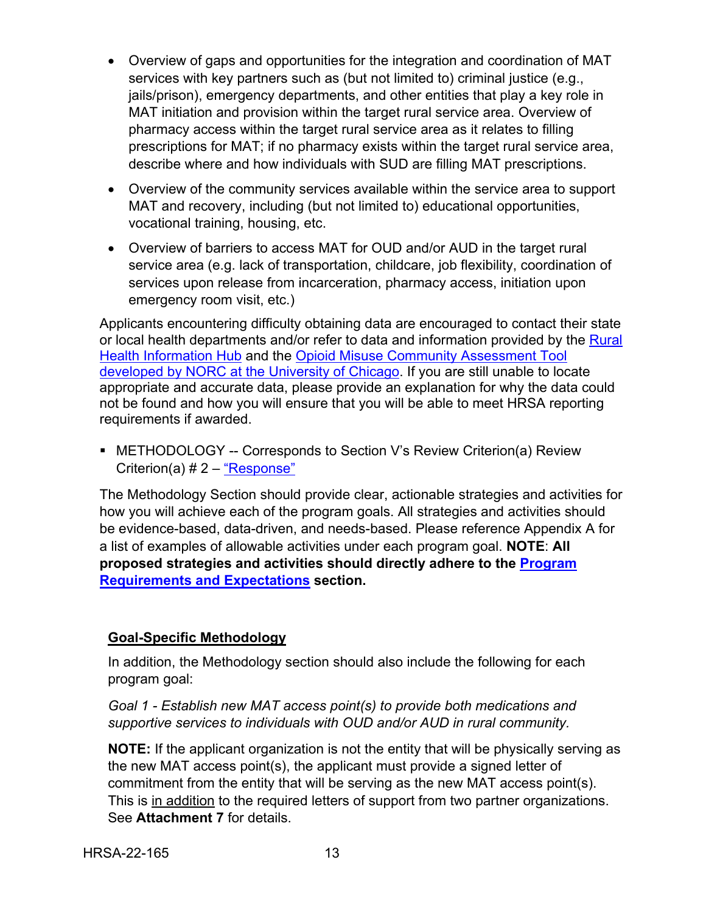- Overview of gaps and opportunities for the integration and coordination of MAT services with key partners such as (but not limited to) criminal justice (e.g., jails/prison), emergency departments, and other entities that play a key role in MAT initiation and provision within the target rural service area. Overview of pharmacy access within the target rural service area as it relates to filling prescriptions for MAT; if no pharmacy exists within the target rural service area, describe where and how individuals with SUD are filling MAT prescriptions.
- Overview of the community services available within the service area to support MAT and recovery, including (but not limited to) educational opportunities, vocational training, housing, etc.
- Overview of barriers to access MAT for OUD and/or AUD in the target rural service area (e.g. lack of transportation, childcare, job flexibility, coordination of services upon release from incarceration, pharmacy access, initiation upon emergency room visit, etc.)

Applicants encountering difficulty obtaining data are encouraged to contact their state or local health departments and/or refer to data and information provided by the Rural Health Information Hub and the Opioid Misuse Community Assessment Tool developed by NORC at the University of Chicago. If you are still unable to locate appropriate and accurate data, please provide an explanation for why the data could not be found and how you will ensure that you will be able to meet HRSA reporting requirements if awarded.

- METHODOLOGY -- Corresponds to Section V's Review Criterion(a) Review Criterion(a) # 2 – "Response"

The Methodology Section should provide clear, actionable strategies and activities for how you will achieve each of the program goals. All strategies and activities should be evidence-based, data-driven, and needs-based. Please reference Appendix A for a list of examples of allowable activities under each program goal. **NOTE**: **All proposed strategies and activities should directly adhere to the Program Requirements and Expectations section.**

**Goal-Specific Methodology**

In addition, the Methodology section should also include the following for each program goal:

*Goal 1 - Establish new MAT access point(s) to provide both medications and supportive services to individuals with OUD and/or AUD in rural community.*

**NOTE:** If the applicant organization is not the entity that will be physically serving as the new MAT access point(s), the applicant must provide a signed letter of commitment from the entity that will be serving as the new MAT access point(s). This is in addition to the required letters of support from two partner organizations. See **Attachment 7** for details.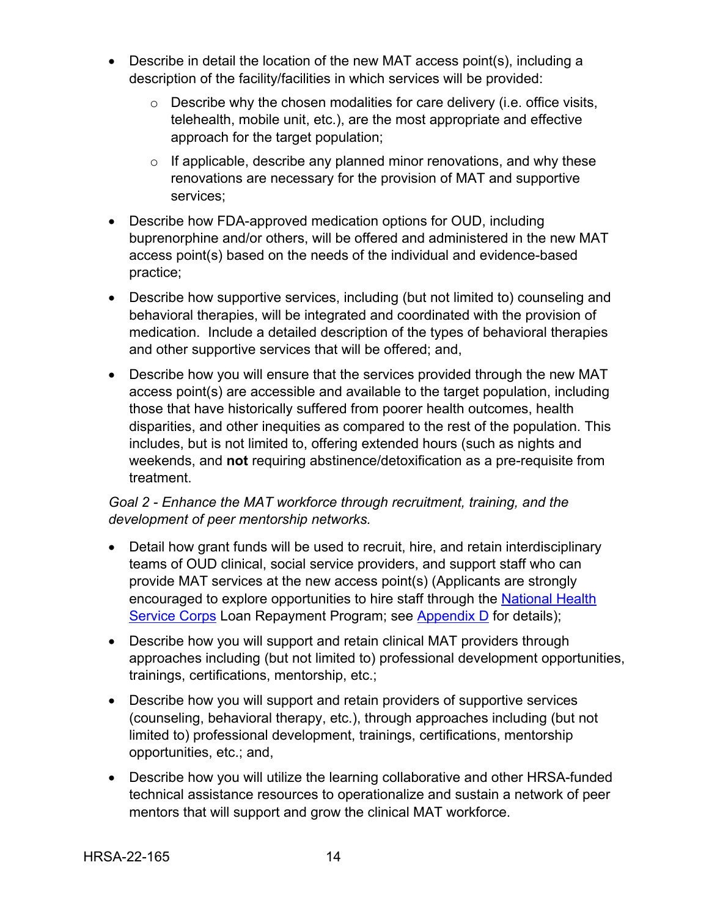- Describe in detail the location of the new MAT access point(s), including a description of the facility/facilities in which services will be provided:
  - Describe why the chosen modalities for care delivery (i.e. office visits, telehealth, mobile unit, etc.), are the most appropriate and effective approach for the target population;
  - If applicable, describe any planned minor renovations, and why these renovations are necessary for the provision of MAT and supportive services;
- Describe how FDA-approved medication options for OUD, including buprenorphine and/or others, will be offered and administered in the new MAT access point(s) based on the needs of the individual and evidence-based practice;
- Describe how supportive services, including (but not limited to) counseling and behavioral therapies, will be integrated and coordinated with the provision of medication. Include a detailed description of the types of behavioral therapies and other supportive services that will be offered; and,
- Describe how you will ensure that the services provided through the new MAT access point(s) are accessible and available to the target population, including those that have historically suffered from poorer health outcomes, health disparities, and other inequities as compared to the rest of the population. This includes, but is not limited to, offering extended hours (such as nights and weekends, and **not** requiring abstinence/detoxification as a pre-requisite from treatment.

*Goal 2 - Enhance the MAT workforce through recruitment, training, and the development of peer mentorship networks.*

- Detail how grant funds will be used to recruit, hire, and retain interdisciplinary teams of OUD clinical, social service providers, and support staff who can provide MAT services at the new access point(s) (Applicants are strongly encouraged to explore opportunities to hire staff through the National Health Service Corps Loan Repayment Program; see Appendix D for details);
- Describe how you will support and retain clinical MAT providers through approaches including (but not limited to) professional development opportunities, trainings, certifications, mentorship, etc.;
- Describe how you will support and retain providers of supportive services (counseling, behavioral therapy, etc.), through approaches including (but not limited to) professional development, trainings, certifications, mentorship opportunities, etc.; and,
- Describe how you will utilize the learning collaborative and other HRSA-funded technical assistance resources to operationalize and sustain a network of peer mentors that will support and grow the clinical MAT workforce.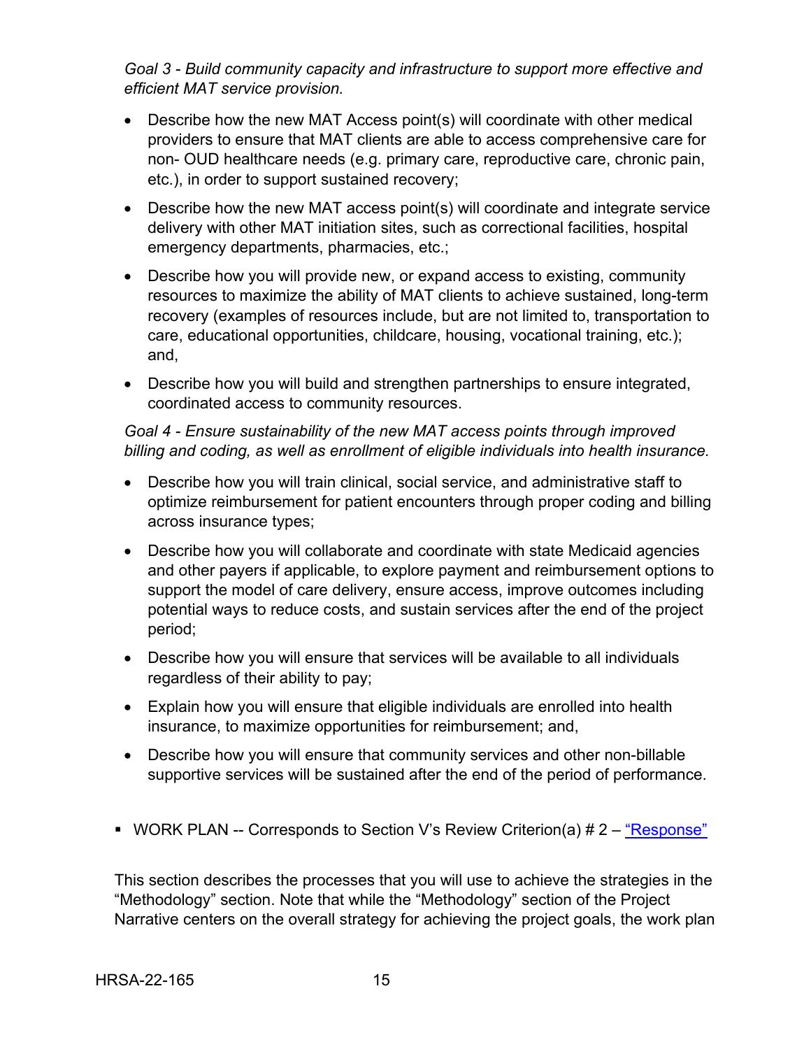*Goal 3 - Build community capacity and infrastructure to support more effective and efficient MAT service provision.*

- Describe how the new MAT Access point(s) will coordinate with other medical providers to ensure that MAT clients are able to access comprehensive care for non- OUD healthcare needs (e.g. primary care, reproductive care, chronic pain, etc.), in order to support sustained recovery;
- Describe how the new MAT access point(s) will coordinate and integrate service delivery with other MAT initiation sites, such as correctional facilities, hospital emergency departments, pharmacies, etc.;
- Describe how you will provide new, or expand access to existing, community resources to maximize the ability of MAT clients to achieve sustained, long-term recovery (examples of resources include, but are not limited to, transportation to care, educational opportunities, childcare, housing, vocational training, etc.); and,
- Describe how you will build and strengthen partnerships to ensure integrated, coordinated access to community resources.

*Goal 4 - Ensure sustainability of the new MAT access points through improved billing and coding, as well as enrollment of eligible individuals into health insurance.*

- Describe how you will train clinical, social service, and administrative staff to optimize reimbursement for patient encounters through proper coding and billing across insurance types;
- Describe how you will collaborate and coordinate with state Medicaid agencies and other payers if applicable, to explore payment and reimbursement options to support the model of care delivery, ensure access, improve outcomes including potential ways to reduce costs, and sustain services after the end of the project period;
- Describe how you will ensure that services will be available to all individuals regardless of their ability to pay;
- Explain how you will ensure that eligible individuals are enrolled into health insurance, to maximize opportunities for reimbursement; and,
- Describe how you will ensure that community services and other non-billable supportive services will be sustained after the end of the period of performance.

- WORK PLAN -- Corresponds to Section V's Review Criterion(a) # 2 – "Response"

This section describes the processes that you will use to achieve the strategies in the "Methodology" section. Note that while the "Methodology" section of the Project Narrative centers on the overall strategy for achieving the project goals, the work plan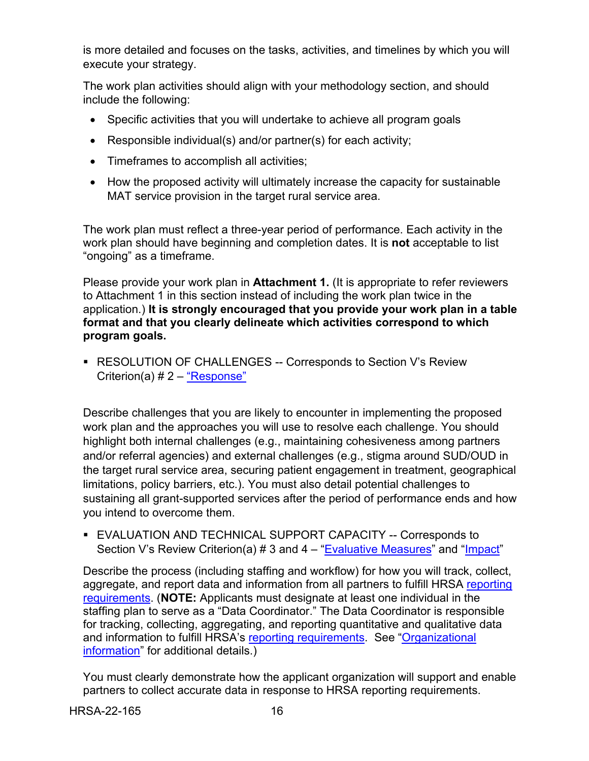is more detailed and focuses on the tasks, activities, and timelines by which you will execute your strategy.

The work plan activities should align with your methodology section, and should include the following:

- Specific activities that you will undertake to achieve all program goals
- Responsible individual(s) and/or partner(s) for each activity;
- Timeframes to accomplish all activities;
- How the proposed activity will ultimately increase the capacity for sustainable MAT service provision in the target rural service area.

The work plan must reflect a three-year period of performance. Each activity in the work plan should have beginning and completion dates. It is **not** acceptable to list "ongoing" as a timeframe.

Please provide your work plan in **Attachment 1.** (It is appropriate to refer reviewers to Attachment 1 in this section instead of including the work plan twice in the application.) **It is strongly encouraged that you provide your work plan in a table format and that you clearly delineate which activities correspond to which program goals.**

- RESOLUTION OF CHALLENGES -- Corresponds to Section V's Review Criterion(a) # 2 – "Response"

Describe challenges that you are likely to encounter in implementing the proposed work plan and the approaches you will use to resolve each challenge. You should highlight both internal challenges (e.g., maintaining cohesiveness among partners and/or referral agencies) and external challenges (e.g., stigma around SUD/OUD in the target rural service area, securing patient engagement in treatment, geographical limitations, policy barriers, etc.). You must also detail potential challenges to sustaining all grant-supported services after the period of performance ends and how you intend to overcome them.

- EVALUATION AND TECHNICAL SUPPORT CAPACITY -- Corresponds to Section V's Review Criterion(a) # 3 and 4 – "Evaluative Measures" and "Impact"

Describe the process (including staffing and workflow) for how you will track, collect, aggregate, and report data and information from all partners to fulfill HRSA reporting requirements. (**NOTE:** Applicants must designate at least one individual in the staffing plan to serve as a "Data Coordinator." The Data Coordinator is responsible for tracking, collecting, aggregating, and reporting quantitative and qualitative data and information to fulfill HRSA's reporting requirements. See "Organizational information" for additional details.)

You must clearly demonstrate how the applicant organization will support and enable partners to collect accurate data in response to HRSA reporting requirements.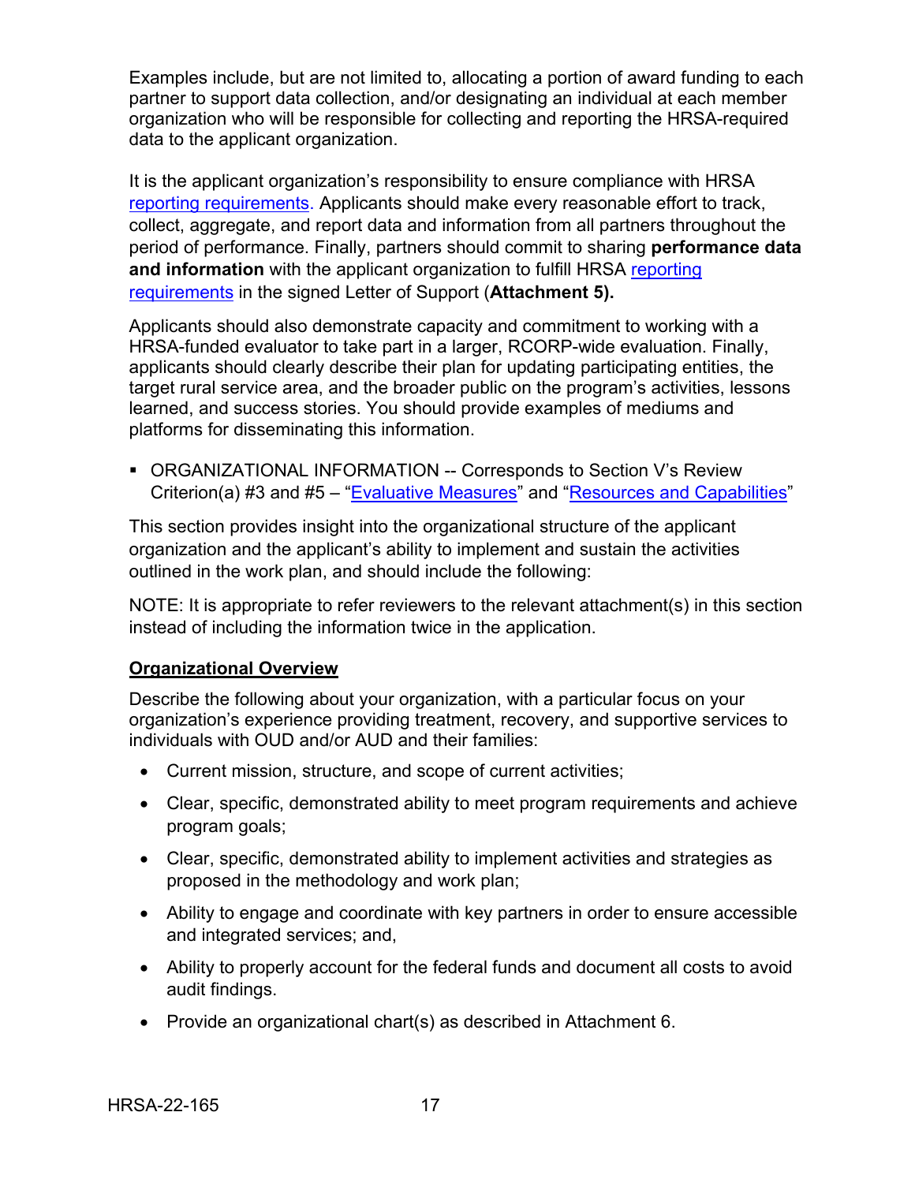Examples include, but are not limited to, allocating a portion of award funding to each partner to support data collection, and/or designating an individual at each member organization who will be responsible for collecting and reporting the HRSA-required data to the applicant organization.

It is the applicant organization's responsibility to ensure compliance with HRSA reporting requirements. Applicants should make every reasonable effort to track, collect, aggregate, and report data and information from all partners throughout the period of performance. Finally, partners should commit to sharing **performance data and information** with the applicant organization to fulfill HRSA reporting requirements in the signed Letter of Support (**Attachment 5).**

Applicants should also demonstrate capacity and commitment to working with a HRSA-funded evaluator to take part in a larger, RCORP-wide evaluation. Finally, applicants should clearly describe their plan for updating participating entities, the target rural service area, and the broader public on the program's activities, lessons learned, and success stories. You should provide examples of mediums and platforms for disseminating this information.

- ORGANIZATIONAL INFORMATION -- Corresponds to Section V's Review Criterion(a) #3 and #5 – "Evaluative Measures" and "Resources and Capabilities"

This section provides insight into the organizational structure of the applicant organization and the applicant's ability to implement and sustain the activities outlined in the work plan, and should include the following:

NOTE: It is appropriate to refer reviewers to the relevant attachment(s) in this section instead of including the information twice in the application.

**Organizational Overview**

Describe the following about your organization, with a particular focus on your organization's experience providing treatment, recovery, and supportive services to individuals with OUD and/or AUD and their families:

- Current mission, structure, and scope of current activities;
- Clear, specific, demonstrated ability to meet program requirements and achieve program goals;
- Clear, specific, demonstrated ability to implement activities and strategies as proposed in the methodology and work plan;
- Ability to engage and coordinate with key partners in order to ensure accessible and integrated services; and,
- Ability to properly account for the federal funds and document all costs to avoid audit findings.
- Provide an organizational chart(s) as described in Attachment 6.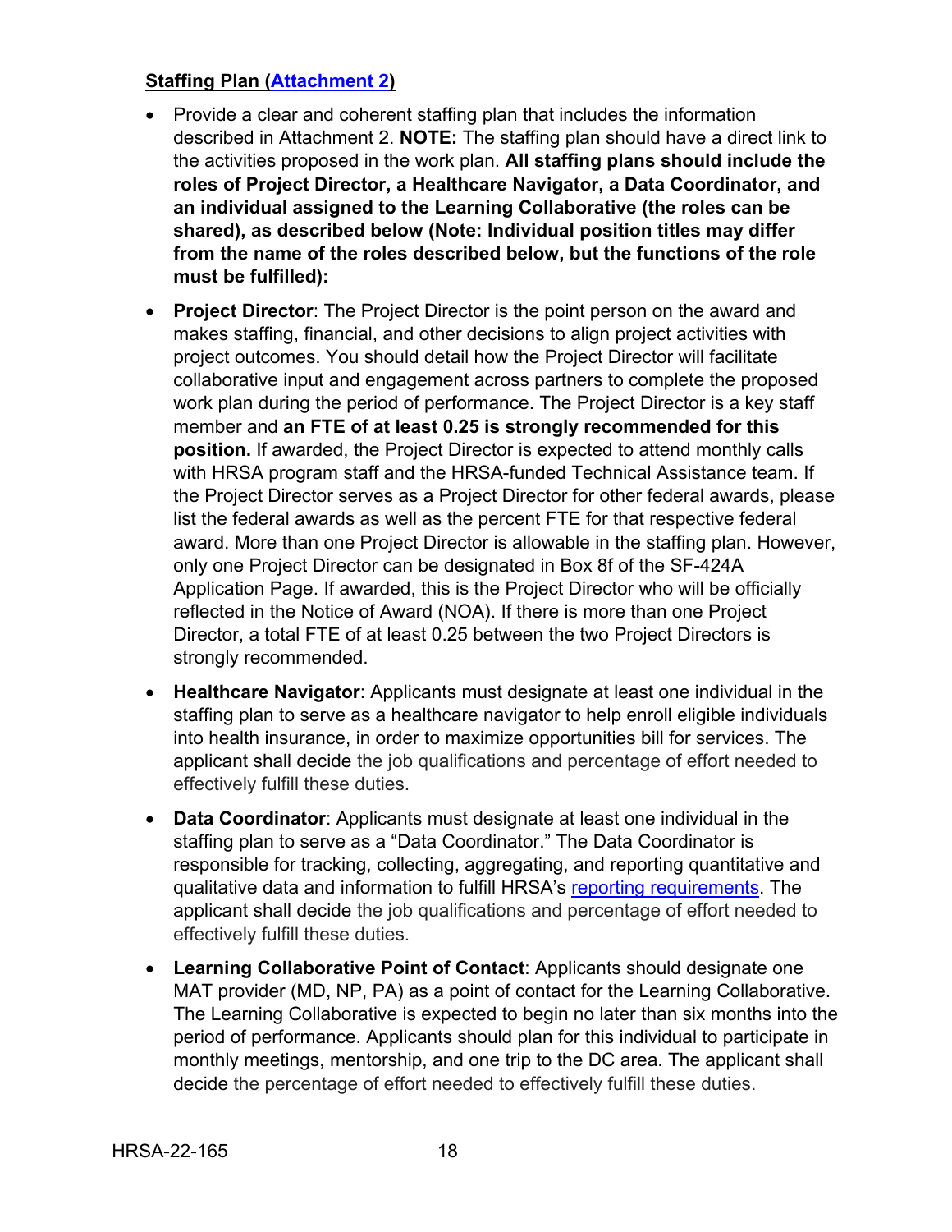**Staffing Plan (Attachment 2)**

- Provide a clear and coherent staffing plan that includes the information described in Attachment 2. **NOTE:** The staffing plan should have a direct link to the activities proposed in the work plan. **All staffing plans should include the roles of Project Director, a Healthcare Navigator, a Data Coordinator, and an individual assigned to the Learning Collaborative (the roles can be shared), as described below (Note: Individual position titles may differ from the name of the roles described below, but the functions of the role must be fulfilled):**
- **Project Director**: The Project Director is the point person on the award and makes staffing, financial, and other decisions to align project activities with project outcomes. You should detail how the Project Director will facilitate collaborative input and engagement across partners to complete the proposed work plan during the period of performance. The Project Director is a key staff member and **an FTE of at least 0.25 is strongly recommended for this position.** If awarded, the Project Director is expected to attend monthly calls with HRSA program staff and the HRSA-funded Technical Assistance team. If the Project Director serves as a Project Director for other federal awards, please list the federal awards as well as the percent FTE for that respective federal award. More than one Project Director is allowable in the staffing plan. However, only one Project Director can be designated in Box 8f of the SF-424A Application Page. If awarded, this is the Project Director who will be officially reflected in the Notice of Award (NOA). If there is more than one Project Director, a total FTE of at least 0.25 between the two Project Directors is strongly recommended.
- **Healthcare Navigator**: Applicants must designate at least one individual in the staffing plan to serve as a healthcare navigator to help enroll eligible individuals into health insurance, in order to maximize opportunities bill for services. The applicant shall decide the job qualifications and percentage of effort needed to effectively fulfill these duties.
- **Data Coordinator**: Applicants must designate at least one individual in the staffing plan to serve as a "Data Coordinator." The Data Coordinator is responsible for tracking, collecting, aggregating, and reporting quantitative and qualitative data and information to fulfill HRSA's reporting requirements. The applicant shall decide the job qualifications and percentage of effort needed to effectively fulfill these duties.
- **Learning Collaborative Point of Contact**: Applicants should designate one MAT provider (MD, NP, PA) as a point of contact for the Learning Collaborative. The Learning Collaborative is expected to begin no later than six months into the period of performance. Applicants should plan for this individual to participate in monthly meetings, mentorship, and one trip to the DC area. The applicant shall decide the percentage of effort needed to effectively fulfill these duties.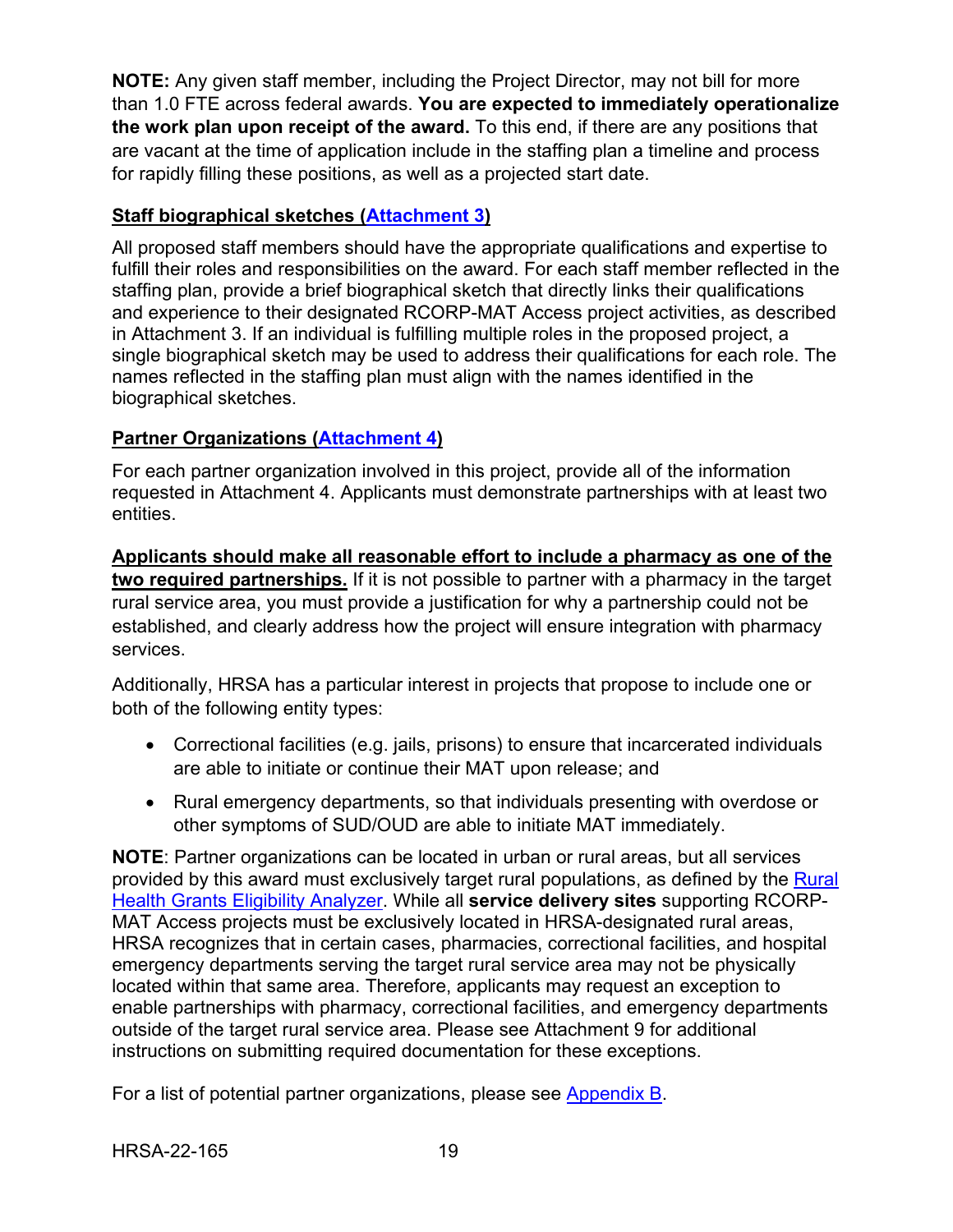**NOTE:** Any given staff member, including the Project Director, may not bill for more than 1.0 FTE across federal awards. **You are expected to immediately operationalize the work plan upon receipt of the award.** To this end, if there are any positions that are vacant at the time of application include in the staffing plan a timeline and process for rapidly filling these positions, as well as a projected start date.

**Staff biographical sketches (Attachment 3)**

All proposed staff members should have the appropriate qualifications and expertise to fulfill their roles and responsibilities on the award. For each staff member reflected in the staffing plan, provide a brief biographical sketch that directly links their qualifications and experience to their designated RCORP-MAT Access project activities, as described in Attachment 3. If an individual is fulfilling multiple roles in the proposed project, a single biographical sketch may be used to address their qualifications for each role. The names reflected in the staffing plan must align with the names identified in the biographical sketches.

**Partner Organizations (Attachment 4)**

For each partner organization involved in this project, provide all of the information requested in Attachment 4. Applicants must demonstrate partnerships with at least two entities.

**Applicants should make all reasonable effort to include a pharmacy as one of the two required partnerships.** If it is not possible to partner with a pharmacy in the target rural service area, you must provide a justification for why a partnership could not be established, and clearly address how the project will ensure integration with pharmacy services.

Additionally, HRSA has a particular interest in projects that propose to include one or both of the following entity types:

- Correctional facilities (e.g. jails, prisons) to ensure that incarcerated individuals are able to initiate or continue their MAT upon release; and
- Rural emergency departments, so that individuals presenting with overdose or other symptoms of SUD/OUD are able to initiate MAT immediately.

**NOTE**: Partner organizations can be located in urban or rural areas, but all services provided by this award must exclusively target rural populations, as defined by the Rural Health Grants Eligibility Analyzer. While all **service delivery sites** supporting RCORP-MAT Access projects must be exclusively located in HRSA-designated rural areas, HRSA recognizes that in certain cases, pharmacies, correctional facilities, and hospital emergency departments serving the target rural service area may not be physically located within that same area. Therefore, applicants may request an exception to enable partnerships with pharmacy, correctional facilities, and emergency departments outside of the target rural service area. Please see Attachment 9 for additional instructions on submitting required documentation for these exceptions.

For a list of potential partner organizations, please see Appendix B.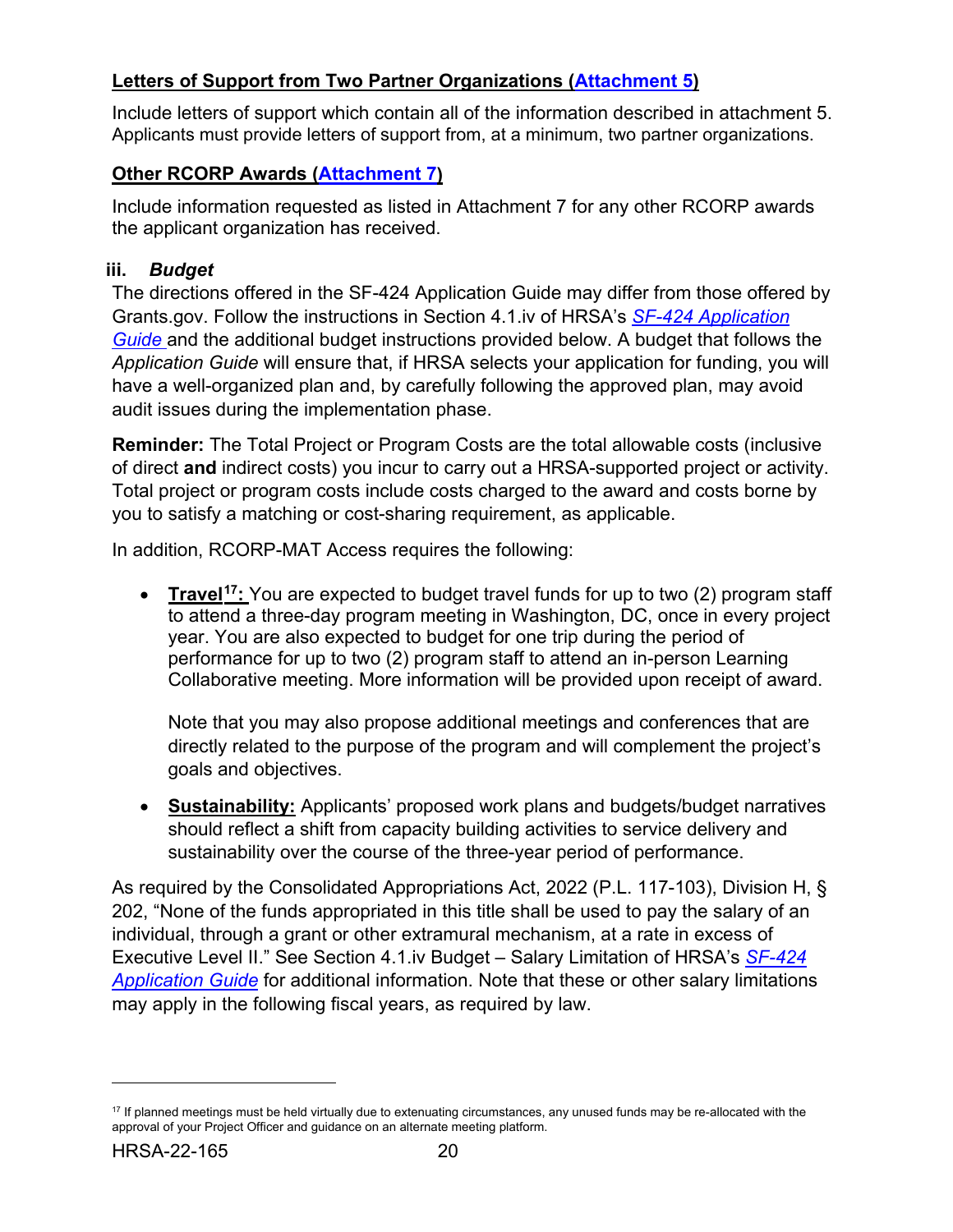**Letters of Support from Two Partner Organizations (Attachment 5)**

Include letters of support which contain all of the information described in attachment 5. Applicants must provide letters of support from, at a minimum, two partner organizations.

**Other RCORP Awards (Attachment 7)**

Include information requested as listed in Attachment 7 for any other RCORP awards the applicant organization has received.

### iii. *Budget*

The directions offered in the SF-424 Application Guide may differ from those offered by Grants.gov. Follow the instructions in Section 4.1.iv of HRSA's *SF-424 Application Guide* and the additional budget instructions provided below. A budget that follows the *Application Guide* will ensure that, if HRSA selects your application for funding, you will have a well-organized plan and, by carefully following the approved plan, may avoid audit issues during the implementation phase.

**Reminder:** The Total Project or Program Costs are the total allowable costs (inclusive of direct **and** indirect costs) you incur to carry out a HRSA-supported project or activity. Total project or program costs include costs charged to the award and costs borne by you to satisfy a matching or cost-sharing requirement, as applicable.

In addition, RCORP-MAT Access requires the following:

- **Travel[17]:** You are expected to budget travel funds for up to two (2) program staff to attend a three-day program meeting in Washington, DC, once in every project year. You are also expected to budget for one trip during the period of performance for up to two (2) program staff to attend an in-person Learning Collaborative meeting. More information will be provided upon receipt of award.

  Note that you may also propose additional meetings and conferences that are directly related to the purpose of the program and will complement the project's goals and objectives.

- **Sustainability:** Applicants' proposed work plans and budgets/budget narratives should reflect a shift from capacity building activities to service delivery and sustainability over the course of the three-year period of performance.

As required by the Consolidated Appropriations Act, 2022 (P.L. 117-103), Division H, § 202, "None of the funds appropriated in this title shall be used to pay the salary of an individual, through a grant or other extramural mechanism, at a rate in excess of Executive Level II." See Section 4.1.iv Budget – Salary Limitation of HRSA's *SF-424 Application Guide* for additional information. Note that these or other salary limitations may apply in the following fiscal years, as required by law.

---

[17] If planned meetings must be held virtually due to extenuating circumstances, any unused funds may be re-allocated with the approval of your Project Officer and guidance on an alternate meeting platform.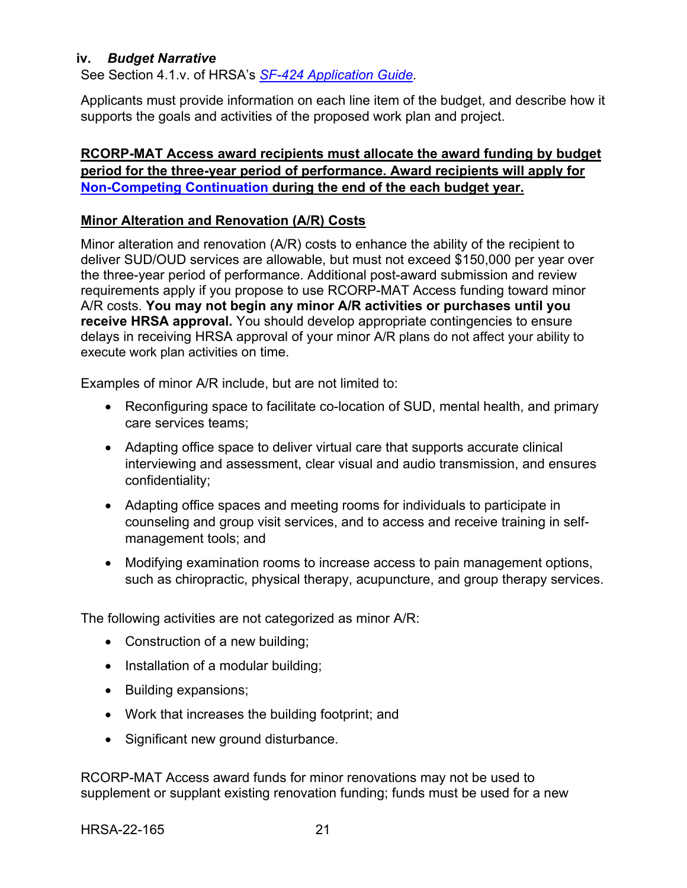#### iv. *Budget Narrative*

See Section 4.1.v. of HRSA's *SF-424 Application Guide*.

Applicants must provide information on each line item of the budget, and describe how it supports the goals and activities of the proposed work plan and project.

**RCORP-MAT Access award recipients must allocate the award funding by budget period for the three-year period of performance. Award recipients will apply for Non-Competing Continuation during the end of the each budget year.**

**Minor Alteration and Renovation (A/R) Costs**

Minor alteration and renovation (A/R) costs to enhance the ability of the recipient to deliver SUD/OUD services are allowable, but must not exceed $150,000 per year over the three-year period of performance. Additional post-award submission and review requirements apply if you propose to use RCORP-MAT Access funding toward minor A/R costs. **You may not begin any minor A/R activities or purchases until you receive HRSA approval.** You should develop appropriate contingencies to ensure delays in receiving HRSA approval of your minor A/R plans do not affect your ability to execute work plan activities on time.

Examples of minor A/R include, but are not limited to:

- Reconfiguring space to facilitate co-location of SUD, mental health, and primary care services teams;
- Adapting office space to deliver virtual care that supports accurate clinical interviewing and assessment, clear visual and audio transmission, and ensures confidentiality;
- Adapting office spaces and meeting rooms for individuals to participate in counseling and group visit services, and to access and receive training in self-management tools; and
- Modifying examination rooms to increase access to pain management options, such as chiropractic, physical therapy, acupuncture, and group therapy services.

The following activities are not categorized as minor A/R:

- Construction of a new building;
- Installation of a modular building;
- Building expansions;
- Work that increases the building footprint; and
- Significant new ground disturbance.

RCORP-MAT Access award funds for minor renovations may not be used to supplement or supplant existing renovation funding; funds must be used for a new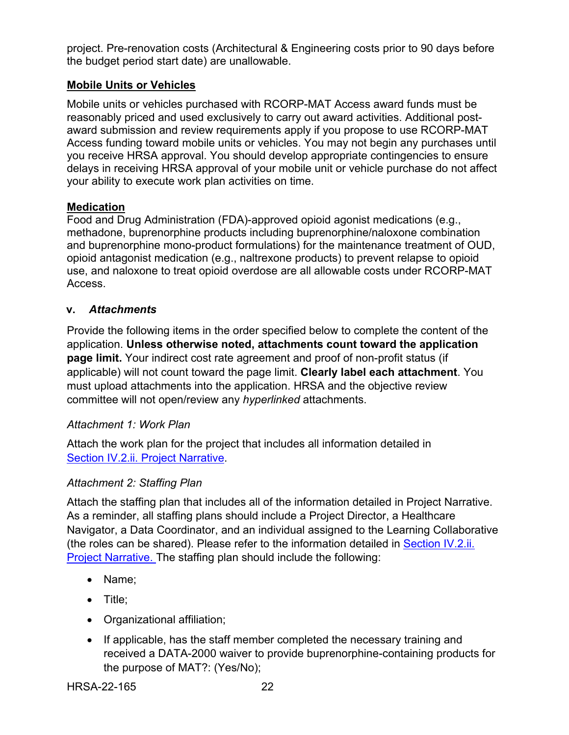project. Pre-renovation costs (Architectural & Engineering costs prior to 90 days before the budget period start date) are unallowable.

**Mobile Units or Vehicles**

Mobile units or vehicles purchased with RCORP-MAT Access award funds must be reasonably priced and used exclusively to carry out award activities. Additional post-award submission and review requirements apply if you propose to use RCORP-MAT Access funding toward mobile units or vehicles. You may not begin any purchases until you receive HRSA approval. You should develop appropriate contingencies to ensure delays in receiving HRSA approval of your mobile unit or vehicle purchase do not affect your ability to execute work plan activities on time.

**Medication**

Food and Drug Administration (FDA)-approved opioid agonist medications (e.g., methadone, buprenorphine products including buprenorphine/naloxone combination and buprenorphine mono-product formulations) for the maintenance treatment of OUD, opioid antagonist medication (e.g., naltrexone products) to prevent relapse to opioid use, and naloxone to treat opioid overdose are all allowable costs under RCORP-MAT Access.

### v. *Attachments*

Provide the following items in the order specified below to complete the content of the application. **Unless otherwise noted, attachments count toward the application page limit.** Your indirect cost rate agreement and proof of non-profit status (if applicable) will not count toward the page limit. **Clearly label each attachment**. You must upload attachments into the application. HRSA and the objective review committee will not open/review any *hyperlinked* attachments.

*Attachment 1: Work Plan*

Attach the work plan for the project that includes all information detailed in Section IV.2.ii. Project Narrative.

*Attachment 2: Staffing Plan*

Attach the staffing plan that includes all of the information detailed in Project Narrative. As a reminder, all staffing plans should include a Project Director, a Healthcare Navigator, a Data Coordinator, and an individual assigned to the Learning Collaborative (the roles can be shared). Please refer to the information detailed in Section IV.2.ii. Project Narrative. The staffing plan should include the following:

- Name;
- Title;
- Organizational affiliation;
- If applicable, has the staff member completed the necessary training and received a DATA-2000 waiver to provide buprenorphine-containing products for the purpose of MAT?: (Yes/No);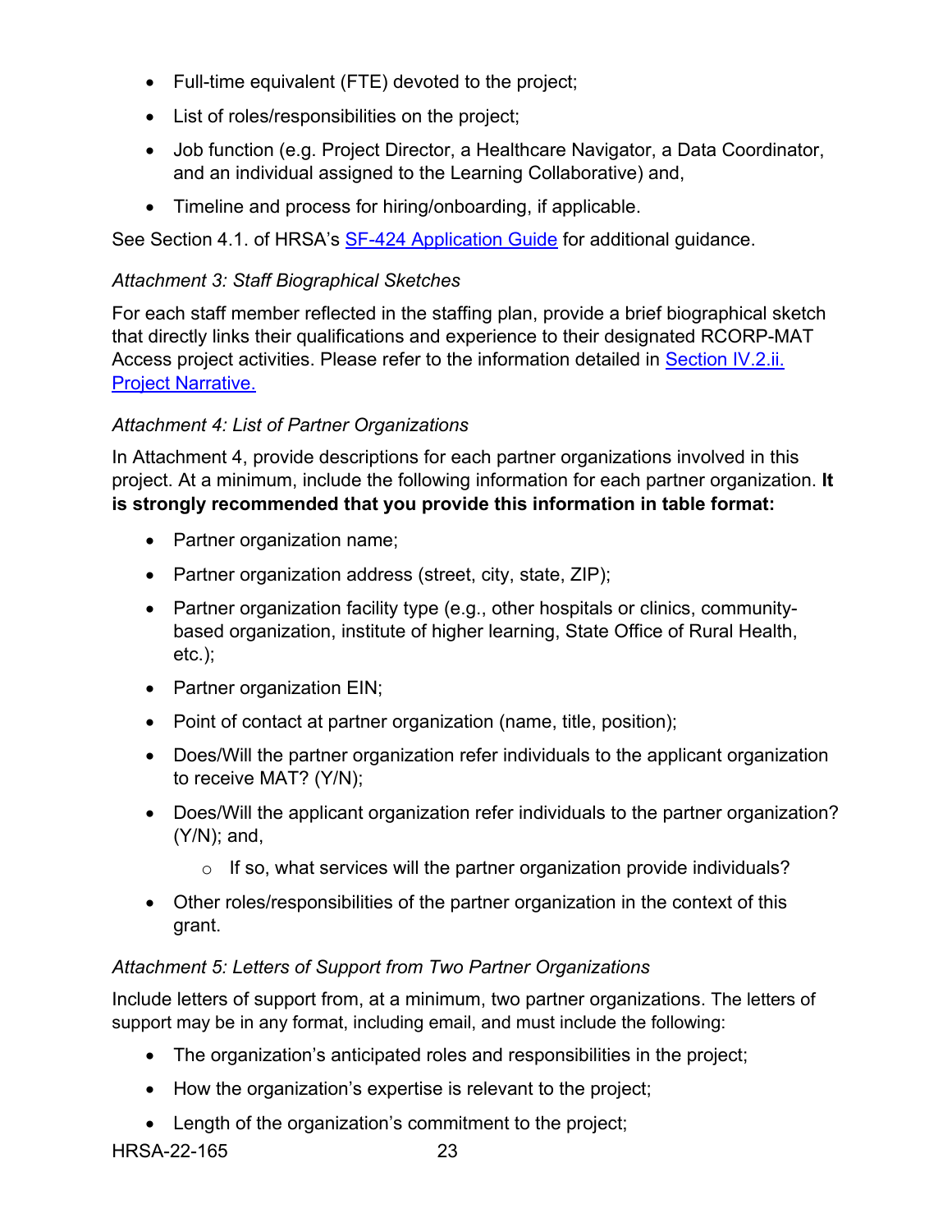- Full-time equivalent (FTE) devoted to the project;
- List of roles/responsibilities on the project;
- Job function (e.g. Project Director, a Healthcare Navigator, a Data Coordinator, and an individual assigned to the Learning Collaborative) and,
- Timeline and process for hiring/onboarding, if applicable.

See Section 4.1. of HRSA's [SF-424 Application Guide](#) for additional guidance.

*Attachment 3: Staff Biographical Sketches*

For each staff member reflected in the staffing plan, provide a brief biographical sketch that directly links their qualifications and experience to their designated RCORP-MAT Access project activities. Please refer to the information detailed in [Section IV.2.ii. Project Narrative.](#)

*Attachment 4: List of Partner Organizations*

In Attachment 4, provide descriptions for each partner organizations involved in this project. At a minimum, include the following information for each partner organization. **It is strongly recommended that you provide this information in table format:**

- Partner organization name;
- Partner organization address (street, city, state, ZIP);
- Partner organization facility type (e.g., other hospitals or clinics, community-based organization, institute of higher learning, State Office of Rural Health, etc.);
- Partner organization EIN;
- Point of contact at partner organization (name, title, position);
- Does/Will the partner organization refer individuals to the applicant organization to receive MAT? (Y/N);
- Does/Will the applicant organization refer individuals to the partner organization? (Y/N); and,
    - If so, what services will the partner organization provide individuals?
- Other roles/responsibilities of the partner organization in the context of this grant.

*Attachment 5: Letters of Support from Two Partner Organizations*

Include letters of support from, at a minimum, two partner organizations. The letters of support may be in any format, including email, and must include the following:

- The organization's anticipated roles and responsibilities in the project;
- How the organization's expertise is relevant to the project;
- Length of the organization's commitment to the project;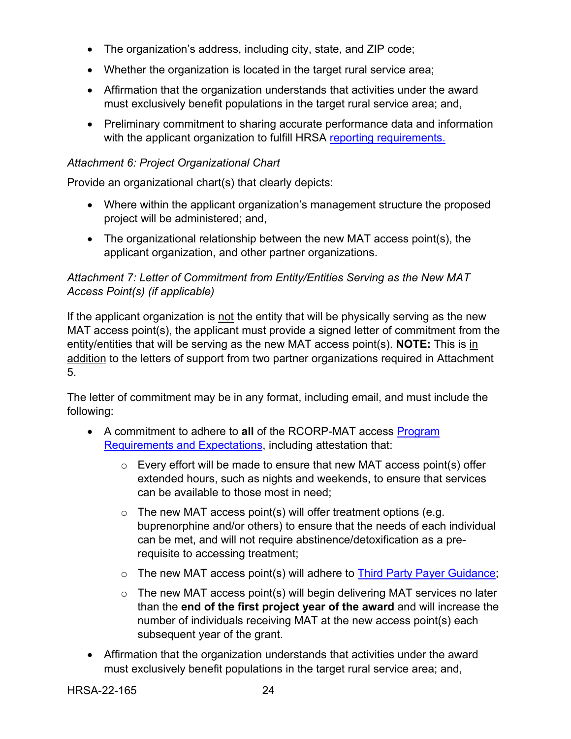- The organization's address, including city, state, and ZIP code;
- Whether the organization is located in the target rural service area;
- Affirmation that the organization understands that activities under the award must exclusively benefit populations in the target rural service area; and,
- Preliminary commitment to sharing accurate performance data and information with the applicant organization to fulfill HRSA reporting requirements.

*Attachment 6: Project Organizational Chart*

Provide an organizational chart(s) that clearly depicts:

- Where within the applicant organization's management structure the proposed project will be administered; and,
- The organizational relationship between the new MAT access point(s), the applicant organization, and other partner organizations.

*Attachment 7: Letter of Commitment from Entity/Entities Serving as the New MAT Access Point(s) (if applicable)*

If the applicant organization is <u>not</u> the entity that will be physically serving as the new MAT access point(s), the applicant must provide a signed letter of commitment from the entity/entities that will be serving as the new MAT access point(s). **NOTE:** This is <u>in addition</u> to the letters of support from two partner organizations required in Attachment 5.

The letter of commitment may be in any format, including email, and must include the following:

- A commitment to adhere to **all** of the RCORP-MAT access Program Requirements and Expectations, including attestation that:
    - Every effort will be made to ensure that new MAT access point(s) offer extended hours, such as nights and weekends, to ensure that services can be available to those most in need;
    - The new MAT access point(s) will offer treatment options (e.g. buprenorphine and/or others) to ensure that the needs of each individual can be met, and will not require abstinence/detoxification as a pre-requisite to accessing treatment;
    - The new MAT access point(s) will adhere to Third Party Payer Guidance;
    - The new MAT access point(s) will begin delivering MAT services no later than the **end of the first project year of the award** and will increase the number of individuals receiving MAT at the new access point(s) each subsequent year of the grant.
- Affirmation that the organization understands that activities under the award must exclusively benefit populations in the target rural service area; and,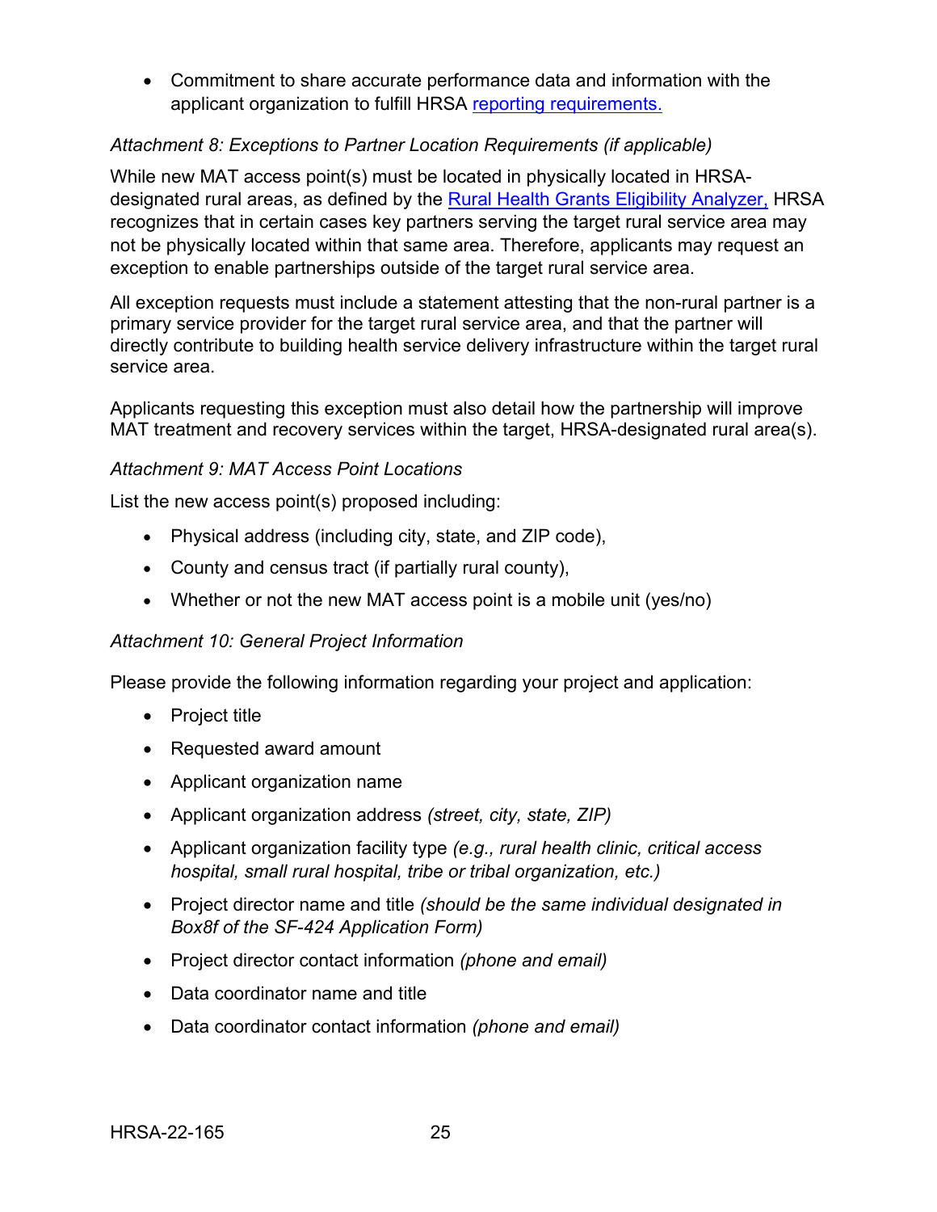- Commitment to share accurate performance data and information with the applicant organization to fulfill HRSA [reporting requirements.]

*Attachment 8: Exceptions to Partner Location Requirements (if applicable)*

While new MAT access point(s) must be located in physically located in HRSA-designated rural areas, as defined by the [Rural Health Grants Eligibility Analyzer,] HRSA recognizes that in certain cases key partners serving the target rural service area may not be physically located within that same area. Therefore, applicants may request an exception to enable partnerships outside of the target rural service area.

All exception requests must include a statement attesting that the non-rural partner is a primary service provider for the target rural service area, and that the partner will directly contribute to building health service delivery infrastructure within the target rural service area.

Applicants requesting this exception must also detail how the partnership will improve MAT treatment and recovery services within the target, HRSA-designated rural area(s).

*Attachment 9: MAT Access Point Locations*

List the new access point(s) proposed including:

- Physical address (including city, state, and ZIP code),
- County and census tract (if partially rural county),
- Whether or not the new MAT access point is a mobile unit (yes/no)

*Attachment 10: General Project Information*

Please provide the following information regarding your project and application:

- Project title
- Requested award amount
- Applicant organization name
- Applicant organization address *(street, city, state, ZIP)*
- Applicant organization facility type *(e.g., rural health clinic, critical access hospital, small rural hospital, tribe or tribal organization, etc.)*
- Project director name and title *(should be the same individual designated in Box8f of the SF-424 Application Form)*
- Project director contact information *(phone and email)*
- Data coordinator name and title
- Data coordinator contact information *(phone and email)*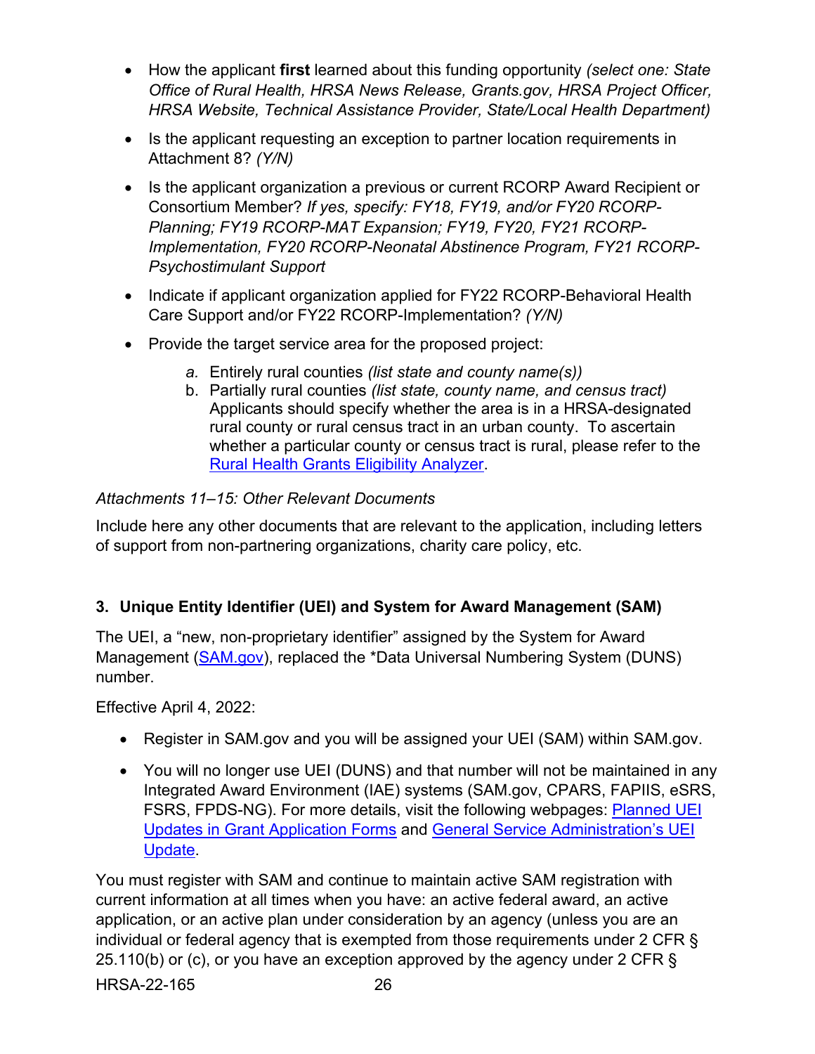- How the applicant **first** learned about this funding opportunity *(select one: State Office of Rural Health, HRSA News Release, Grants.gov, HRSA Project Officer, HRSA Website, Technical Assistance Provider, State/Local Health Department)*
- Is the applicant requesting an exception to partner location requirements in Attachment 8? *(Y/N)*
- Is the applicant organization a previous or current RCORP Award Recipient or Consortium Member? *If yes, specify: FY18, FY19, and/or FY20 RCORP-Planning; FY19 RCORP-MAT Expansion; FY19, FY20, FY21 RCORP-Implementation, FY20 RCORP-Neonatal Abstinence Program, FY21 RCORP-Psychostimulant Support*
- Indicate if applicant organization applied for FY22 RCORP-Behavioral Health Care Support and/or FY22 RCORP-Implementation? *(Y/N)*
- Provide the target service area for the proposed project:
    a. Entirely rural counties *(list state and county name(s))*
    b. Partially rural counties *(list state, county name, and census tract)* Applicants should specify whether the area is in a HRSA-designated rural county or rural census tract in an urban county. To ascertain whether a particular county or census tract is rural, please refer to the Rural Health Grants Eligibility Analyzer.

*Attachments 11–15: Other Relevant Documents*

Include here any other documents that are relevant to the application, including letters of support from non-partnering organizations, charity care policy, etc.

### 3. Unique Entity Identifier (UEI) and System for Award Management (SAM)

The UEI, a “new, non-proprietary identifier” assigned by the System for Award Management (SAM.gov), replaced the *Data Universal Numbering System (DUNS) number.

Effective April 4, 2022:

- Register in SAM.gov and you will be assigned your UEI (SAM) within SAM.gov.
- You will no longer use UEI (DUNS) and that number will not be maintained in any Integrated Award Environment (IAE) systems (SAM.gov, CPARS, FAPIIS, eSRS, FSRS, FPDS-NG). For more details, visit the following webpages: Planned UEI Updates in Grant Application Forms and General Service Administration’s UEI Update.

You must register with SAM and continue to maintain active SAM registration with current information at all times when you have: an active federal award, an active application, or an active plan under consideration by an agency (unless you are an individual or federal agency that is exempted from those requirements under 2 CFR § 25.110(b) or (c), or you have an exception approved by the agency under 2 CFR §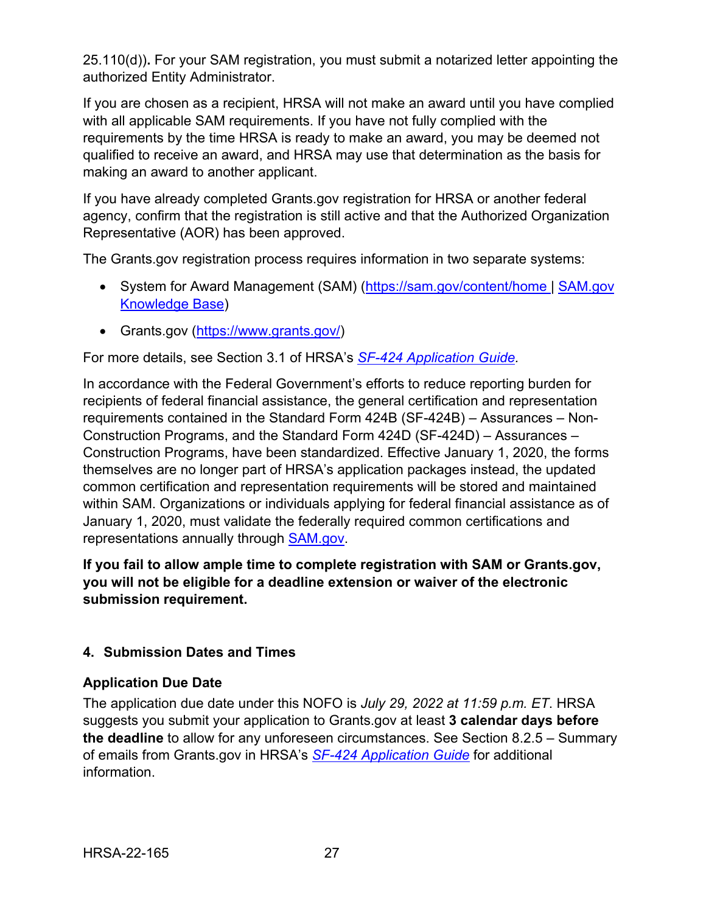25.110(d))**.** For your SAM registration, you must submit a notarized letter appointing the authorized Entity Administrator.

If you are chosen as a recipient, HRSA will not make an award until you have complied with all applicable SAM requirements. If you have not fully complied with the requirements by the time HRSA is ready to make an award, you may be deemed not qualified to receive an award, and HRSA may use that determination as the basis for making an award to another applicant.

If you have already completed Grants.gov registration for HRSA or another federal agency, confirm that the registration is still active and that the Authorized Organization Representative (AOR) has been approved.

The Grants.gov registration process requires information in two separate systems:

- System for Award Management (SAM) ([https://sam.gov/content/home](https://sam.gov/content/home) | [SAM.gov Knowledge Base](#))
- Grants.gov ([https://www.grants.gov/](https://www.grants.gov/))

For more details, see Section 3.1 of HRSA's [*SF-424 Application Guide*](#).

In accordance with the Federal Government's efforts to reduce reporting burden for recipients of federal financial assistance, the general certification and representation requirements contained in the Standard Form 424B (SF-424B) – Assurances – Non-Construction Programs, and the Standard Form 424D (SF-424D) – Assurances – Construction Programs, have been standardized. Effective January 1, 2020, the forms themselves are no longer part of HRSA's application packages instead, the updated common certification and representation requirements will be stored and maintained within SAM. Organizations or individuals applying for federal financial assistance as of January 1, 2020, must validate the federally required common certifications and representations annually through [SAM.gov](#).

**If you fail to allow ample time to complete registration with SAM or Grants.gov, you will not be eligible for a deadline extension or waiver of the electronic submission requirement.**

### 4. Submission Dates and Times

**Application Due Date**

The application due date under this NOFO is *July 29, 2022 at 11:59 p.m. ET*. HRSA suggests you submit your application to Grants.gov at least **3 calendar days before the deadline** to allow for any unforeseen circumstances. See Section 8.2.5 – Summary of emails from Grants.gov in HRSA's [*SF-424 Application Guide*](#) for additional information.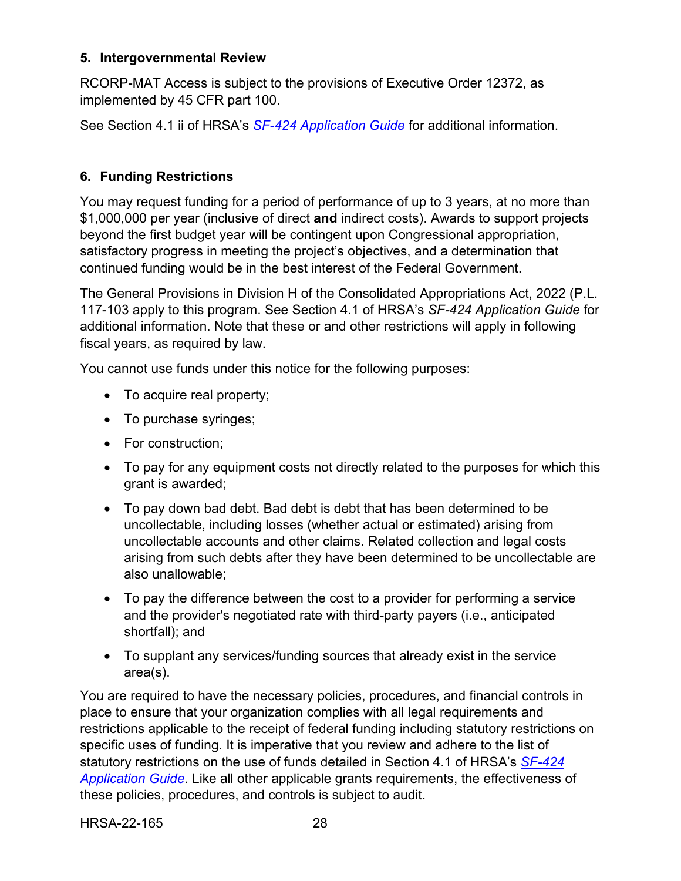### 5. Intergovernmental Review

RCORP-MAT Access is subject to the provisions of Executive Order 12372, as implemented by 45 CFR part 100.

See Section 4.1 ii of HRSA's *SF-424 Application Guide* for additional information.

### 6. Funding Restrictions

You may request funding for a period of performance of up to 3 years, at no more than $1,000,000 per year (inclusive of direct **and** indirect costs). Awards to support projects beyond the first budget year will be contingent upon Congressional appropriation, satisfactory progress in meeting the project's objectives, and a determination that continued funding would be in the best interest of the Federal Government.

The General Provisions in Division H of the Consolidated Appropriations Act, 2022 (P.L. 117-103 apply to this program. See Section 4.1 of HRSA's *SF-424 Application Guide* for additional information. Note that these or and other restrictions will apply in following fiscal years, as required by law.

You cannot use funds under this notice for the following purposes:

- To acquire real property;
- To purchase syringes;
- For construction;
- To pay for any equipment costs not directly related to the purposes for which this grant is awarded;
- To pay down bad debt. Bad debt is debt that has been determined to be uncollectable, including losses (whether actual or estimated) arising from uncollectable accounts and other claims. Related collection and legal costs arising from such debts after they have been determined to be uncollectable are also unallowable;
- To pay the difference between the cost to a provider for performing a service and the provider's negotiated rate with third-party payers (i.e., anticipated shortfall); and
- To supplant any services/funding sources that already exist in the service area(s).

You are required to have the necessary policies, procedures, and financial controls in place to ensure that your organization complies with all legal requirements and restrictions applicable to the receipt of federal funding including statutory restrictions on specific uses of funding. It is imperative that you review and adhere to the list of statutory restrictions on the use of funds detailed in Section 4.1 of HRSA's *SF-424 Application Guide*. Like all other applicable grants requirements, the effectiveness of these policies, procedures, and controls is subject to audit.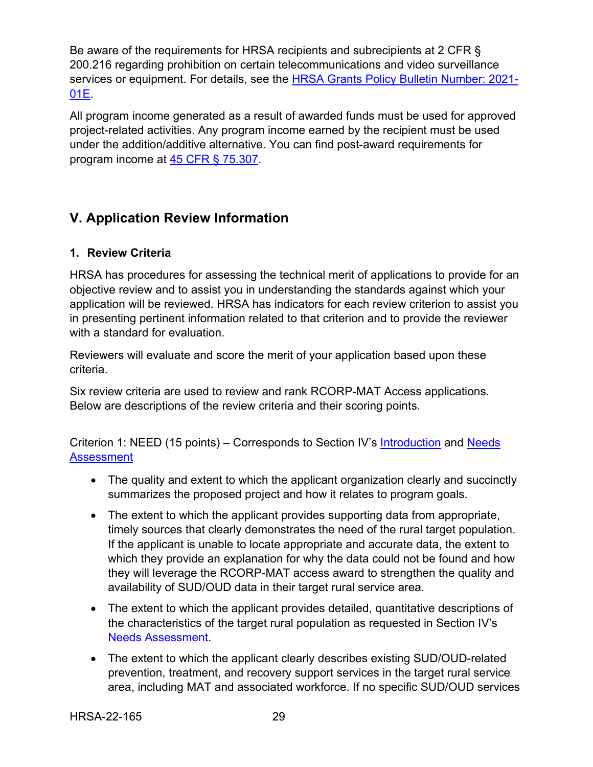Be aware of the requirements for HRSA recipients and subrecipients at 2 CFR § 200.216 regarding prohibition on certain telecommunications and video surveillance services or equipment. For details, see the [HRSA Grants Policy Bulletin Number: 2021-01E](#).

All program income generated as a result of awarded funds must be used for approved project-related activities. Any program income earned by the recipient must be used under the addition/additive alternative. You can find post-award requirements for program income at [45 CFR § 75.307](#).

## V. Application Review Information

### 1. Review Criteria

HRSA has procedures for assessing the technical merit of applications to provide for an objective review and to assist you in understanding the standards against which your application will be reviewed. HRSA has indicators for each review criterion to assist you in presenting pertinent information related to that criterion and to provide the reviewer with a standard for evaluation.

Reviewers will evaluate and score the merit of your application based upon these criteria.

Six review criteria are used to review and rank RCORP-MAT Access applications. Below are descriptions of the review criteria and their scoring points.

Criterion 1: NEED (15 points) – Corresponds to Section IV's [Introduction](#) and [Needs Assessment](#)

- The quality and extent to which the applicant organization clearly and succinctly summarizes the proposed project and how it relates to program goals.
- The extent to which the applicant provides supporting data from appropriate, timely sources that clearly demonstrates the need of the rural target population. If the applicant is unable to locate appropriate and accurate data, the extent to which they provide an explanation for why the data could not be found and how they will leverage the RCORP-MAT access award to strengthen the quality and availability of SUD/OUD data in their target rural service area.
- The extent to which the applicant provides detailed, quantitative descriptions of the characteristics of the target rural population as requested in Section IV's [Needs Assessment](#).
- The extent to which the applicant clearly describes existing SUD/OUD-related prevention, treatment, and recovery support services in the target rural service area, including MAT and associated workforce. If no specific SUD/OUD services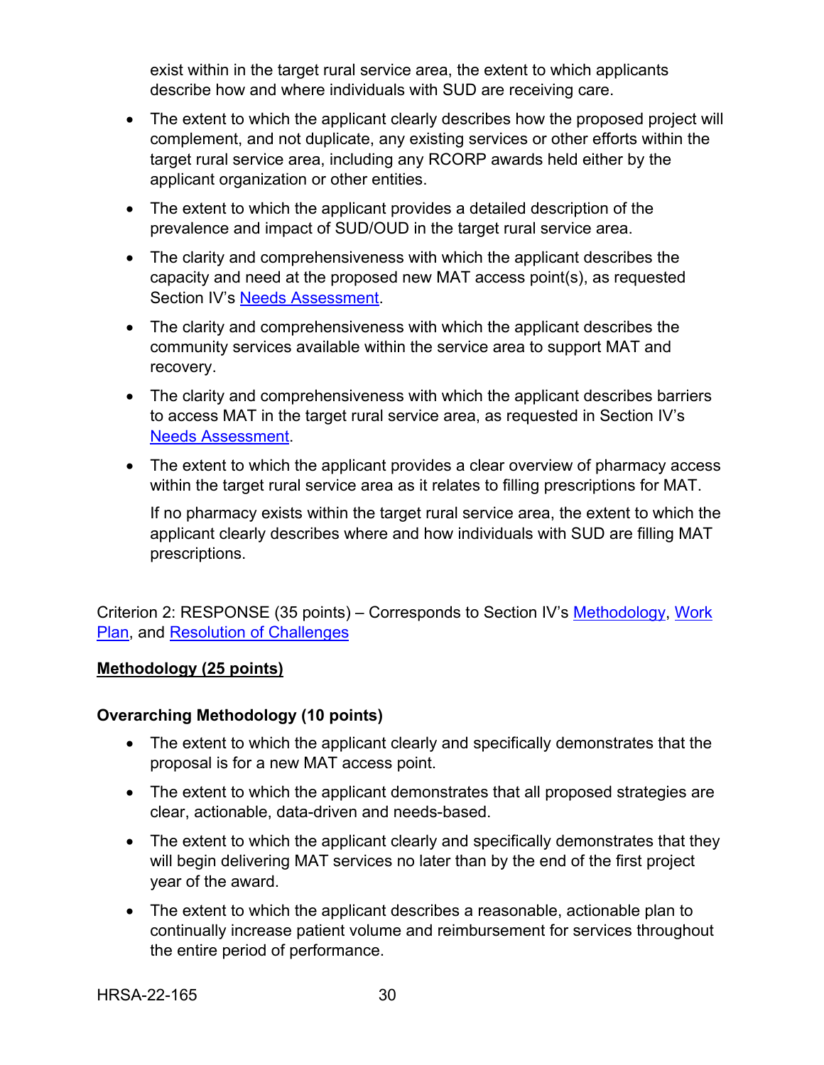exist within in the target rural service area, the extent to which applicants describe how and where individuals with SUD are receiving care.

- The extent to which the applicant clearly describes how the proposed project will complement, and not duplicate, any existing services or other efforts within the target rural service area, including any RCORP awards held either by the applicant organization or other entities.
- The extent to which the applicant provides a detailed description of the prevalence and impact of SUD/OUD in the target rural service area.
- The clarity and comprehensiveness with which the applicant describes the capacity and need at the proposed new MAT access point(s), as requested Section IV's Needs Assessment.
- The clarity and comprehensiveness with which the applicant describes the community services available within the service area to support MAT and recovery.
- The clarity and comprehensiveness with which the applicant describes barriers to access MAT in the target rural service area, as requested in Section IV's Needs Assessment.
- The extent to which the applicant provides a clear overview of pharmacy access within the target rural service area as it relates to filling prescriptions for MAT.

  If no pharmacy exists within the target rural service area, the extent to which the applicant clearly describes where and how individuals with SUD are filling MAT prescriptions.

Criterion 2: RESPONSE (35 points) – Corresponds to Section IV's Methodology, Work Plan, and Resolution of Challenges

**Methodology (25 points)**

**Overarching Methodology (10 points)**

- The extent to which the applicant clearly and specifically demonstrates that the proposal is for a new MAT access point.
- The extent to which the applicant demonstrates that all proposed strategies are clear, actionable, data-driven and needs-based.
- The extent to which the applicant clearly and specifically demonstrates that they will begin delivering MAT services no later than by the end of the first project year of the award.
- The extent to which the applicant describes a reasonable, actionable plan to continually increase patient volume and reimbursement for services throughout the entire period of performance.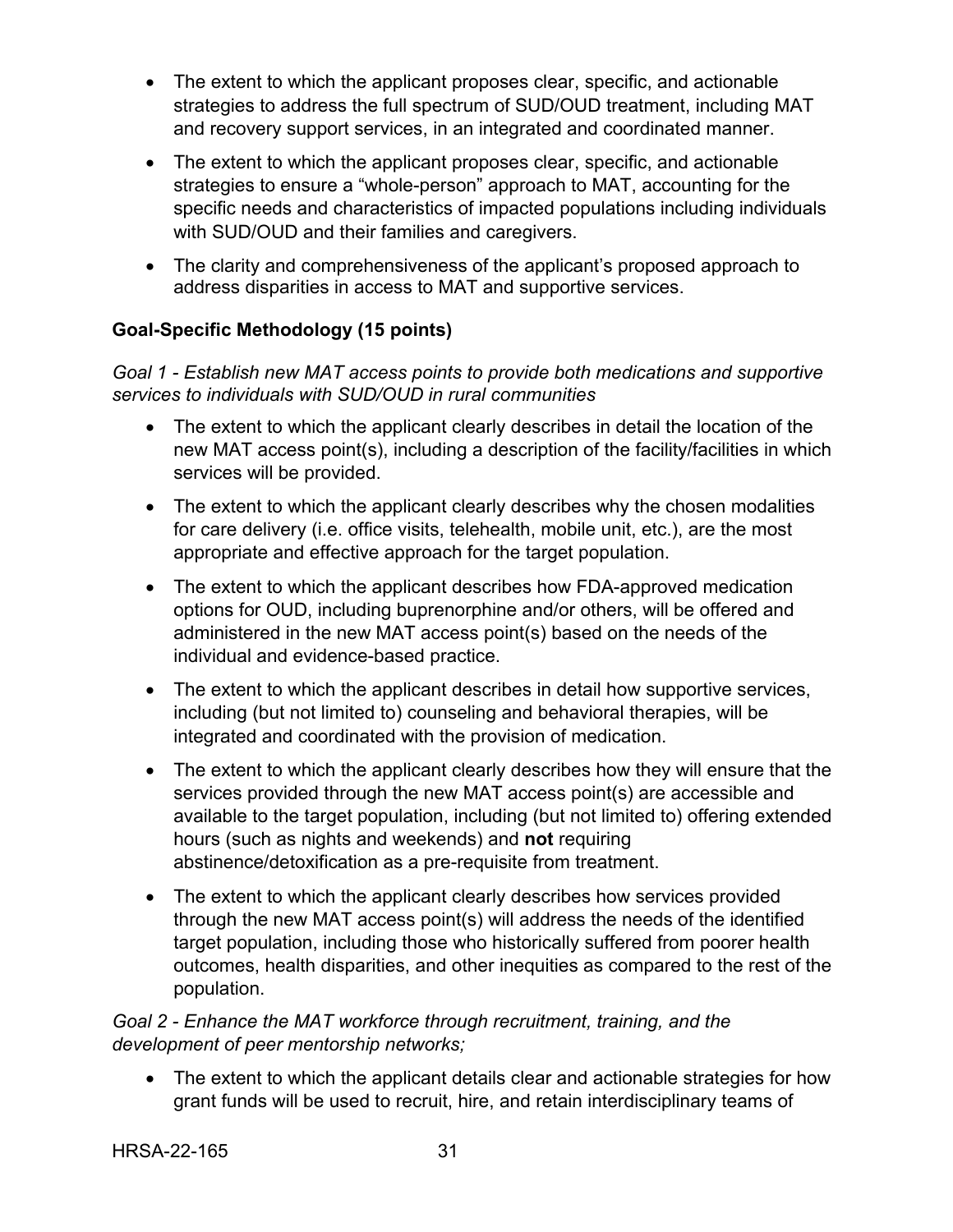- The extent to which the applicant proposes clear, specific, and actionable strategies to address the full spectrum of SUD/OUD treatment, including MAT and recovery support services, in an integrated and coordinated manner.
- The extent to which the applicant proposes clear, specific, and actionable strategies to ensure a "whole-person" approach to MAT, accounting for the specific needs and characteristics of impacted populations including individuals with SUD/OUD and their families and caregivers.
- The clarity and comprehensiveness of the applicant's proposed approach to address disparities in access to MAT and supportive services.

**Goal-Specific Methodology (15 points)**

*Goal 1 - Establish new MAT access points to provide both medications and supportive services to individuals with SUD/OUD in rural communities*

- The extent to which the applicant clearly describes in detail the location of the new MAT access point(s), including a description of the facility/facilities in which services will be provided.
- The extent to which the applicant clearly describes why the chosen modalities for care delivery (i.e. office visits, telehealth, mobile unit, etc.), are the most appropriate and effective approach for the target population.
- The extent to which the applicant describes how FDA-approved medication options for OUD, including buprenorphine and/or others, will be offered and administered in the new MAT access point(s) based on the needs of the individual and evidence-based practice.
- The extent to which the applicant describes in detail how supportive services, including (but not limited to) counseling and behavioral therapies, will be integrated and coordinated with the provision of medication.
- The extent to which the applicant clearly describes how they will ensure that the services provided through the new MAT access point(s) are accessible and available to the target population, including (but not limited to) offering extended hours (such as nights and weekends) and **not** requiring abstinence/detoxification as a pre-requisite from treatment.
- The extent to which the applicant clearly describes how services provided through the new MAT access point(s) will address the needs of the identified target population, including those who historically suffered from poorer health outcomes, health disparities, and other inequities as compared to the rest of the population.

*Goal 2 - Enhance the MAT workforce through recruitment, training, and the development of peer mentorship networks;*

- The extent to which the applicant details clear and actionable strategies for how grant funds will be used to recruit, hire, and retain interdisciplinary teams of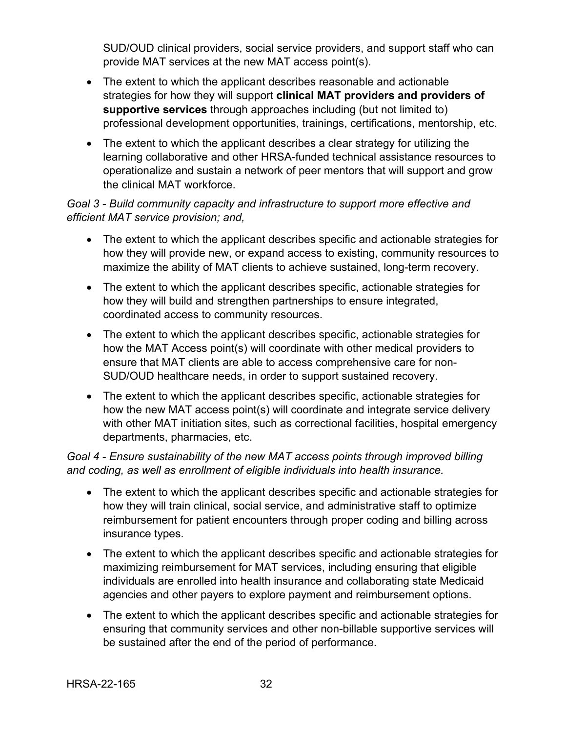SUD/OUD clinical providers, social service providers, and support staff who can provide MAT services at the new MAT access point(s).

- The extent to which the applicant describes reasonable and actionable strategies for how they will support **clinical MAT providers and providers of supportive services** through approaches including (but not limited to) professional development opportunities, trainings, certifications, mentorship, etc.
- The extent to which the applicant describes a clear strategy for utilizing the learning collaborative and other HRSA-funded technical assistance resources to operationalize and sustain a network of peer mentors that will support and grow the clinical MAT workforce.

*Goal 3 - Build community capacity and infrastructure to support more effective and efficient MAT service provision; and,*

- The extent to which the applicant describes specific and actionable strategies for how they will provide new, or expand access to existing, community resources to maximize the ability of MAT clients to achieve sustained, long-term recovery.
- The extent to which the applicant describes specific, actionable strategies for how they will build and strengthen partnerships to ensure integrated, coordinated access to community resources.
- The extent to which the applicant describes specific, actionable strategies for how the MAT Access point(s) will coordinate with other medical providers to ensure that MAT clients are able to access comprehensive care for non-SUD/OUD healthcare needs, in order to support sustained recovery.
- The extent to which the applicant describes specific, actionable strategies for how the new MAT access point(s) will coordinate and integrate service delivery with other MAT initiation sites, such as correctional facilities, hospital emergency departments, pharmacies, etc.

*Goal 4 - Ensure sustainability of the new MAT access points through improved billing and coding, as well as enrollment of eligible individuals into health insurance.*

- The extent to which the applicant describes specific and actionable strategies for how they will train clinical, social service, and administrative staff to optimize reimbursement for patient encounters through proper coding and billing across insurance types.
- The extent to which the applicant describes specific and actionable strategies for maximizing reimbursement for MAT services, including ensuring that eligible individuals are enrolled into health insurance and collaborating state Medicaid agencies and other payers to explore payment and reimbursement options.
- The extent to which the applicant describes specific and actionable strategies for ensuring that community services and other non-billable supportive services will be sustained after the end of the period of performance.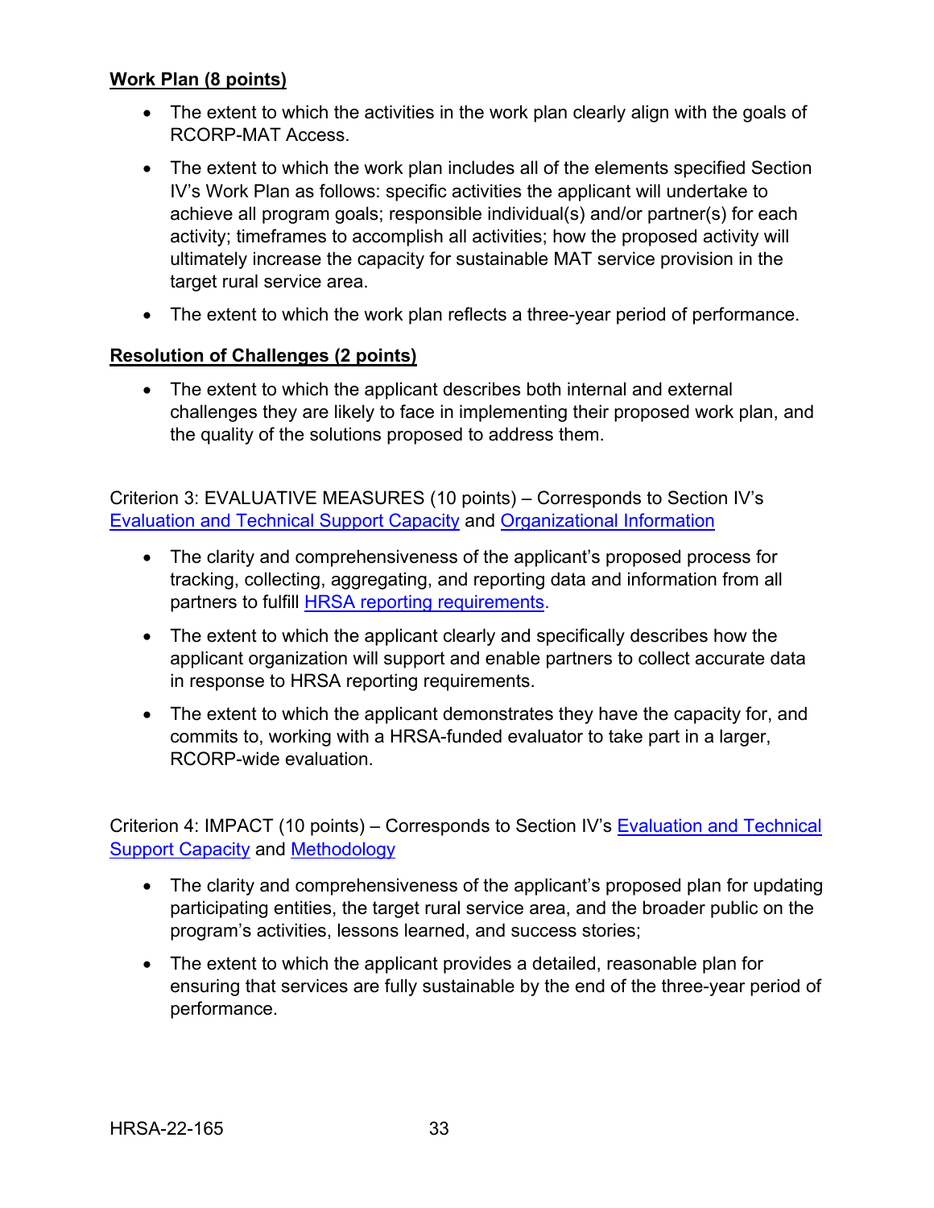**Work Plan (8 points)**

- The extent to which the activities in the work plan clearly align with the goals of RCORP-MAT Access.
- The extent to which the work plan includes all of the elements specified Section IV's Work Plan as follows: specific activities the applicant will undertake to achieve all program goals; responsible individual(s) and/or partner(s) for each activity; timeframes to accomplish all activities; how the proposed activity will ultimately increase the capacity for sustainable MAT service provision in the target rural service area.
- The extent to which the work plan reflects a three-year period of performance.

**Resolution of Challenges (2 points)**

- The extent to which the applicant describes both internal and external challenges they are likely to face in implementing their proposed work plan, and the quality of the solutions proposed to address them.

Criterion 3: EVALUATIVE MEASURES (10 points) – Corresponds to Section IV's Evaluation and Technical Support Capacity and Organizational Information

- The clarity and comprehensiveness of the applicant's proposed process for tracking, collecting, aggregating, and reporting data and information from all partners to fulfill HRSA reporting requirements.
- The extent to which the applicant clearly and specifically describes how the applicant organization will support and enable partners to collect accurate data in response to HRSA reporting requirements.
- The extent to which the applicant demonstrates they have the capacity for, and commits to, working with a HRSA-funded evaluator to take part in a larger, RCORP-wide evaluation.

Criterion 4: IMPACT (10 points) – Corresponds to Section IV's Evaluation and Technical Support Capacity and Methodology

- The clarity and comprehensiveness of the applicant's proposed plan for updating participating entities, the target rural service area, and the broader public on the program's activities, lessons learned, and success stories;
- The extent to which the applicant provides a detailed, reasonable plan for ensuring that services are fully sustainable by the end of the three-year period of performance.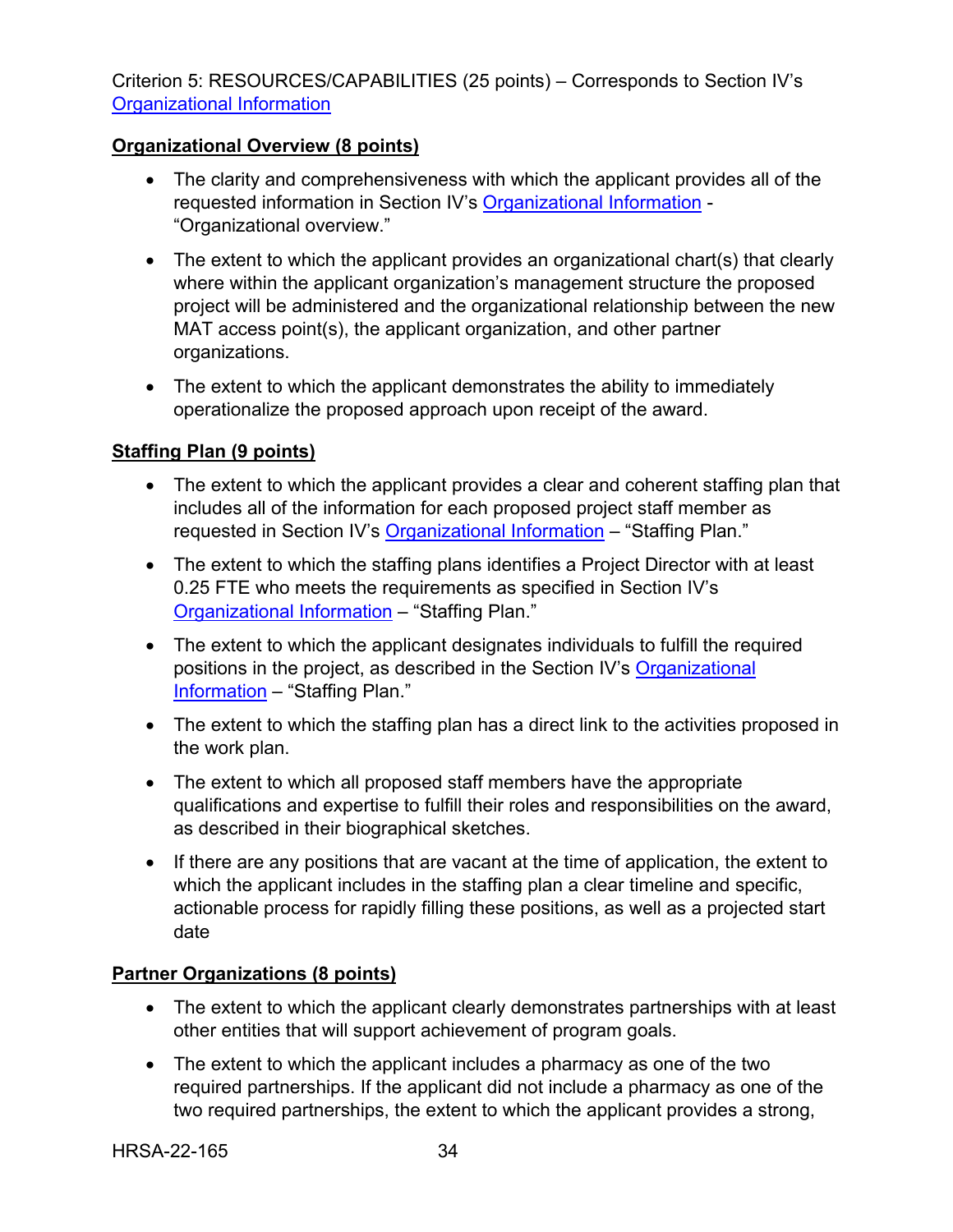Criterion 5: RESOURCES/CAPABILITIES (25 points) – Corresponds to Section IV's Organizational Information

**Organizational Overview (8 points)**

- The clarity and comprehensiveness with which the applicant provides all of the requested information in Section IV's Organizational Information - "Organizational overview."
- The extent to which the applicant provides an organizational chart(s) that clearly where within the applicant organization's management structure the proposed project will be administered and the organizational relationship between the new MAT access point(s), the applicant organization, and other partner organizations.
- The extent to which the applicant demonstrates the ability to immediately operationalize the proposed approach upon receipt of the award.

**Staffing Plan (9 points)**

- The extent to which the applicant provides a clear and coherent staffing plan that includes all of the information for each proposed project staff member as requested in Section IV's Organizational Information – "Staffing Plan."
- The extent to which the staffing plans identifies a Project Director with at least 0.25 FTE who meets the requirements as specified in Section IV's Organizational Information – "Staffing Plan."
- The extent to which the applicant designates individuals to fulfill the required positions in the project, as described in the Section IV's Organizational Information – "Staffing Plan."
- The extent to which the staffing plan has a direct link to the activities proposed in the work plan.
- The extent to which all proposed staff members have the appropriate qualifications and expertise to fulfill their roles and responsibilities on the award, as described in their biographical sketches.
- If there are any positions that are vacant at the time of application, the extent to which the applicant includes in the staffing plan a clear timeline and specific, actionable process for rapidly filling these positions, as well as a projected start date

**Partner Organizations (8 points)**

- The extent to which the applicant clearly demonstrates partnerships with at least other entities that will support achievement of program goals.
- The extent to which the applicant includes a pharmacy as one of the two required partnerships. If the applicant did not include a pharmacy as one of the two required partnerships, the extent to which the applicant provides a strong,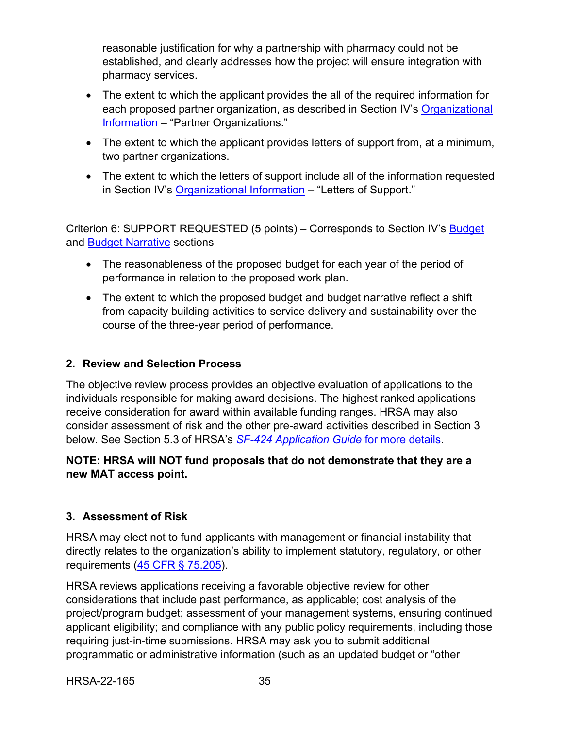reasonable justification for why a partnership with pharmacy could not be established, and clearly addresses how the project will ensure integration with pharmacy services.

- The extent to which the applicant provides the all of the required information for each proposed partner organization, as described in Section IV's Organizational Information – "Partner Organizations."
- The extent to which the applicant provides letters of support from, at a minimum, two partner organizations.
- The extent to which the letters of support include all of the information requested in Section IV's Organizational Information – "Letters of Support."

Criterion 6: SUPPORT REQUESTED (5 points) – Corresponds to Section IV's Budget and Budget Narrative sections

- The reasonableness of the proposed budget for each year of the period of performance in relation to the proposed work plan.
- The extent to which the proposed budget and budget narrative reflect a shift from capacity building activities to service delivery and sustainability over the course of the three-year period of performance.

### 2. Review and Selection Process

The objective review process provides an objective evaluation of applications to the individuals responsible for making award decisions. The highest ranked applications receive consideration for award within available funding ranges. HRSA may also consider assessment of risk and the other pre-award activities described in Section 3 below. See Section 5.3 of HRSA's *SF-424 Application Guide* for more details.

**NOTE: HRSA will NOT fund proposals that do not demonstrate that they are a new MAT access point.**

### 3. Assessment of Risk

HRSA may elect not to fund applicants with management or financial instability that directly relates to the organization's ability to implement statutory, regulatory, or other requirements (45 CFR § 75.205).

HRSA reviews applications receiving a favorable objective review for other considerations that include past performance, as applicable; cost analysis of the project/program budget; assessment of your management systems, ensuring continued applicant eligibility; and compliance with any public policy requirements, including those requiring just-in-time submissions. HRSA may ask you to submit additional programmatic or administrative information (such as an updated budget or "other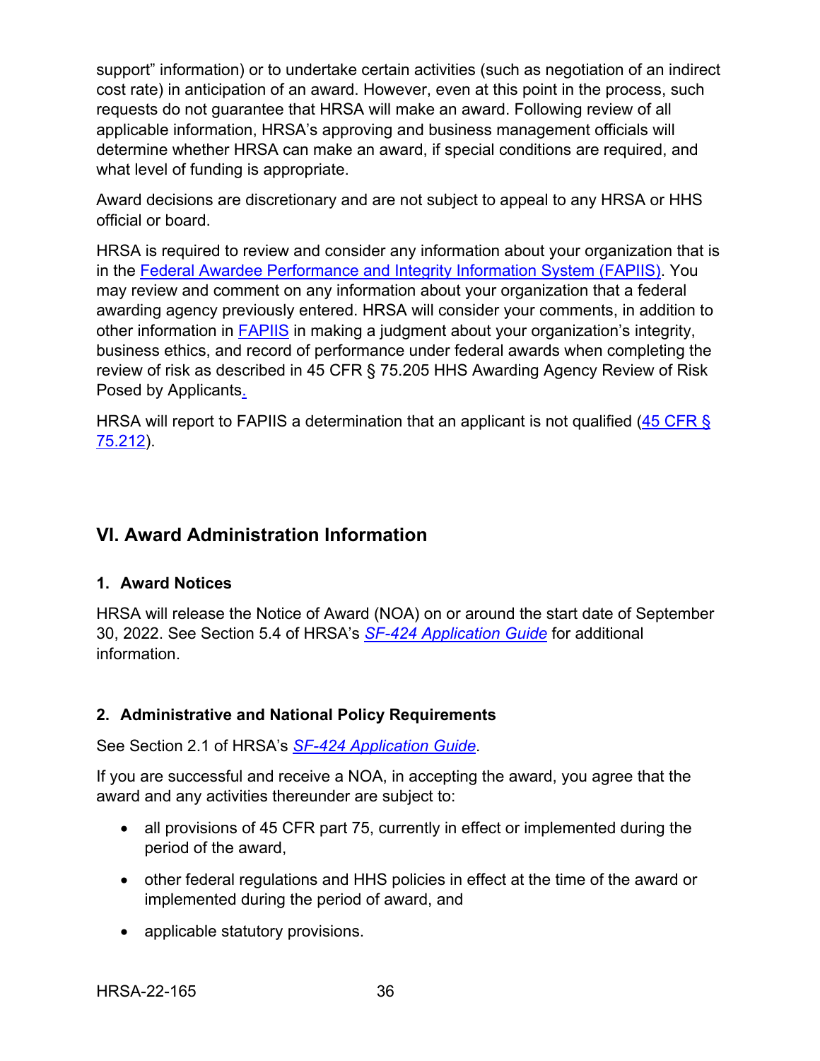support" information) or to undertake certain activities (such as negotiation of an indirect cost rate) in anticipation of an award. However, even at this point in the process, such requests do not guarantee that HRSA will make an award. Following review of all applicable information, HRSA's approving and business management officials will determine whether HRSA can make an award, if special conditions are required, and what level of funding is appropriate.

Award decisions are discretionary and are not subject to appeal to any HRSA or HHS official or board.

HRSA is required to review and consider any information about your organization that is in the Federal Awardee Performance and Integrity Information System (FAPIIS). You may review and comment on any information about your organization that a federal awarding agency previously entered. HRSA will consider your comments, in addition to other information in FAPIIS in making a judgment about your organization's integrity, business ethics, and record of performance under federal awards when completing the review of risk as described in 45 CFR § 75.205 HHS Awarding Agency Review of Risk Posed by Applicants.

HRSA will report to FAPIIS a determination that an applicant is not qualified (45 CFR § 75.212).

## VI. Award Administration Information

### 1. Award Notices

HRSA will release the Notice of Award (NOA) on or around the start date of September 30, 2022. See Section 5.4 of HRSA's *SF-424 Application Guide* for additional information.

### 2. Administrative and National Policy Requirements

See Section 2.1 of HRSA's *SF-424 Application Guide*.

If you are successful and receive a NOA, in accepting the award, you agree that the award and any activities thereunder are subject to:

- all provisions of 45 CFR part 75, currently in effect or implemented during the period of the award,
- other federal regulations and HHS policies in effect at the time of the award or implemented during the period of award, and
- applicable statutory provisions.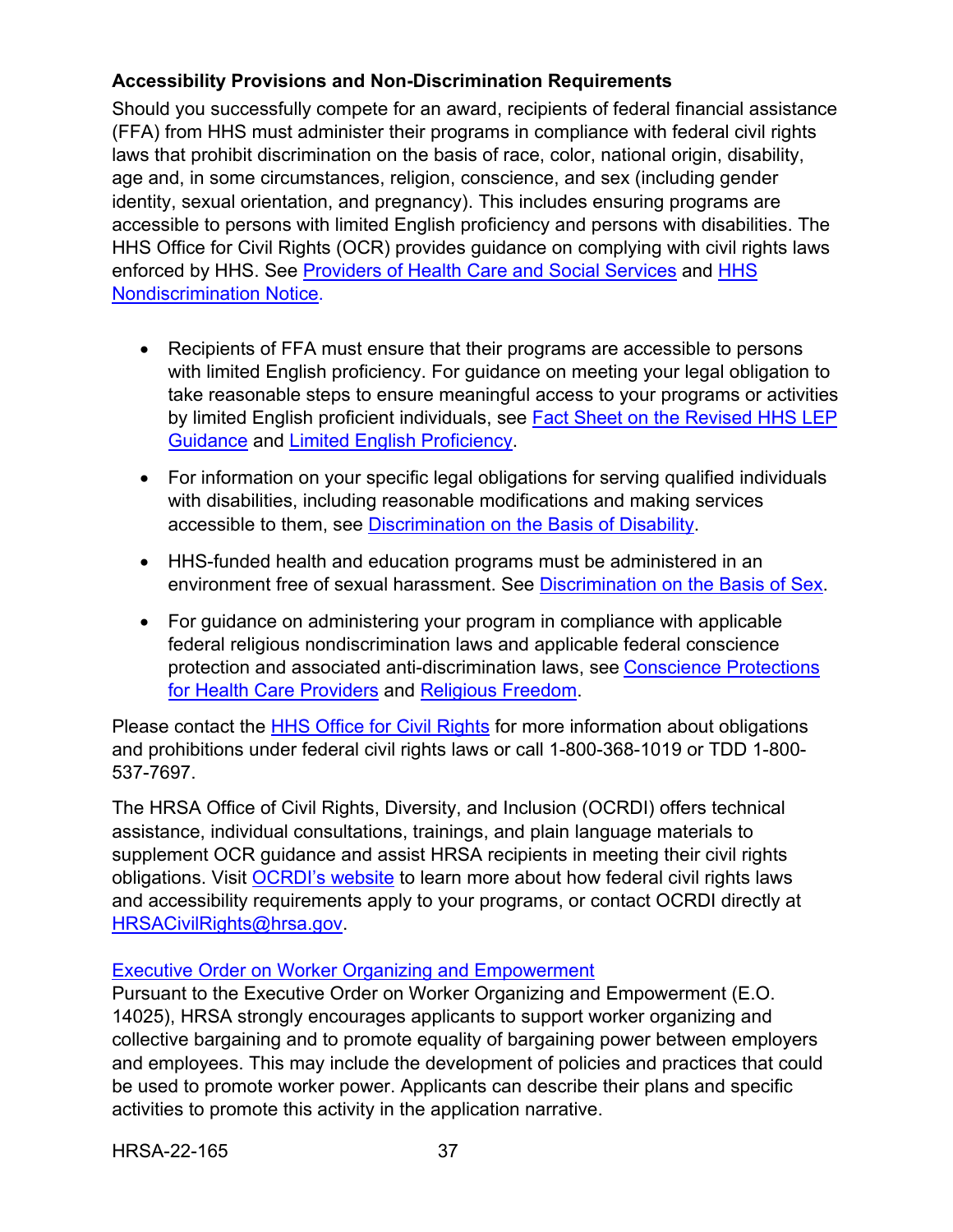**Accessibility Provisions and Non-Discrimination Requirements**

Should you successfully compete for an award, recipients of federal financial assistance (FFA) from HHS must administer their programs in compliance with federal civil rights laws that prohibit discrimination on the basis of race, color, national origin, disability, age and, in some circumstances, religion, conscience, and sex (including gender identity, sexual orientation, and pregnancy). This includes ensuring programs are accessible to persons with limited English proficiency and persons with disabilities. The HHS Office for Civil Rights (OCR) provides guidance on complying with civil rights laws enforced by HHS. See Providers of Health Care and Social Services and HHS Nondiscrimination Notice.

- Recipients of FFA must ensure that their programs are accessible to persons with limited English proficiency. For guidance on meeting your legal obligation to take reasonable steps to ensure meaningful access to your programs or activities by limited English proficient individuals, see Fact Sheet on the Revised HHS LEP Guidance and Limited English Proficiency.
- For information on your specific legal obligations for serving qualified individuals with disabilities, including reasonable modifications and making services accessible to them, see Discrimination on the Basis of Disability.
- HHS-funded health and education programs must be administered in an environment free of sexual harassment. See Discrimination on the Basis of Sex.
- For guidance on administering your program in compliance with applicable federal religious nondiscrimination laws and applicable federal conscience protection and associated anti-discrimination laws, see Conscience Protections for Health Care Providers and Religious Freedom.

Please contact the HHS Office for Civil Rights for more information about obligations and prohibitions under federal civil rights laws or call 1-800-368-1019 or TDD 1-800-537-7697.

The HRSA Office of Civil Rights, Diversity, and Inclusion (OCRDI) offers technical assistance, individual consultations, trainings, and plain language materials to supplement OCR guidance and assist HRSA recipients in meeting their civil rights obligations. Visit OCRDI's website to learn more about how federal civil rights laws and accessibility requirements apply to your programs, or contact OCRDI directly at HRSACivilRights@hrsa.gov.

Executive Order on Worker Organizing and Empowerment

Pursuant to the Executive Order on Worker Organizing and Empowerment (E.O. 14025), HRSA strongly encourages applicants to support worker organizing and collective bargaining and to promote equality of bargaining power between employers and employees. This may include the development of policies and practices that could be used to promote worker power. Applicants can describe their plans and specific activities to promote this activity in the application narrative.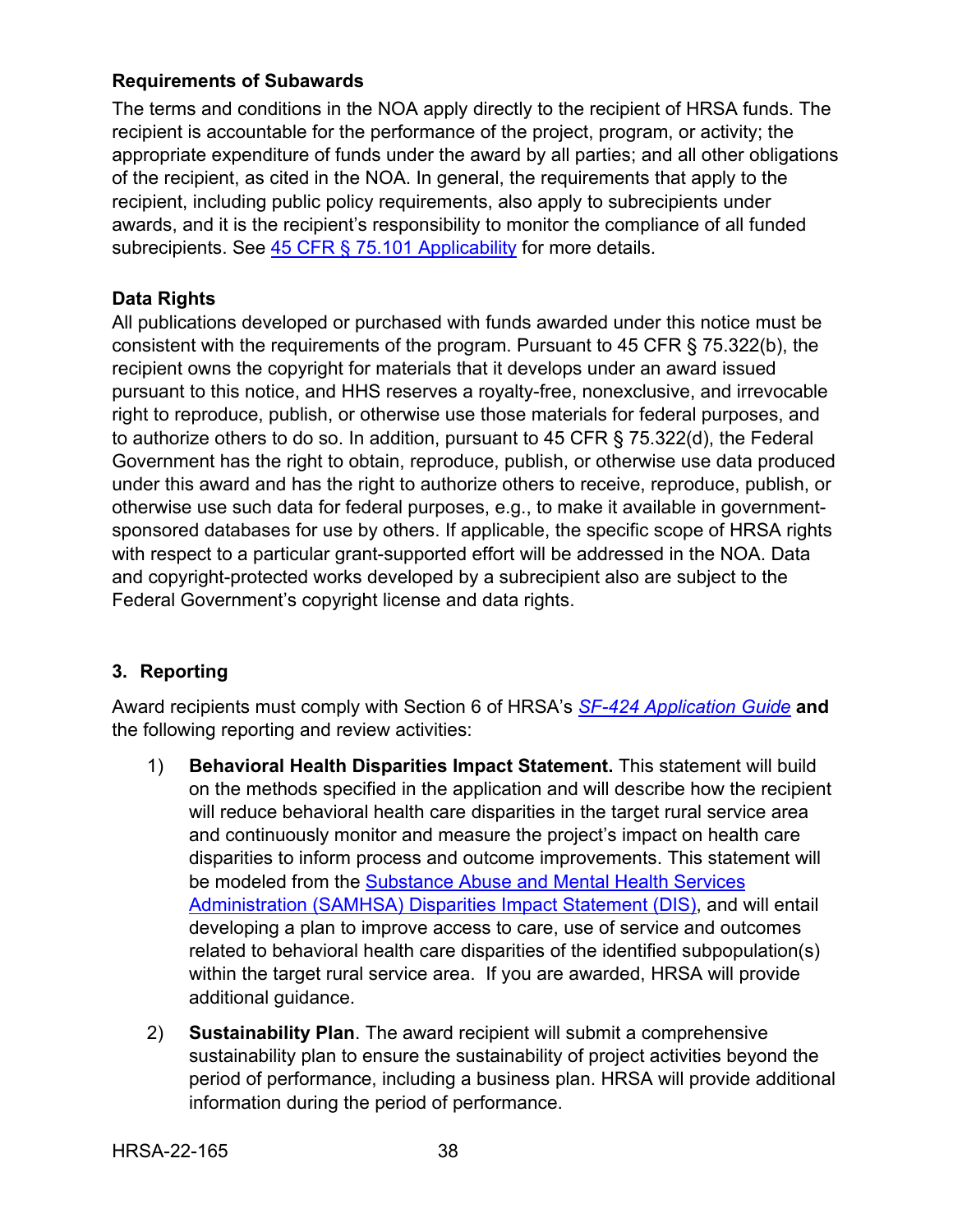**Requirements of Subawards**

The terms and conditions in the NOA apply directly to the recipient of HRSA funds. The recipient is accountable for the performance of the project, program, or activity; the appropriate expenditure of funds under the award by all parties; and all other obligations of the recipient, as cited in the NOA. In general, the requirements that apply to the recipient, including public policy requirements, also apply to subrecipients under awards, and it is the recipient's responsibility to monitor the compliance of all funded subrecipients. See 45 CFR § 75.101 Applicability for more details.

**Data Rights**

All publications developed or purchased with funds awarded under this notice must be consistent with the requirements of the program. Pursuant to 45 CFR § 75.322(b), the recipient owns the copyright for materials that it develops under an award issued pursuant to this notice, and HHS reserves a royalty-free, nonexclusive, and irrevocable right to reproduce, publish, or otherwise use those materials for federal purposes, and to authorize others to do so. In addition, pursuant to 45 CFR § 75.322(d), the Federal Government has the right to obtain, reproduce, publish, or otherwise use data produced under this award and has the right to authorize others to receive, reproduce, publish, or otherwise use such data for federal purposes, e.g., to make it available in government-sponsored databases for use by others. If applicable, the specific scope of HRSA rights with respect to a particular grant-supported effort will be addressed in the NOA. Data and copyright-protected works developed by a subrecipient also are subject to the Federal Government's copyright license and data rights.

### 3. Reporting

Award recipients must comply with Section 6 of HRSA's *SF-424 Application Guide* **and** the following reporting and review activities:

1) **Behavioral Health Disparities Impact Statement.** This statement will build on the methods specified in the application and will describe how the recipient will reduce behavioral health care disparities in the target rural service area and continuously monitor and measure the project's impact on health care disparities to inform process and outcome improvements. This statement will be modeled from the Substance Abuse and Mental Health Services Administration (SAMHSA) Disparities Impact Statement (DIS), and will entail developing a plan to improve access to care, use of service and outcomes related to behavioral health care disparities of the identified subpopulation(s) within the target rural service area. If you are awarded, HRSA will provide additional guidance.

2) **Sustainability Plan**. The award recipient will submit a comprehensive sustainability plan to ensure the sustainability of project activities beyond the period of performance, including a business plan. HRSA will provide additional information during the period of performance.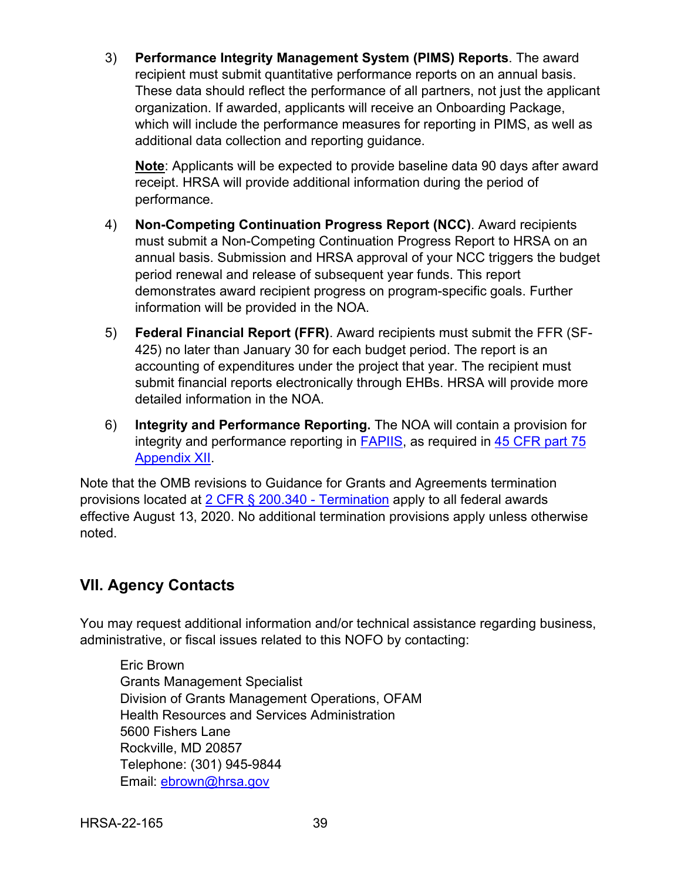3) **Performance Integrity Management System (PIMS) Reports**. The award recipient must submit quantitative performance reports on an annual basis. These data should reflect the performance of all partners, not just the applicant organization. If awarded, applicants will receive an Onboarding Package, which will include the performance measures for reporting in PIMS, as well as additional data collection and reporting guidance.

   **Note**: Applicants will be expected to provide baseline data 90 days after award receipt. HRSA will provide additional information during the period of performance.

4) **Non-Competing Continuation Progress Report (NCC)**. Award recipients must submit a Non-Competing Continuation Progress Report to HRSA on an annual basis. Submission and HRSA approval of your NCC triggers the budget period renewal and release of subsequent year funds. This report demonstrates award recipient progress on program-specific goals. Further information will be provided in the NOA.

5) **Federal Financial Report (FFR)**. Award recipients must submit the FFR (SF-425) no later than January 30 for each budget period. The report is an accounting of expenditures under the project that year. The recipient must submit financial reports electronically through EHBs. HRSA will provide more detailed information in the NOA.

6) **Integrity and Performance Reporting.** The NOA will contain a provision for integrity and performance reporting in FAPIIS, as required in 45 CFR part 75 Appendix XII.

Note that the OMB revisions to Guidance for Grants and Agreements termination provisions located at 2 CFR § 200.340 - Termination apply to all federal awards effective August 13, 2020. No additional termination provisions apply unless otherwise noted.

## VII. Agency Contacts

You may request additional information and/or technical assistance regarding business, administrative, or fiscal issues related to this NOFO by contacting:

Eric Brown
Grants Management Specialist
Division of Grants Management Operations, OFAM
Health Resources and Services Administration
5600 Fishers Lane
Rockville, MD 20857
Telephone: (301) 945-9844
Email: ebrown@hrsa.gov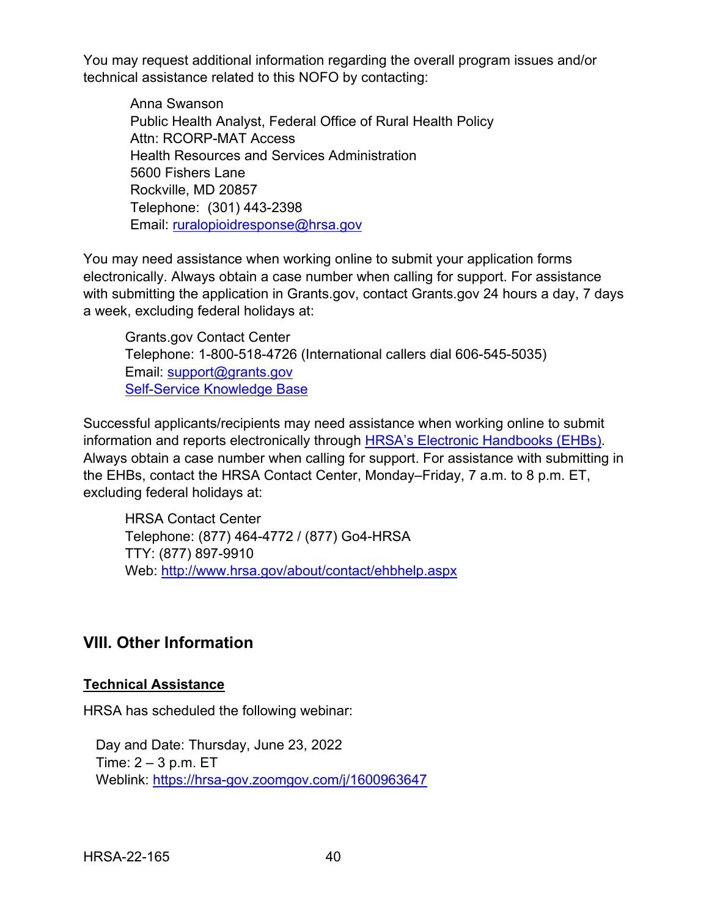You may request additional information regarding the overall program issues and/or technical assistance related to this NOFO by contacting:

Anna Swanson
Public Health Analyst, Federal Office of Rural Health Policy
Attn: RCORP-MAT Access
Health Resources and Services Administration
5600 Fishers Lane
Rockville, MD 20857
Telephone: (301) 443-2398
Email: [ruralopioidresponse@hrsa.gov](mailto:ruralopioidresponse@hrsa.gov)

You may need assistance when working online to submit your application forms electronically. Always obtain a case number when calling for support. For assistance with submitting the application in Grants.gov, contact Grants.gov 24 hours a day, 7 days a week, excluding federal holidays at:

Grants.gov Contact Center
Telephone: 1-800-518-4726 (International callers dial 606-545-5035)
Email: [support@grants.gov](mailto:support@grants.gov)
Self-Service Knowledge Base

Successful applicants/recipients may need assistance when working online to submit information and reports electronically through HRSA's Electronic Handbooks (EHBs). Always obtain a case number when calling for support. For assistance with submitting in the EHBs, contact the HRSA Contact Center, Monday–Friday, 7 a.m. to 8 p.m. ET, excluding federal holidays at:

HRSA Contact Center
Telephone: (877) 464-4772 / (877) Go4-HRSA
TTY: (877) 897-9910
Web: [http://www.hrsa.gov/about/contact/ehbhelp.aspx](http://www.hrsa.gov/about/contact/ehbhelp.aspx)

## VIII. Other Information

**Technical Assistance**

HRSA has scheduled the following webinar:

Day and Date: Thursday, June 23, 2022
Time: 2 – 3 p.m. ET
Weblink: [https://hrsa-gov.zoomgov.com/j/1600963647](https://hrsa-gov.zoomgov.com/j/1600963647)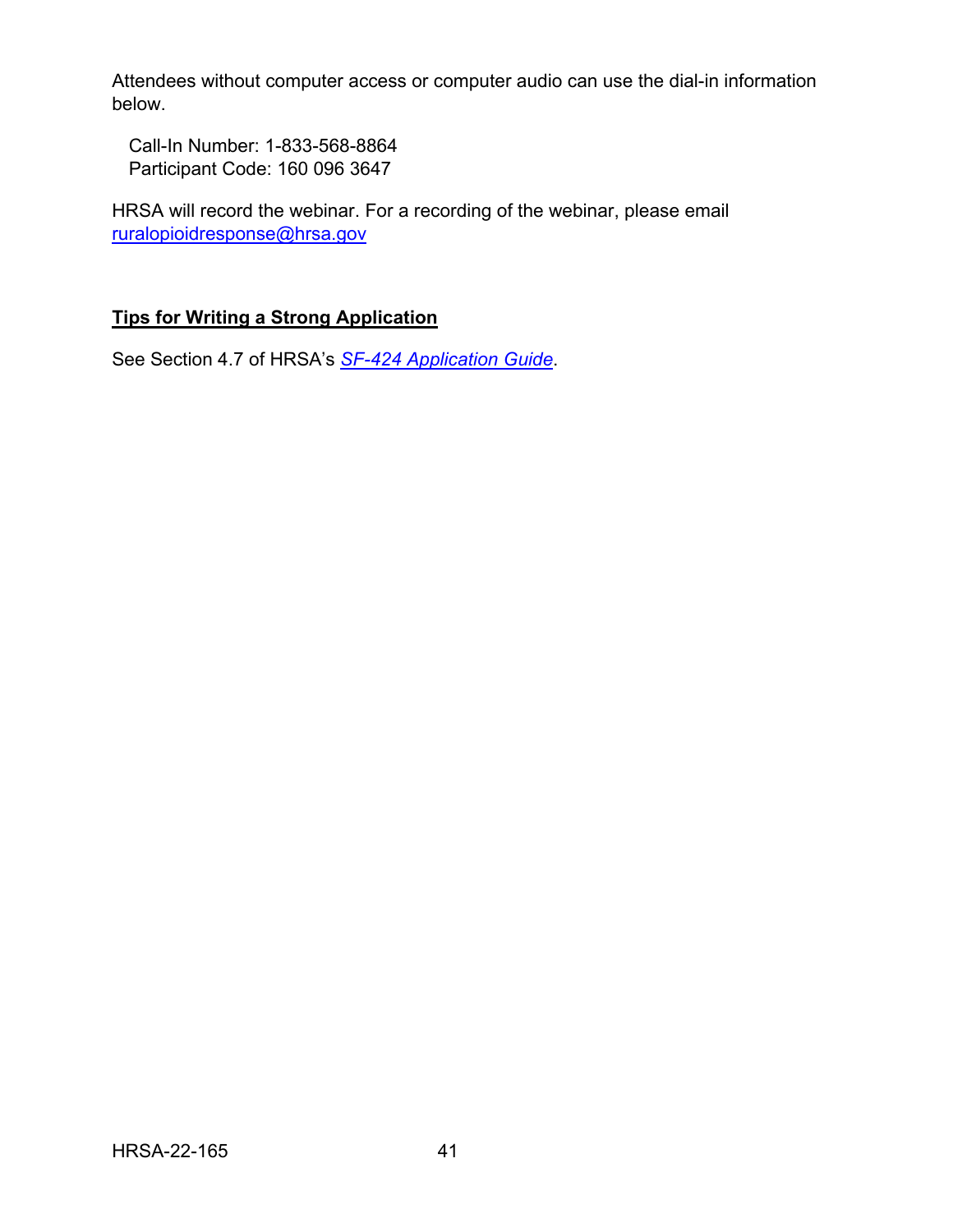Attendees without computer access or computer audio can use the dial-in information below.

Call-In Number: 1-833-568-8864
Participant Code: 160 096 3647

HRSA will record the webinar. For a recording of the webinar, please email ruralopioidresponse@hrsa.gov

**Tips for Writing a Strong Application**

See Section 4.7 of HRSA's *SF-424 Application Guide*.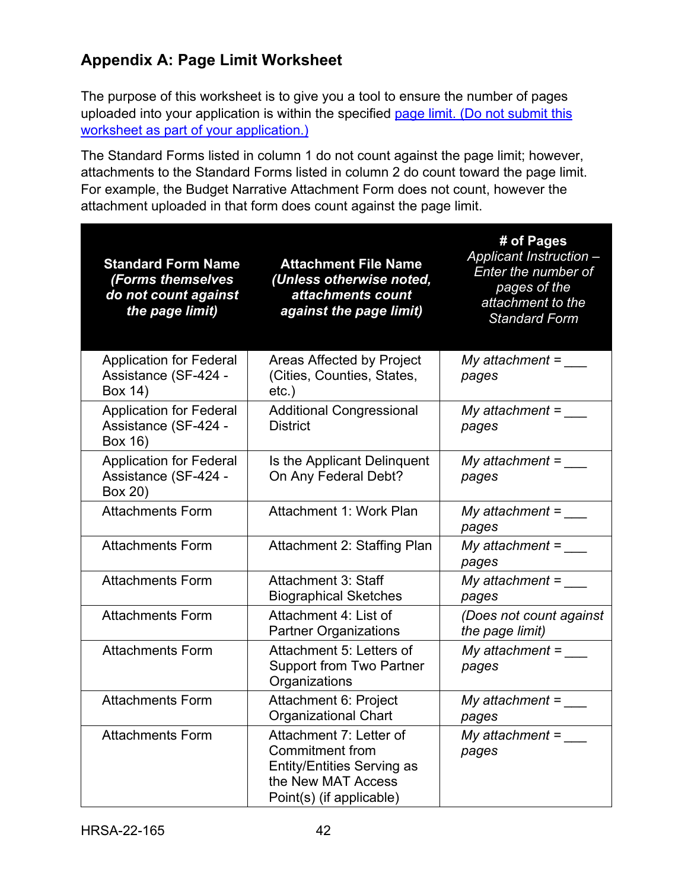## Appendix A: Page Limit Worksheet

The purpose of this worksheet is to give you a tool to ensure the number of pages uploaded into your application is within the specified [page limit. (Do not submit this worksheet as part of your application.)]

The Standard Forms listed in column 1 do not count against the page limit; however, attachments to the Standard Forms listed in column 2 do count toward the page limit. For example, the Budget Narrative Attachment Form does not count, however the attachment uploaded in that form does count against the page limit.

| **Standard Form Name** ***(Forms themselves do not count against the page limit)*** | **Attachment File Name** ***(Unless otherwise noted, attachments count against the page limit)*** | **# of Pages** *Applicant Instruction – Enter the number of pages of the attachment to the Standard Form* |
|---|---|---|
| Application for Federal Assistance (SF-424 - Box 14) | Areas Affected by Project (Cities, Counties, States, etc.) | *My attachment = ___ pages* |
| Application for Federal Assistance (SF-424 - Box 16) | Additional Congressional District | *My attachment = ___ pages* |
| Application for Federal Assistance (SF-424 - Box 20) | Is the Applicant Delinquent On Any Federal Debt? | *My attachment = ___ pages* |
| Attachments Form | Attachment 1: Work Plan | *My attachment = ___ pages* |
| Attachments Form | Attachment 2: Staffing Plan | *My attachment = ___ pages* |
| Attachments Form | Attachment 3: Staff Biographical Sketches | *My attachment = ___ pages* |
| Attachments Form | Attachment 4: List of Partner Organizations | *(Does not count against the page limit)* |
| Attachments Form | Attachment 5: Letters of Support from Two Partner Organizations | *My attachment = ___ pages* |
| Attachments Form | Attachment 6: Project Organizational Chart | *My attachment = ___ pages* |
| Attachments Form | Attachment 7: Letter of Commitment from Entity/Entities Serving as the New MAT Access Point(s) (if applicable) | *My attachment = ___ pages* |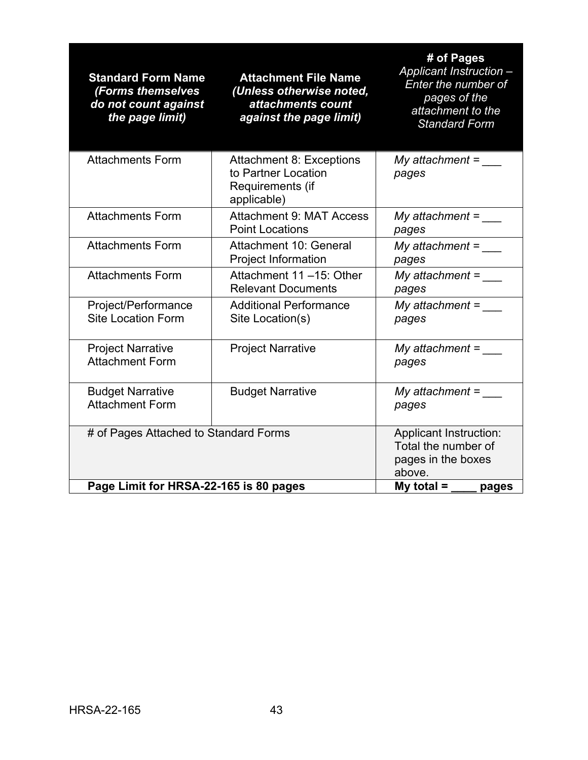| Standard Form Name *(Forms themselves do not count against the page limit)* | Attachment File Name *(Unless otherwise noted, attachments count against the page limit)* | # of Pages *Applicant Instruction – Enter the number of pages of the attachment to the Standard Form* |
|---|---|---|
| Attachments Form | Attachment 8: Exceptions to Partner Location Requirements (if applicable) | *My attachment = ___ pages* |
| Attachments Form | Attachment 9: MAT Access Point Locations | *My attachment = ___ pages* |
| Attachments Form | Attachment 10: General Project Information | *My attachment = ___ pages* |
| Attachments Form | Attachment 11 –15: Other Relevant Documents | *My attachment = ___ pages* |
| Project/Performance Site Location Form | Additional Performance Site Location(s) | *My attachment = ___ pages* |
| Project Narrative Attachment Form | Project Narrative | *My attachment = ___ pages* |
| Budget Narrative Attachment Form | Budget Narrative | *My attachment = ___ pages* |
| # of Pages Attached to Standard Forms | | Applicant Instruction: Total the number of pages in the boxes above. |
| **Page Limit for HRSA-22-165 is 80 pages** | | **My total = ____ pages** |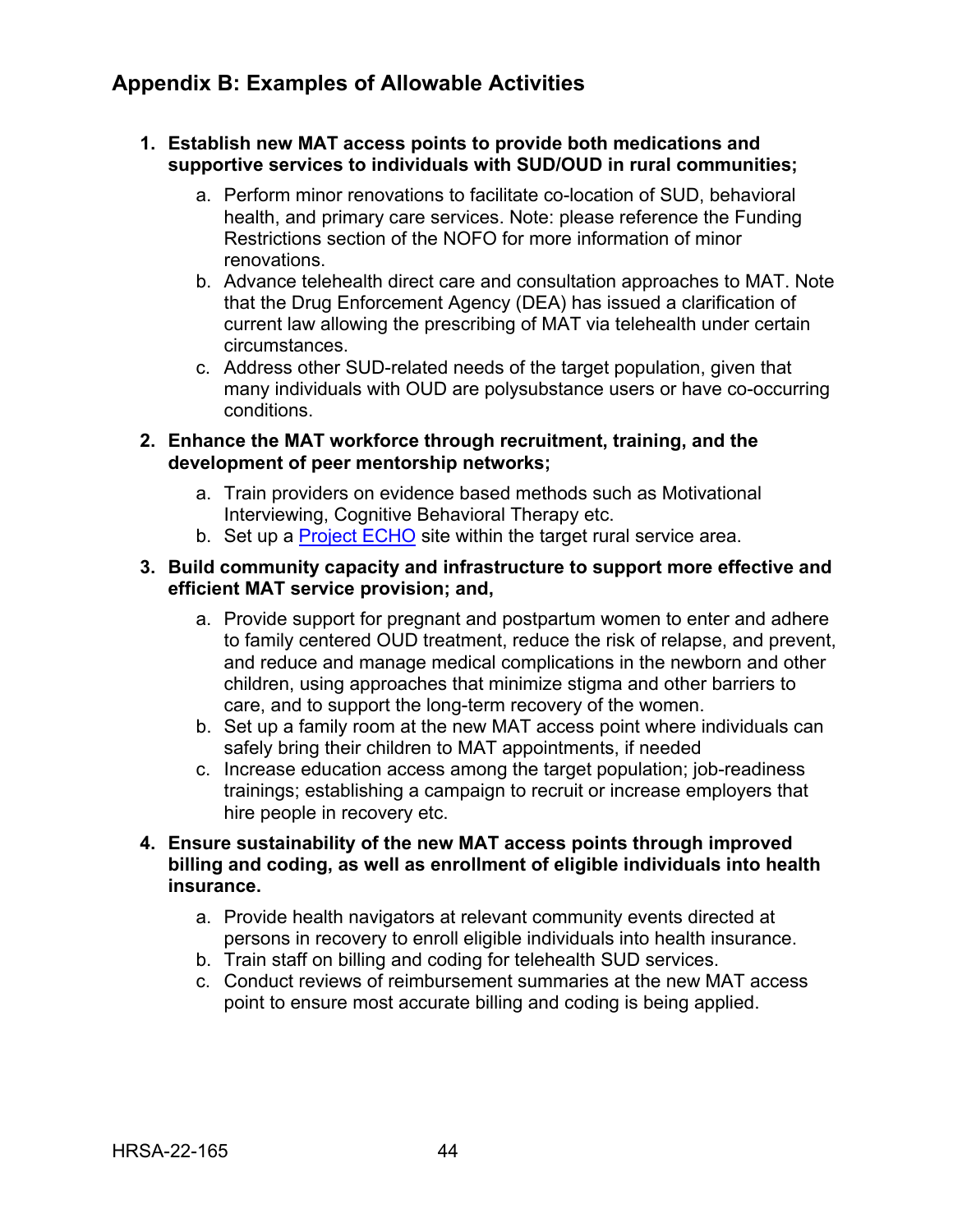## Appendix B: Examples of Allowable Activities

1. **Establish new MAT access points to provide both medications and supportive services to individuals with SUD/OUD in rural communities;**
   a. Perform minor renovations to facilitate co-location of SUD, behavioral health, and primary care services. Note: please reference the Funding Restrictions section of the NOFO for more information of minor renovations.
   b. Advance telehealth direct care and consultation approaches to MAT. Note that the Drug Enforcement Agency (DEA) has issued a clarification of current law allowing the prescribing of MAT via telehealth under certain circumstances.
   c. Address other SUD-related needs of the target population, given that many individuals with OUD are polysubstance users or have co-occurring conditions.

2. **Enhance the MAT workforce through recruitment, training, and the development of peer mentorship networks;**
   a. Train providers on evidence based methods such as Motivational Interviewing, Cognitive Behavioral Therapy etc.
   b. Set up a Project ECHO site within the target rural service area.

3. **Build community capacity and infrastructure to support more effective and efficient MAT service provision; and,**
   a. Provide support for pregnant and postpartum women to enter and adhere to family centered OUD treatment, reduce the risk of relapse, and prevent, and reduce and manage medical complications in the newborn and other children, using approaches that minimize stigma and other barriers to care, and to support the long-term recovery of the women.
   b. Set up a family room at the new MAT access point where individuals can safely bring their children to MAT appointments, if needed
   c. Increase education access among the target population; job-readiness trainings; establishing a campaign to recruit or increase employers that hire people in recovery etc.

4. **Ensure sustainability of the new MAT access points through improved billing and coding, as well as enrollment of eligible individuals into health insurance.**
   a. Provide health navigators at relevant community events directed at persons in recovery to enroll eligible individuals into health insurance.
   b. Train staff on billing and coding for telehealth SUD services.
   c. Conduct reviews of reimbursement summaries at the new MAT access point to ensure most accurate billing and coding is being applied.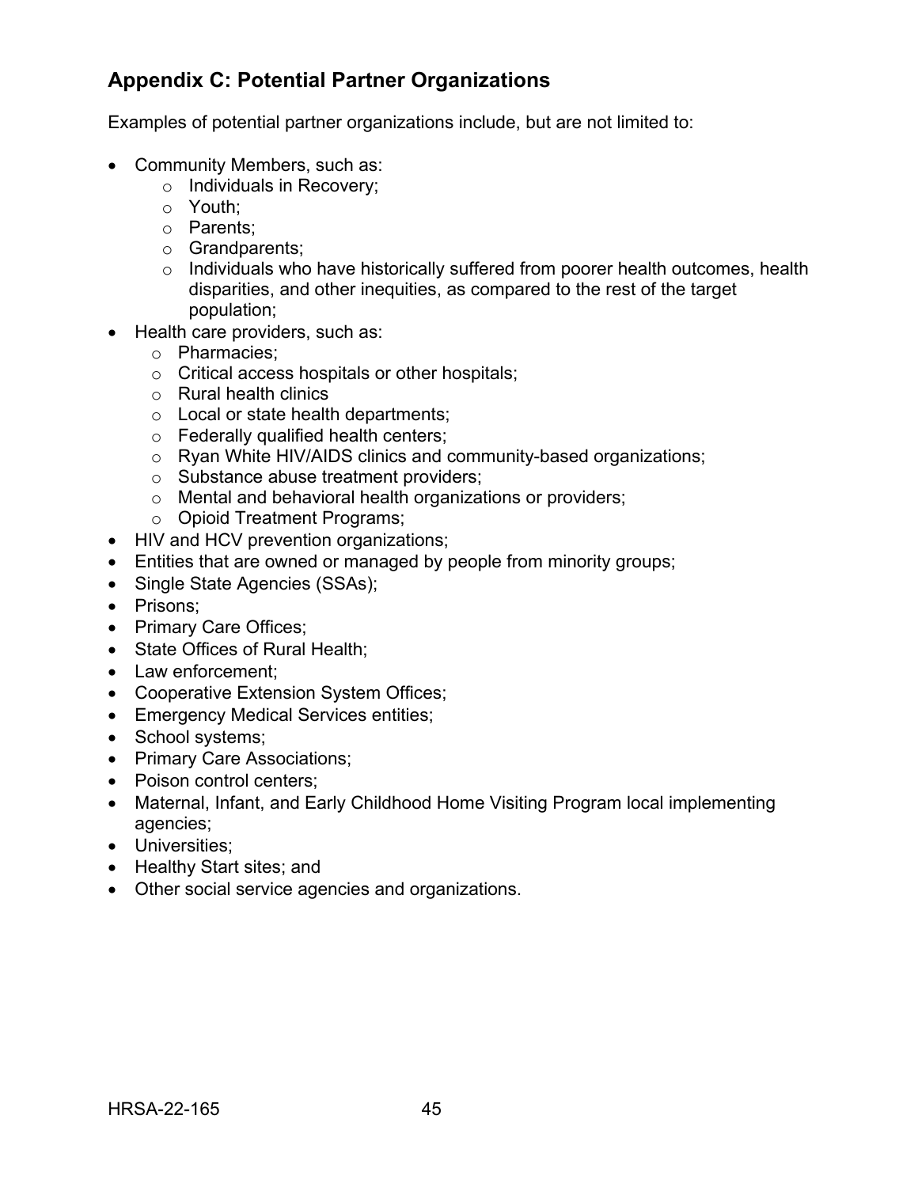## Appendix C: Potential Partner Organizations

Examples of potential partner organizations include, but are not limited to:

- Community Members, such as:
  - Individuals in Recovery;
  - Youth;
  - Parents;
  - Grandparents;
  - Individuals who have historically suffered from poorer health outcomes, health disparities, and other inequities, as compared to the rest of the target population;
- Health care providers, such as:
  - Pharmacies;
  - Critical access hospitals or other hospitals;
  - Rural health clinics
  - Local or state health departments;
  - Federally qualified health centers;
  - Ryan White HIV/AIDS clinics and community-based organizations;
  - Substance abuse treatment providers;
  - Mental and behavioral health organizations or providers;
  - Opioid Treatment Programs;
- HIV and HCV prevention organizations;
- Entities that are owned or managed by people from minority groups;
- Single State Agencies (SSAs);
- Prisons;
- Primary Care Offices;
- State Offices of Rural Health;
- Law enforcement;
- Cooperative Extension System Offices;
- Emergency Medical Services entities;
- School systems;
- Primary Care Associations;
- Poison control centers;
- Maternal, Infant, and Early Childhood Home Visiting Program local implementing agencies;
- Universities;
- Healthy Start sites; and
- Other social service agencies and organizations.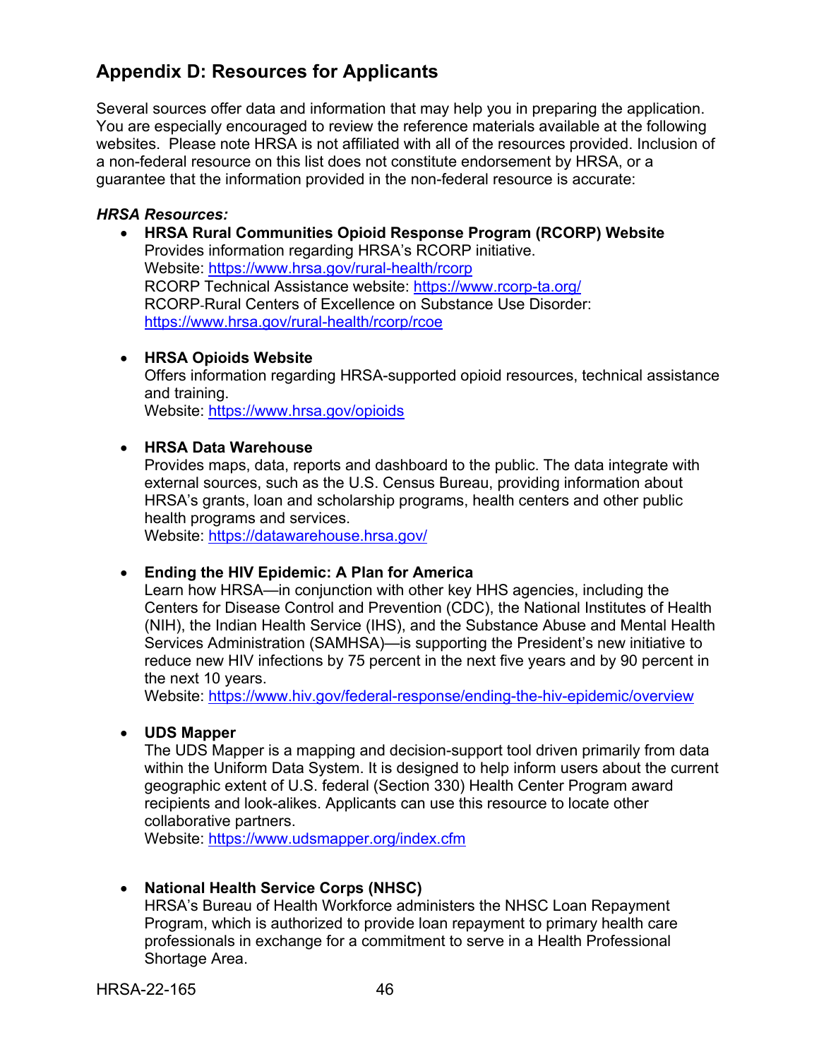## Appendix D: Resources for Applicants

Several sources offer data and information that may help you in preparing the application. You are especially encouraged to review the reference materials available at the following websites. Please note HRSA is not affiliated with all of the resources provided. Inclusion of a non-federal resource on this list does not constitute endorsement by HRSA, or a guarantee that the information provided in the non-federal resource is accurate:

***HRSA Resources:***

- **HRSA Rural Communities Opioid Response Program (RCORP) Website**
  Provides information regarding HRSA's RCORP initiative.
  Website: https://www.hrsa.gov/rural-health/rcorp
  RCORP Technical Assistance website: https://www.rcorp-ta.org/
  RCORP-Rural Centers of Excellence on Substance Use Disorder: https://www.hrsa.gov/rural-health/rcorp/rcoe

- **HRSA Opioids Website**
  Offers information regarding HRSA-supported opioid resources, technical assistance and training.
  Website: https://www.hrsa.gov/opioids

- **HRSA Data Warehouse**
  Provides maps, data, reports and dashboard to the public. The data integrate with external sources, such as the U.S. Census Bureau, providing information about HRSA's grants, loan and scholarship programs, health centers and other public health programs and services.
  Website: https://datawarehouse.hrsa.gov/

- **Ending the HIV Epidemic: A Plan for America**
  Learn how HRSA—in conjunction with other key HHS agencies, including the Centers for Disease Control and Prevention (CDC), the National Institutes of Health (NIH), the Indian Health Service (IHS), and the Substance Abuse and Mental Health Services Administration (SAMHSA)—is supporting the President's new initiative to reduce new HIV infections by 75 percent in the next five years and by 90 percent in the next 10 years.
  Website: https://www.hiv.gov/federal-response/ending-the-hiv-epidemic/overview

- **UDS Mapper**
  The UDS Mapper is a mapping and decision-support tool driven primarily from data within the Uniform Data System. It is designed to help inform users about the current geographic extent of U.S. federal (Section 330) Health Center Program award recipients and look-alikes. Applicants can use this resource to locate other collaborative partners.
  Website: https://www.udsmapper.org/index.cfm

- **National Health Service Corps (NHSC)**
  HRSA's Bureau of Health Workforce administers the NHSC Loan Repayment Program, which is authorized to provide loan repayment to primary health care professionals in exchange for a commitment to serve in a Health Professional Shortage Area.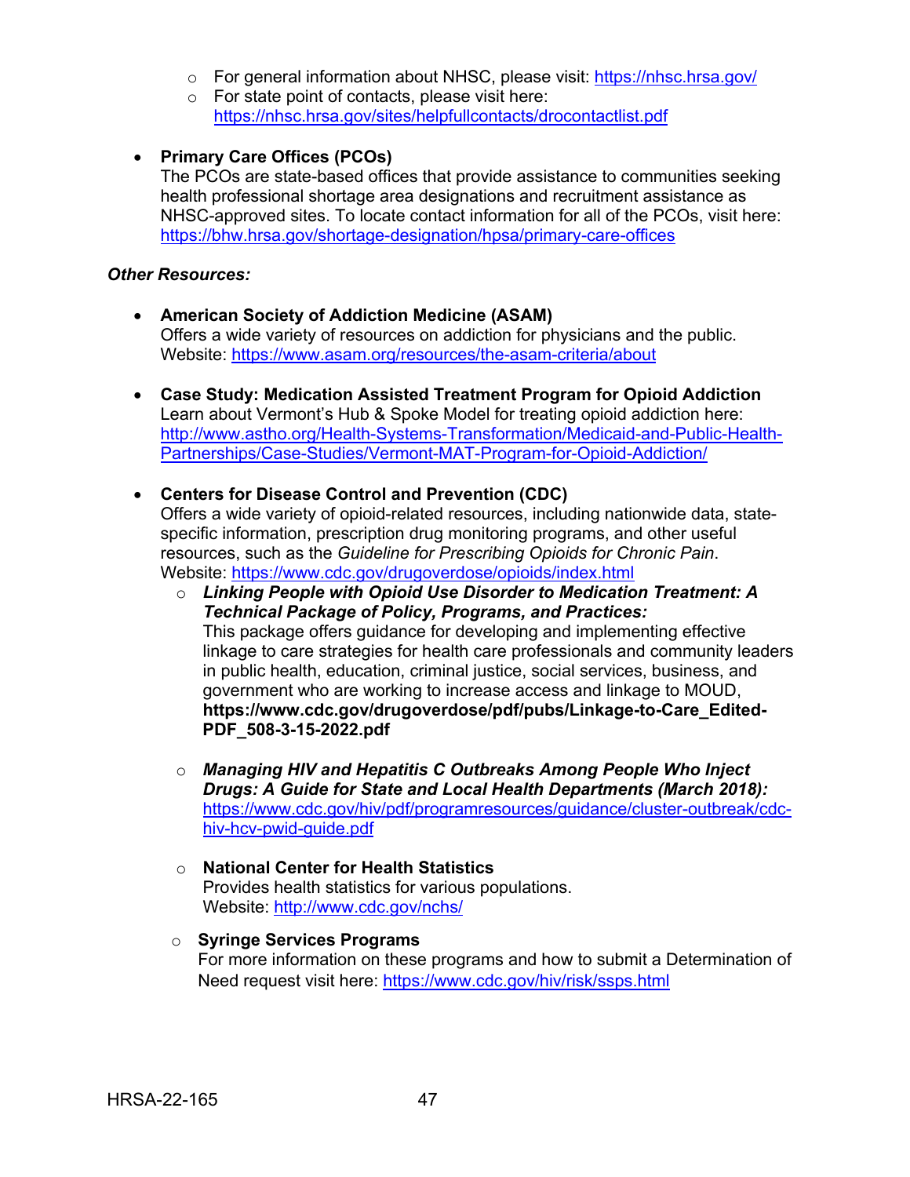- For general information about NHSC, please visit: https://nhsc.hrsa.gov/
  - For state point of contacts, please visit here: https://nhsc.hrsa.gov/sites/helpfullcontacts/drocontactlist.pdf

- **Primary Care Offices (PCOs)**
  The PCOs are state-based offices that provide assistance to communities seeking health professional shortage area designations and recruitment assistance as NHSC-approved sites. To locate contact information for all of the PCOs, visit here: https://bhw.hrsa.gov/shortage-designation/hpsa/primary-care-offices

***Other Resources:***

- **American Society of Addiction Medicine (ASAM)**
  Offers a wide variety of resources on addiction for physicians and the public. Website: https://www.asam.org/resources/the-asam-criteria/about

- **Case Study: Medication Assisted Treatment Program for Opioid Addiction**
  Learn about Vermont's Hub & Spoke Model for treating opioid addiction here: http://www.astho.org/Health-Systems-Transformation/Medicaid-and-Public-Health-Partnerships/Case-Studies/Vermont-MAT-Program-for-Opioid-Addiction/

- **Centers for Disease Control and Prevention (CDC)**
  Offers a wide variety of opioid-related resources, including nationwide data, state-specific information, prescription drug monitoring programs, and other useful resources, such as the *Guideline for Prescribing Opioids for Chronic Pain*. Website: https://www.cdc.gov/drugoverdose/opioids/index.html
  - ***Linking People with Opioid Use Disorder to Medication Treatment: A Technical Package of Policy, Programs, and Practices:***
    This package offers guidance for developing and implementing effective linkage to care strategies for health care professionals and community leaders in public health, education, criminal justice, social services, business, and government who are working to increase access and linkage to MOUD, **https://www.cdc.gov/drugoverdose/pdf/pubs/Linkage-to-Care_Edited-PDF_508-3-15-2022.pdf**

  - ***Managing HIV and Hepatitis C Outbreaks Among People Who Inject Drugs: A Guide for State and Local Health Departments (March 2018):*** https://www.cdc.gov/hiv/pdf/programresources/guidance/cluster-outbreak/cdc-hiv-hcv-pwid-guide.pdf

  - **National Center for Health Statistics**
    Provides health statistics for various populations.
    Website: http://www.cdc.gov/nchs/

  - **Syringe Services Programs**
    For more information on these programs and how to submit a Determination of Need request visit here: https://www.cdc.gov/hiv/risk/ssps.html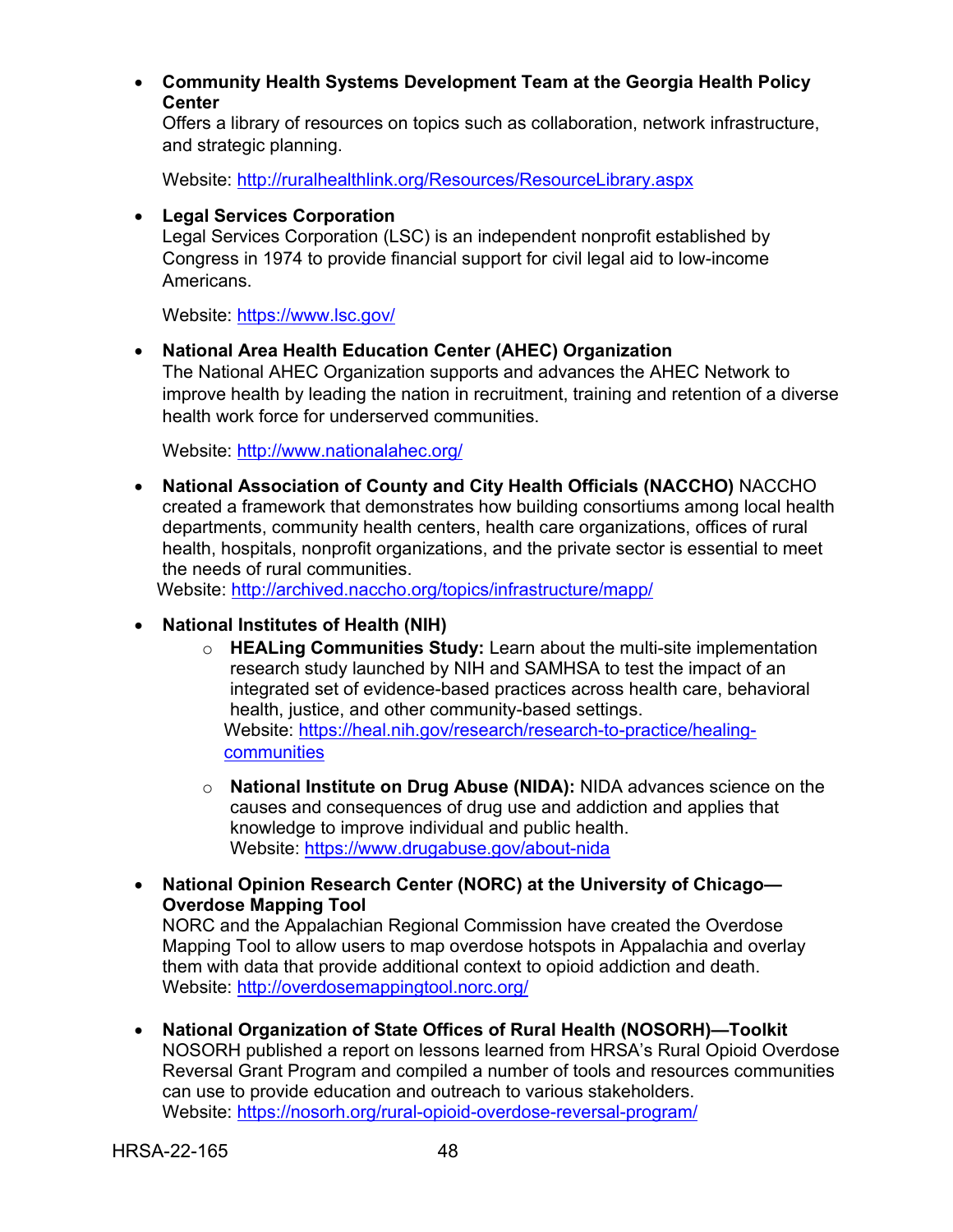- **Community Health Systems Development Team at the Georgia Health Policy Center**
  Offers a library of resources on topics such as collaboration, network infrastructure, and strategic planning.

  Website: http://ruralhealthlink.org/Resources/ResourceLibrary.aspx

- **Legal Services Corporation**
  Legal Services Corporation (LSC) is an independent nonprofit established by Congress in 1974 to provide financial support for civil legal aid to low-income Americans.

  Website: https://www.lsc.gov/

- **National Area Health Education Center (AHEC) Organization**
  The National AHEC Organization supports and advances the AHEC Network to improve health by leading the nation in recruitment, training and retention of a diverse health work force for underserved communities.

  Website: http://www.nationalahec.org/

- **National Association of County and City Health Officials (NACCHO)** NACCHO created a framework that demonstrates how building consortiums among local health departments, community health centers, health care organizations, offices of rural health, hospitals, nonprofit organizations, and the private sector is essential to meet the needs of rural communities.
  Website: http://archived.naccho.org/topics/infrastructure/mapp/

- **National Institutes of Health (NIH)**
  - **HEALing Communities Study:** Learn about the multi-site implementation research study launched by NIH and SAMHSA to test the impact of an integrated set of evidence-based practices across health care, behavioral health, justice, and other community-based settings.
    Website: https://heal.nih.gov/research/research-to-practice/healing-communities
  - **National Institute on Drug Abuse (NIDA):** NIDA advances science on the causes and consequences of drug use and addiction and applies that knowledge to improve individual and public health.
    Website: https://www.drugabuse.gov/about-nida

- **National Opinion Research Center (NORC) at the University of Chicago—Overdose Mapping Tool**
  NORC and the Appalachian Regional Commission have created the Overdose Mapping Tool to allow users to map overdose hotspots in Appalachia and overlay them with data that provide additional context to opioid addiction and death.
  Website: http://overdosemappingtool.norc.org/

- **National Organization of State Offices of Rural Health (NOSORH)—Toolkit**
  NOSORH published a report on lessons learned from HRSA's Rural Opioid Overdose Reversal Grant Program and compiled a number of tools and resources communities can use to provide education and outreach to various stakeholders.
  Website: https://nosorh.org/rural-opioid-overdose-reversal-program/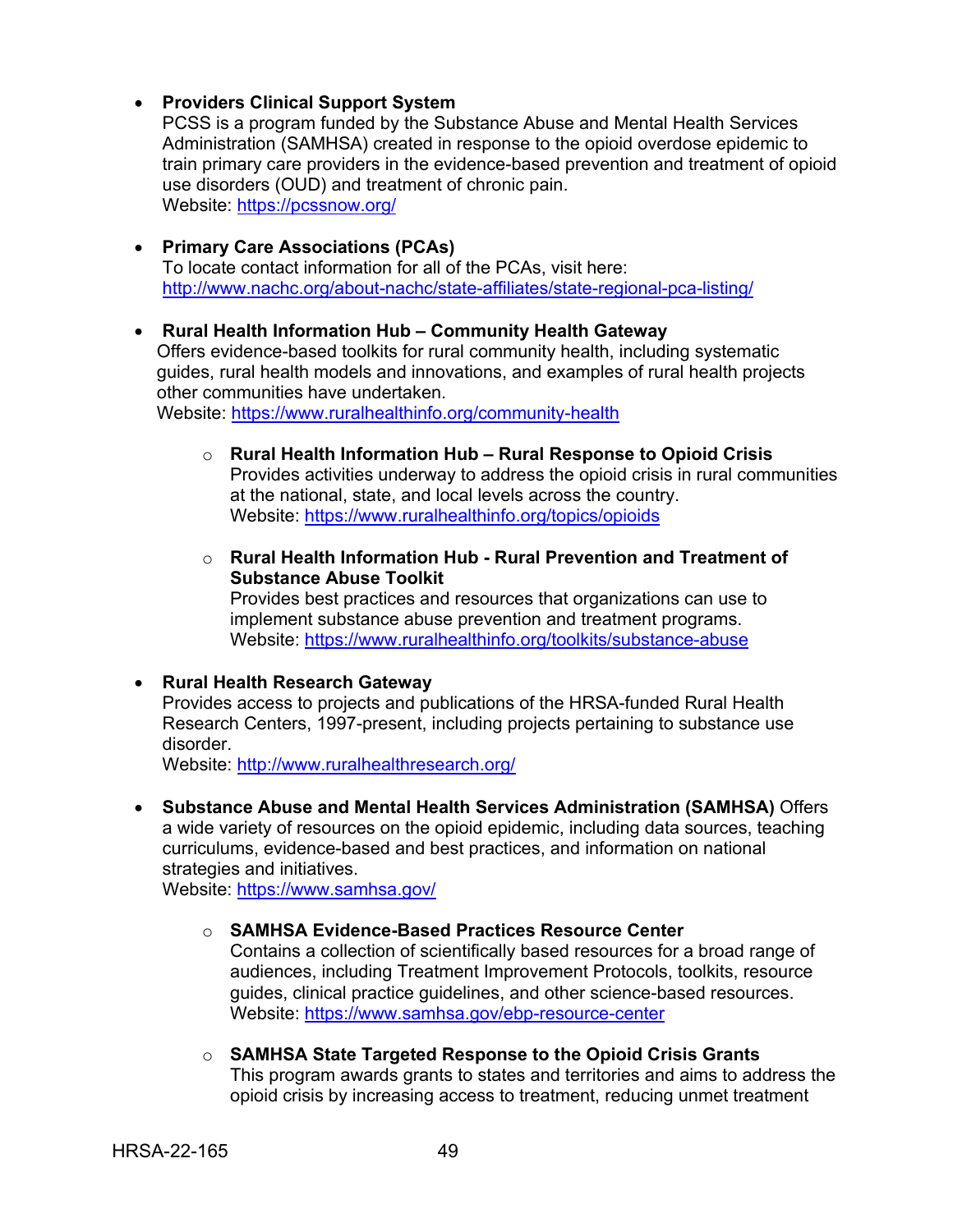- **Providers Clinical Support System**
  PCSS is a program funded by the Substance Abuse and Mental Health Services Administration (SAMHSA) created in response to the opioid overdose epidemic to train primary care providers in the evidence-based prevention and treatment of opioid use disorders (OUD) and treatment of chronic pain.
  Website: https://pcssnow.org/

- **Primary Care Associations (PCAs)**
  To locate contact information for all of the PCAs, visit here:
  http://www.nachc.org/about-nachc/state-affiliates/state-regional-pca-listing/

- **Rural Health Information Hub – Community Health Gateway**
  Offers evidence-based toolkits for rural community health, including systematic guides, rural health models and innovations, and examples of rural health projects other communities have undertaken.
  Website: https://www.ruralhealthinfo.org/community-health

  - **Rural Health Information Hub – Rural Response to Opioid Crisis**
    Provides activities underway to address the opioid crisis in rural communities at the national, state, and local levels across the country.
    Website: https://www.ruralhealthinfo.org/topics/opioids

  - **Rural Health Information Hub - Rural Prevention and Treatment of Substance Abuse Toolkit**
    Provides best practices and resources that organizations can use to implement substance abuse prevention and treatment programs.
    Website: https://www.ruralhealthinfo.org/toolkits/substance-abuse

- **Rural Health Research Gateway**
  Provides access to projects and publications of the HRSA-funded Rural Health Research Centers, 1997-present, including projects pertaining to substance use disorder.
  Website: http://www.ruralhealthresearch.org/

- **Substance Abuse and Mental Health Services Administration (SAMHSA)** Offers a wide variety of resources on the opioid epidemic, including data sources, teaching curriculums, evidence-based and best practices, and information on national strategies and initiatives.
  Website: https://www.samhsa.gov/

  - **SAMHSA Evidence-Based Practices Resource Center**
    Contains a collection of scientifically based resources for a broad range of audiences, including Treatment Improvement Protocols, toolkits, resource guides, clinical practice guidelines, and other science-based resources.
    Website: https://www.samhsa.gov/ebp-resource-center

  - **SAMHSA State Targeted Response to the Opioid Crisis Grants**
    This program awards grants to states and territories and aims to address the opioid crisis by increasing access to treatment, reducing unmet treatment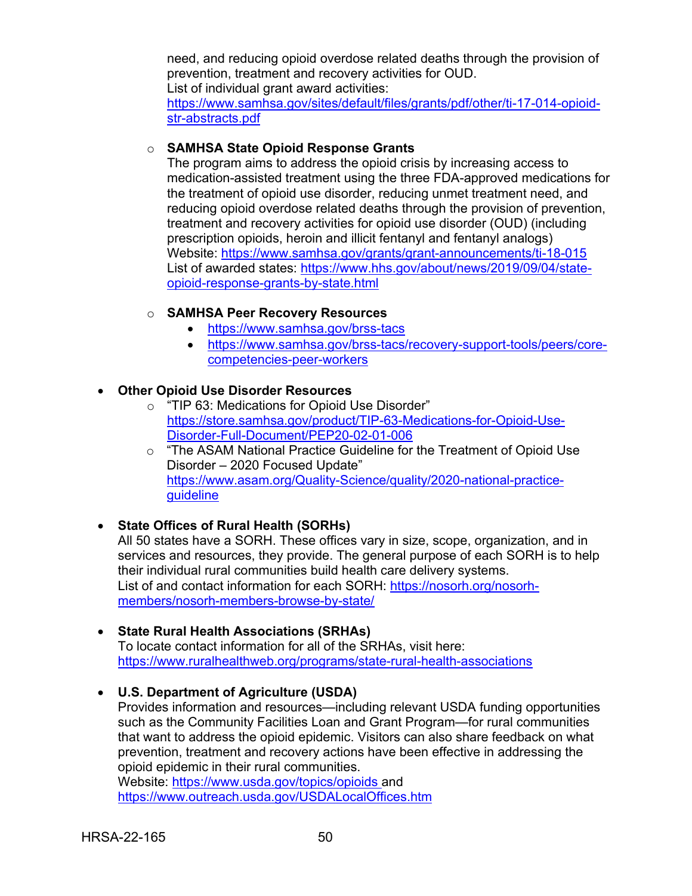need, and reducing opioid overdose related deaths through the provision of prevention, treatment and recovery activities for OUD.
List of individual grant award activities:
https://www.samhsa.gov/sites/default/files/grants/pdf/other/ti-17-014-opioid-str-abstracts.pdf

  - **SAMHSA State Opioid Response Grants**
    The program aims to address the opioid crisis by increasing access to medication-assisted treatment using the three FDA-approved medications for the treatment of opioid use disorder, reducing unmet treatment need, and reducing opioid overdose related deaths through the provision of prevention, treatment and recovery activities for opioid use disorder (OUD) (including prescription opioids, heroin and illicit fentanyl and fentanyl analogs)
    Website: https://www.samhsa.gov/grants/grant-announcements/ti-18-015
    List of awarded states: https://www.hhs.gov/about/news/2019/09/04/state-opioid-response-grants-by-state.html

  - **SAMHSA Peer Recovery Resources**
    - https://www.samhsa.gov/brss-tacs
    - https://www.samhsa.gov/brss-tacs/recovery-support-tools/peers/core-competencies-peer-workers

- **Other Opioid Use Disorder Resources**
  - "TIP 63: Medications for Opioid Use Disorder"
    https://store.samhsa.gov/product/TIP-63-Medications-for-Opioid-Use-Disorder-Full-Document/PEP20-02-01-006
  - "The ASAM National Practice Guideline for the Treatment of Opioid Use Disorder – 2020 Focused Update"
    https://www.asam.org/Quality-Science/quality/2020-national-practice-guideline

- **State Offices of Rural Health (SORHs)**
  All 50 states have a SORH. These offices vary in size, scope, organization, and in services and resources, they provide. The general purpose of each SORH is to help their individual rural communities build health care delivery systems.
  List of and contact information for each SORH: https://nosorh.org/nosorh-members/nosorh-members-browse-by-state/

- **State Rural Health Associations (SRHAs)**
  To locate contact information for all of the SRHAs, visit here:
  https://www.ruralhealthweb.org/programs/state-rural-health-associations

- **U.S. Department of Agriculture (USDA)**
  Provides information and resources—including relevant USDA funding opportunities such as the Community Facilities Loan and Grant Program—for rural communities that want to address the opioid epidemic. Visitors can also share feedback on what prevention, treatment and recovery actions have been effective in addressing the opioid epidemic in their rural communities.
  Website: https://www.usda.gov/topics/opioids and
  https://www.outreach.usda.gov/USDALocalOffices.htm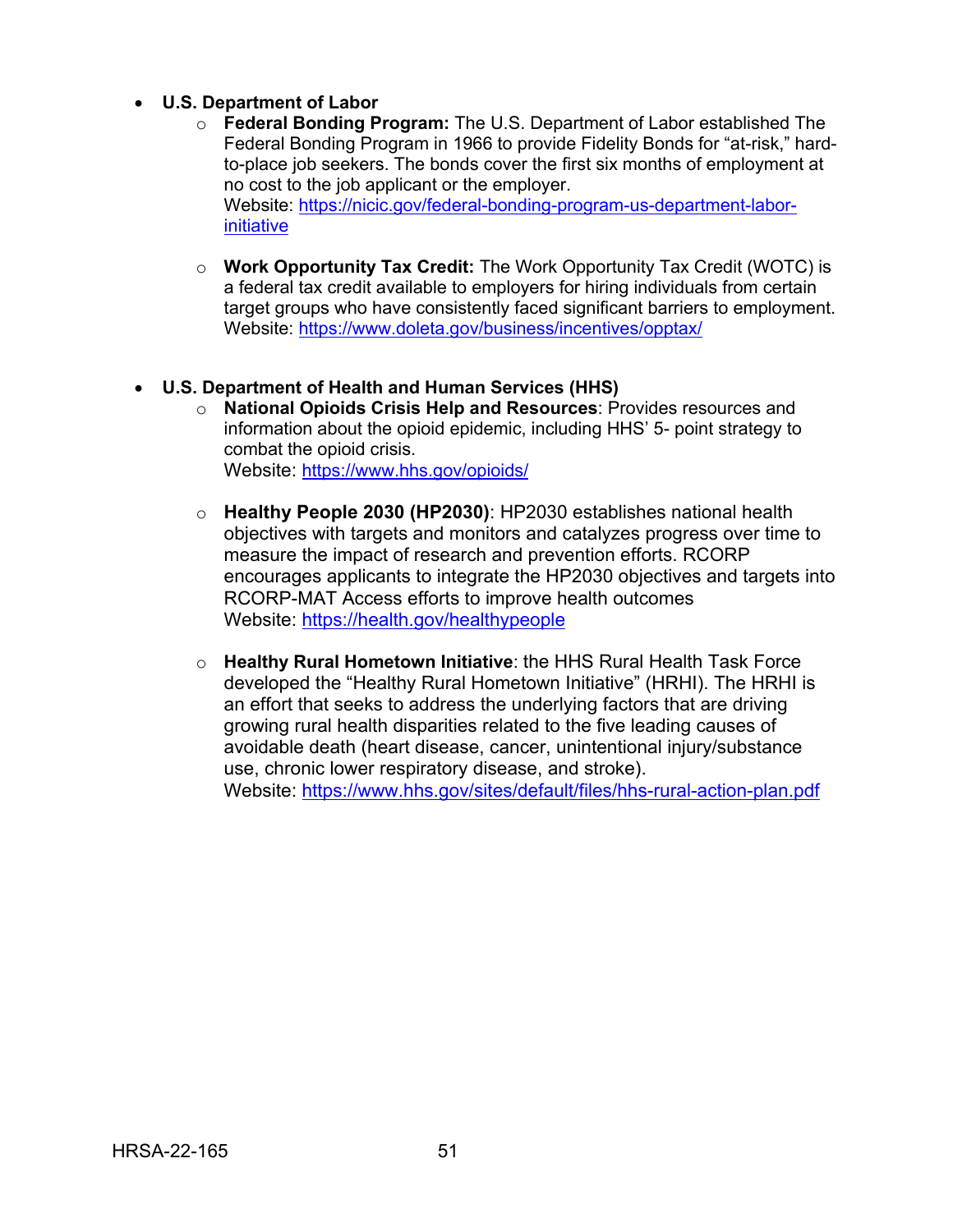- **U.S. Department of Labor**
  - **Federal Bonding Program:** The U.S. Department of Labor established The Federal Bonding Program in 1966 to provide Fidelity Bonds for "at-risk," hard-to-place job seekers. The bonds cover the first six months of employment at no cost to the job applicant or the employer.
    Website: [https://nicic.gov/federal-bonding-program-us-department-labor-initiative](https://nicic.gov/federal-bonding-program-us-department-labor-initiative)

  - **Work Opportunity Tax Credit:** The Work Opportunity Tax Credit (WOTC) is a federal tax credit available to employers for hiring individuals from certain target groups who have consistently faced significant barriers to employment.
    Website: [https://www.doleta.gov/business/incentives/opptax/](https://www.doleta.gov/business/incentives/opptax/)

- **U.S. Department of Health and Human Services (HHS)**
  - **National Opioids Crisis Help and Resources**: Provides resources and information about the opioid epidemic, including HHS' 5- point strategy to combat the opioid crisis.
    Website: [https://www.hhs.gov/opioids/](https://www.hhs.gov/opioids/)

  - **Healthy People 2030 (HP2030)**: HP2030 establishes national health objectives with targets and monitors and catalyzes progress over time to measure the impact of research and prevention efforts. RCORP encourages applicants to integrate the HP2030 objectives and targets into RCORP-MAT Access efforts to improve health outcomes
    Website: [https://health.gov/healthypeople](https://health.gov/healthypeople)

  - **Healthy Rural Hometown Initiative**: the HHS Rural Health Task Force developed the "Healthy Rural Hometown Initiative" (HRHI). The HRHI is an effort that seeks to address the underlying factors that are driving growing rural health disparities related to the five leading causes of avoidable death (heart disease, cancer, unintentional injury/substance use, chronic lower respiratory disease, and stroke).
    Website: [https://www.hhs.gov/sites/default/files/hhs-rural-action-plan.pdf](https://www.hhs.gov/sites/default/files/hhs-rural-action-plan.pdf)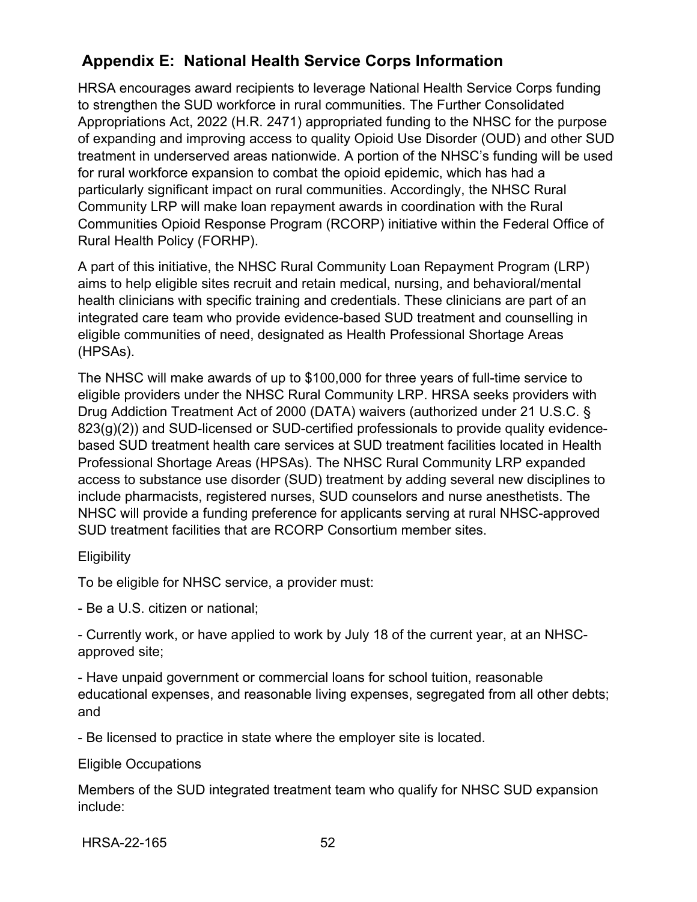## Appendix E: National Health Service Corps Information

HRSA encourages award recipients to leverage National Health Service Corps funding to strengthen the SUD workforce in rural communities. The Further Consolidated Appropriations Act, 2022 (H.R. 2471) appropriated funding to the NHSC for the purpose of expanding and improving access to quality Opioid Use Disorder (OUD) and other SUD treatment in underserved areas nationwide. A portion of the NHSC's funding will be used for rural workforce expansion to combat the opioid epidemic, which has had a particularly significant impact on rural communities. Accordingly, the NHSC Rural Community LRP will make loan repayment awards in coordination with the Rural Communities Opioid Response Program (RCORP) initiative within the Federal Office of Rural Health Policy (FORHP).

A part of this initiative, the NHSC Rural Community Loan Repayment Program (LRP) aims to help eligible sites recruit and retain medical, nursing, and behavioral/mental health clinicians with specific training and credentials. These clinicians are part of an integrated care team who provide evidence-based SUD treatment and counselling in eligible communities of need, designated as Health Professional Shortage Areas (HPSAs).

The NHSC will make awards of up to $100,000 for three years of full-time service to eligible providers under the NHSC Rural Community LRP. HRSA seeks providers with Drug Addiction Treatment Act of 2000 (DATA) waivers (authorized under 21 U.S.C. § 823(g)(2)) and SUD-licensed or SUD-certified professionals to provide quality evidence-based SUD treatment health care services at SUD treatment facilities located in Health Professional Shortage Areas (HPSAs). The NHSC Rural Community LRP expanded access to substance use disorder (SUD) treatment by adding several new disciplines to include pharmacists, registered nurses, SUD counselors and nurse anesthetists. The NHSC will provide a funding preference for applicants serving at rural NHSC-approved SUD treatment facilities that are RCORP Consortium member sites.

Eligibility

To be eligible for NHSC service, a provider must:

- Be a U.S. citizen or national;
- Currently work, or have applied to work by July 18 of the current year, at an NHSC-approved site;
- Have unpaid government or commercial loans for school tuition, reasonable educational expenses, and reasonable living expenses, segregated from all other debts; and
- Be licensed to practice in state where the employer site is located.

Eligible Occupations

Members of the SUD integrated treatment team who qualify for NHSC SUD expansion include: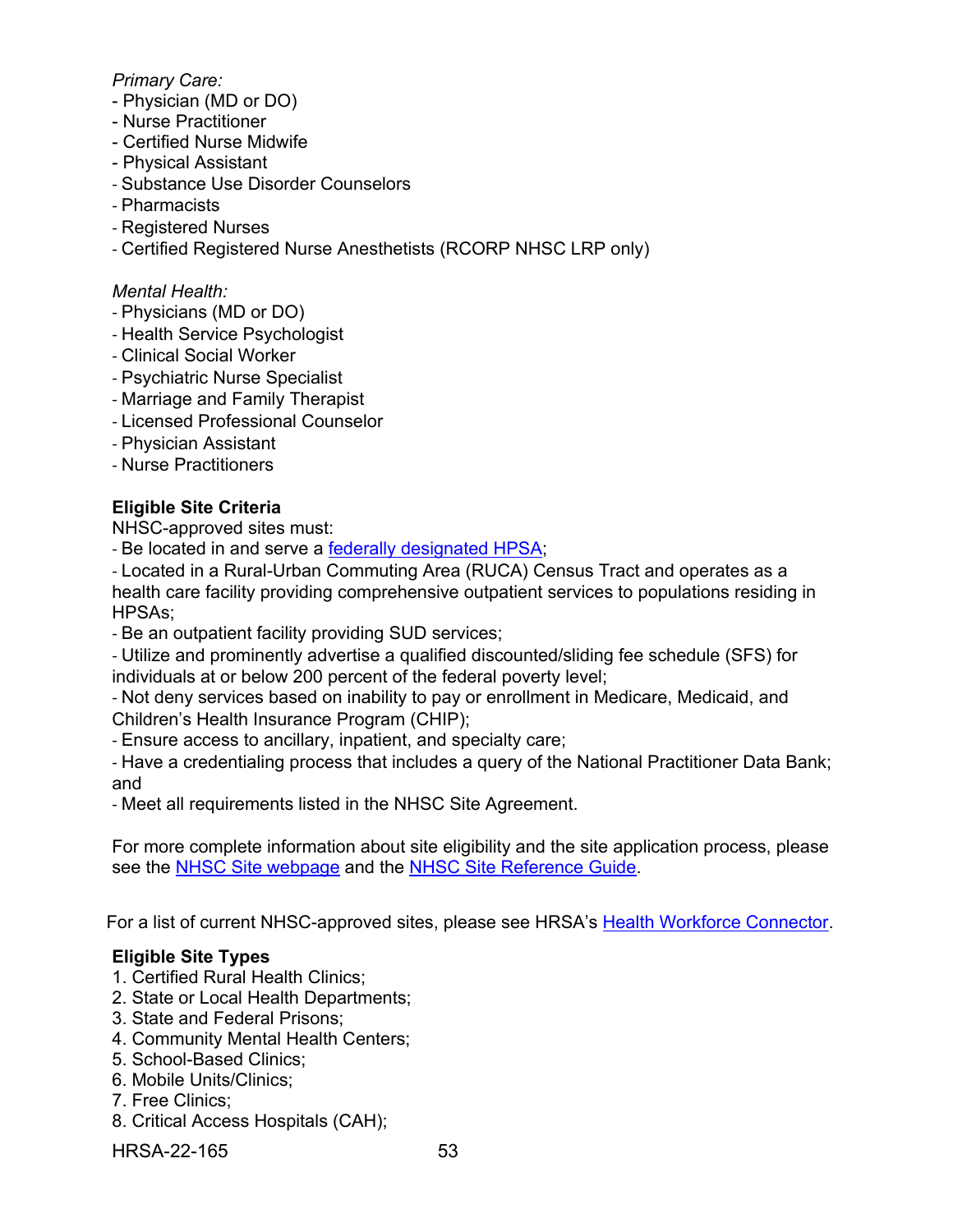*Primary Care:*
- Physician (MD or DO)
- Nurse Practitioner
- Certified Nurse Midwife
- Physical Assistant
- Substance Use Disorder Counselors
- Pharmacists
- Registered Nurses
- Certified Registered Nurse Anesthetists (RCORP NHSC LRP only)

*Mental Health:*
- Physicians (MD or DO)
- Health Service Psychologist
- Clinical Social Worker
- Psychiatric Nurse Specialist
- Marriage and Family Therapist
- Licensed Professional Counselor
- Physician Assistant
- Nurse Practitioners

**Eligible Site Criteria**

NHSC-approved sites must:

- Be located in and serve a federally designated HPSA;
- Located in a Rural-Urban Commuting Area (RUCA) Census Tract and operates as a health care facility providing comprehensive outpatient services to populations residing in HPSAs;
- Be an outpatient facility providing SUD services;
- Utilize and prominently advertise a qualified discounted/sliding fee schedule (SFS) for individuals at or below 200 percent of the federal poverty level;
- Not deny services based on inability to pay or enrollment in Medicare, Medicaid, and Children's Health Insurance Program (CHIP);
- Ensure access to ancillary, inpatient, and specialty care;
- Have a credentialing process that includes a query of the National Practitioner Data Bank; and
- Meet all requirements listed in the NHSC Site Agreement.

For more complete information about site eligibility and the site application process, please see the NHSC Site webpage and the NHSC Site Reference Guide.

For a list of current NHSC-approved sites, please see HRSA's Health Workforce Connector.

**Eligible Site Types**

1. Certified Rural Health Clinics;
2. State or Local Health Departments;
3. State and Federal Prisons;
4. Community Mental Health Centers;
5. School-Based Clinics;
6. Mobile Units/Clinics;
7. Free Clinics;
8. Critical Access Hospitals (CAH);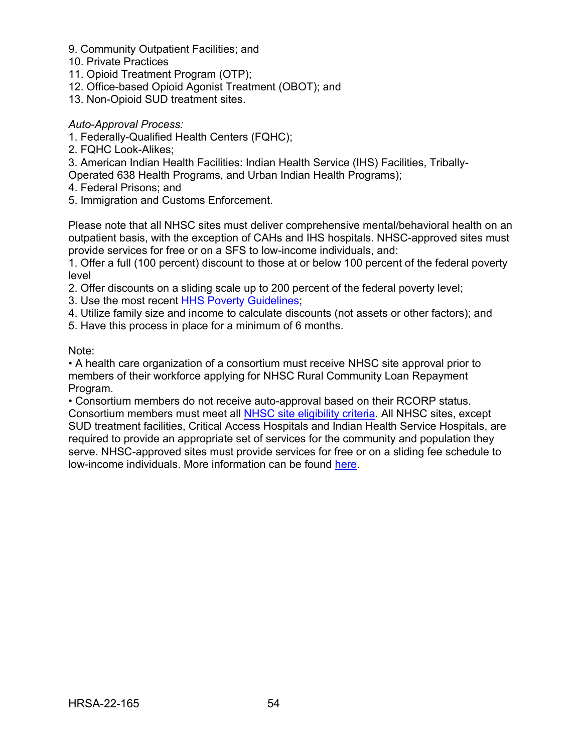9. Community Outpatient Facilities; and
10. Private Practices
11. Opioid Treatment Program (OTP);
12. Office-based Opioid Agonist Treatment (OBOT); and
13. Non-Opioid SUD treatment sites.

*Auto-Approval Process:*
1. Federally-Qualified Health Centers (FQHC);
2. FQHC Look-Alikes;
3. American Indian Health Facilities: Indian Health Service (IHS) Facilities, Tribally-Operated 638 Health Programs, and Urban Indian Health Programs);
4. Federal Prisons; and
5. Immigration and Customs Enforcement.

Please note that all NHSC sites must deliver comprehensive mental/behavioral health on an outpatient basis, with the exception of CAHs and IHS hospitals. NHSC-approved sites must provide services for free or on a SFS to low-income individuals, and:
1. Offer a full (100 percent) discount to those at or below 100 percent of the federal poverty level
2. Offer discounts on a sliding scale up to 200 percent of the federal poverty level;
3. Use the most recent [HHS Poverty Guidelines](#);
4. Utilize family size and income to calculate discounts (not assets or other factors); and
5. Have this process in place for a minimum of 6 months.

Note:
• A health care organization of a consortium must receive NHSC site approval prior to members of their workforce applying for NHSC Rural Community Loan Repayment Program.
• Consortium members do not receive auto-approval based on their RCORP status. Consortium members must meet all [NHSC site eligibility criteria](#). All NHSC sites, except SUD treatment facilities, Critical Access Hospitals and Indian Health Service Hospitals, are required to provide an appropriate set of services for the community and population they serve. NHSC-approved sites must provide services for free or on a sliding fee schedule to low-income individuals. More information can be found [here](#).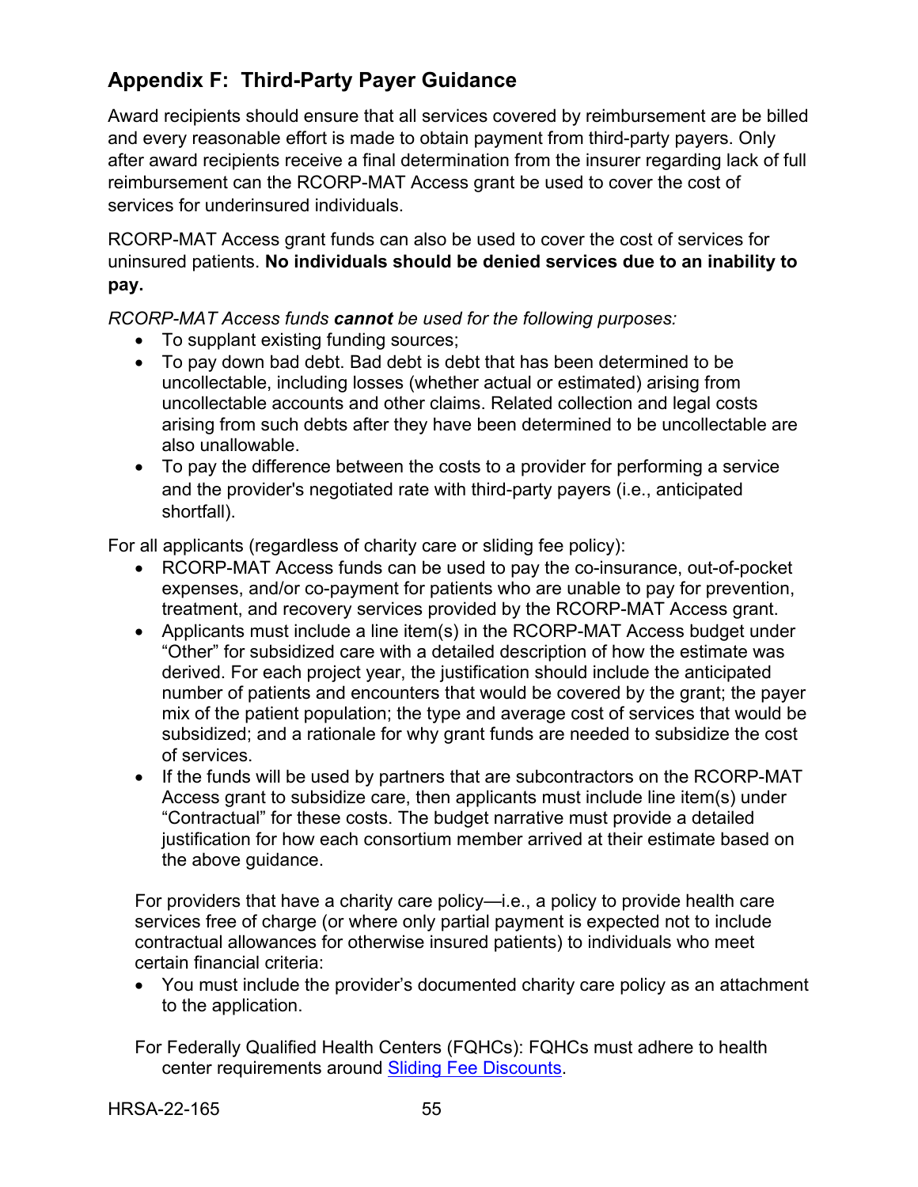## Appendix F: Third-Party Payer Guidance

Award recipients should ensure that all services covered by reimbursement are be billed and every reasonable effort is made to obtain payment from third-party payers. Only after award recipients receive a final determination from the insurer regarding lack of full reimbursement can the RCORP-MAT Access grant be used to cover the cost of services for underinsured individuals.

RCORP-MAT Access grant funds can also be used to cover the cost of services for uninsured patients. **No individuals should be denied services due to an inability to pay.**

*RCORP-MAT Access funds* ***cannot*** *be used for the following purposes:*

- To supplant existing funding sources;
- To pay down bad debt. Bad debt is debt that has been determined to be uncollectable, including losses (whether actual or estimated) arising from uncollectable accounts and other claims. Related collection and legal costs arising from such debts after they have been determined to be uncollectable are also unallowable.
- To pay the difference between the costs to a provider for performing a service and the provider's negotiated rate with third-party payers (i.e., anticipated shortfall).

For all applicants (regardless of charity care or sliding fee policy):

- RCORP-MAT Access funds can be used to pay the co-insurance, out-of-pocket expenses, and/or co-payment for patients who are unable to pay for prevention, treatment, and recovery services provided by the RCORP-MAT Access grant.
- Applicants must include a line item(s) in the RCORP-MAT Access budget under "Other" for subsidized care with a detailed description of how the estimate was derived. For each project year, the justification should include the anticipated number of patients and encounters that would be covered by the grant; the payer mix of the patient population; the type and average cost of services that would be subsidized; and a rationale for why grant funds are needed to subsidize the cost of services.
- If the funds will be used by partners that are subcontractors on the RCORP-MAT Access grant to subsidize care, then applicants must include line item(s) under "Contractual" for these costs. The budget narrative must provide a detailed justification for how each consortium member arrived at their estimate based on the above guidance.

For providers that have a charity care policy—i.e., a policy to provide health care services free of charge (or where only partial payment is expected not to include contractual allowances for otherwise insured patients) to individuals who meet certain financial criteria:

- You must include the provider's documented charity care policy as an attachment to the application.

For Federally Qualified Health Centers (FQHCs): FQHCs must adhere to health center requirements around Sliding Fee Discounts.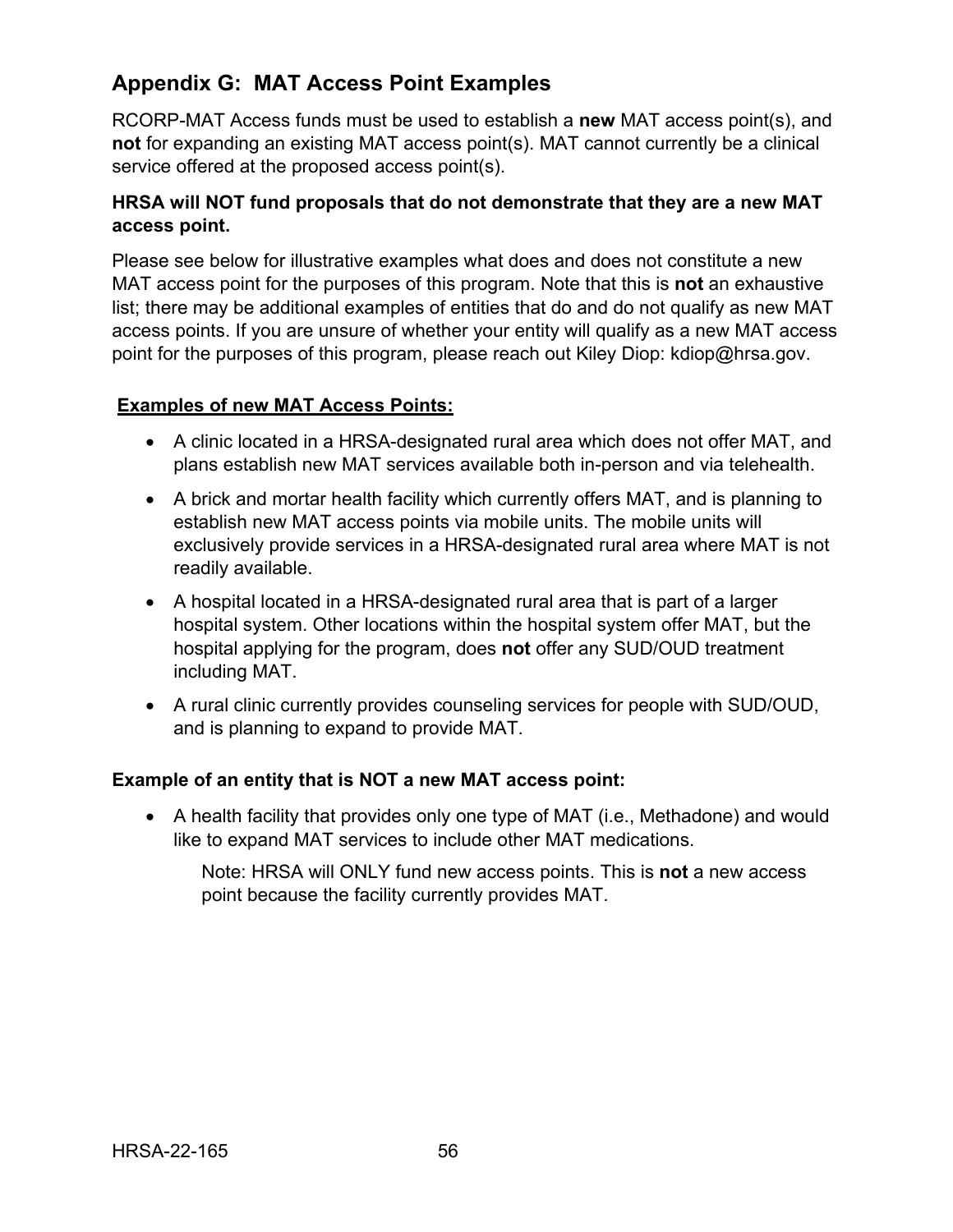## Appendix G: MAT Access Point Examples

RCORP-MAT Access funds must be used to establish a **new** MAT access point(s), and **not** for expanding an existing MAT access point(s). MAT cannot currently be a clinical service offered at the proposed access point(s).

**HRSA will NOT fund proposals that do not demonstrate that they are a new MAT access point.**

Please see below for illustrative examples what does and does not constitute a new MAT access point for the purposes of this program. Note that this is **not** an exhaustive list; there may be additional examples of entities that do and do not qualify as new MAT access points. If you are unsure of whether your entity will qualify as a new MAT access point for the purposes of this program, please reach out Kiley Diop: kdiop@hrsa.gov.

**Examples of new MAT Access Points:**

- A clinic located in a HRSA-designated rural area which does not offer MAT, and plans establish new MAT services available both in-person and via telehealth.
- A brick and mortar health facility which currently offers MAT, and is planning to establish new MAT access points via mobile units. The mobile units will exclusively provide services in a HRSA-designated rural area where MAT is not readily available.
- A hospital located in a HRSA-designated rural area that is part of a larger hospital system. Other locations within the hospital system offer MAT, but the hospital applying for the program, does **not** offer any SUD/OUD treatment including MAT.
- A rural clinic currently provides counseling services for people with SUD/OUD, and is planning to expand to provide MAT.

**Example of an entity that is NOT a new MAT access point:**

- A health facility that provides only one type of MAT (i.e., Methadone) and would like to expand MAT services to include other MAT medications.

  Note: HRSA will ONLY fund new access points. This is **not** a new access point because the facility currently provides MAT.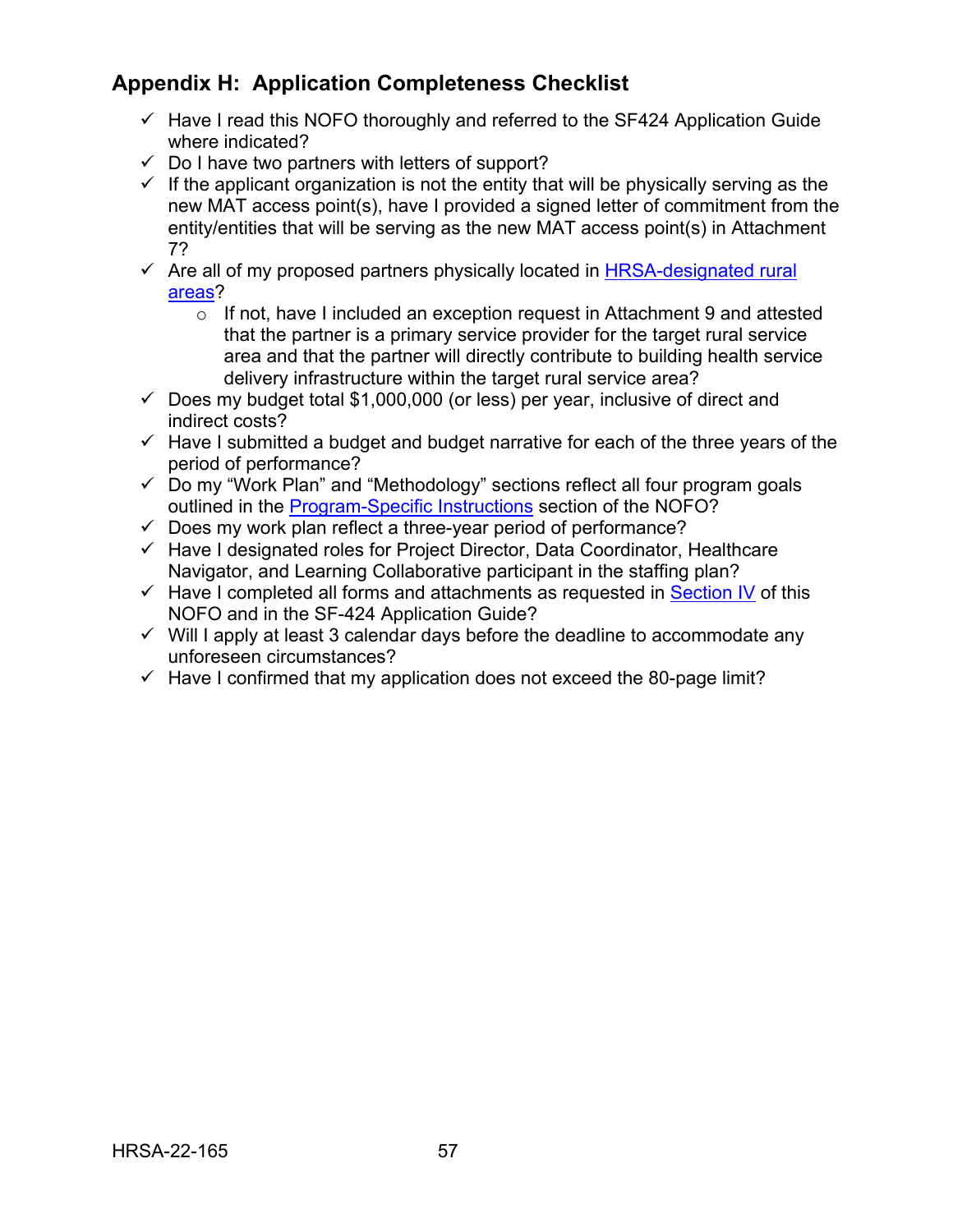## Appendix H: Application Completeness Checklist

- ✓ Have I read this NOFO thoroughly and referred to the SF424 Application Guide where indicated?
- ✓ Do I have two partners with letters of support?
- ✓ If the applicant organization is not the entity that will be physically serving as the new MAT access point(s), have I provided a signed letter of commitment from the entity/entities that will be serving as the new MAT access point(s) in Attachment 7?
- ✓ Are all of my proposed partners physically located in HRSA-designated rural areas?
  - o If not, have I included an exception request in Attachment 9 and attested that the partner is a primary service provider for the target rural service area and that the partner will directly contribute to building health service delivery infrastructure within the target rural service area?
- ✓ Does my budget total $1,000,000 (or less) per year, inclusive of direct and indirect costs?
- ✓ Have I submitted a budget and budget narrative for each of the three years of the period of performance?
- ✓ Do my "Work Plan" and "Methodology" sections reflect all four program goals outlined in the Program-Specific Instructions section of the NOFO?
- ✓ Does my work plan reflect a three-year period of performance?
- ✓ Have I designated roles for Project Director, Data Coordinator, Healthcare Navigator, and Learning Collaborative participant in the staffing plan?
- ✓ Have I completed all forms and attachments as requested in Section IV of this NOFO and in the SF-424 Application Guide?
- ✓ Will I apply at least 3 calendar days before the deadline to accommodate any unforeseen circumstances?
- ✓ Have I confirmed that my application does not exceed the 80-page limit?